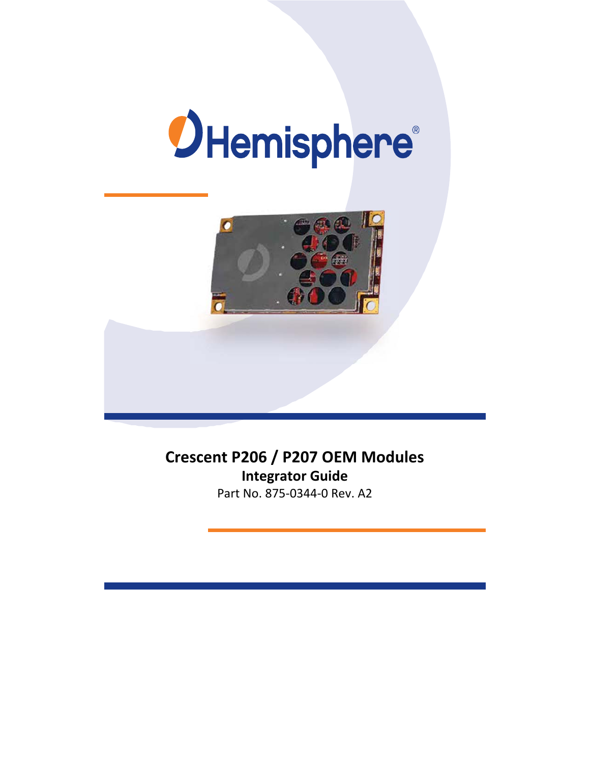Hemisphere®

# Crescent P206 / P207 OEM Modules

## Integrator Guide

Part No. 875-0344-0 Rev. A2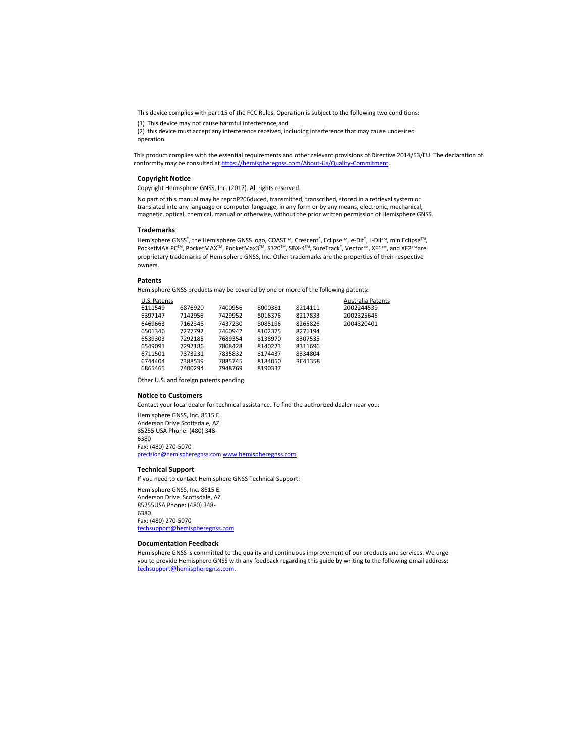This device complies with part 15 of the FCC Rules. Operation is subject to the following two conditions:

(1) This device may not cause harmful interference, and
(2) this device must accept any interference received, including interference that may cause undesired operation.

This product complies with the essential requirements and other relevant provisions of Directive 2014/53/EU. The declaration of conformity may be consulted at https://hemispheregnss.com/About-Us/Quality-Commitment.

### Copyright Notice

Copyright Hemisphere GNSS, Inc. (2017). All rights reserved.

No part of this manual may be reproP206duced, transmitted, transcribed, stored in a retrieval system or translated into any language or computer language, in any form or by any means, electronic, mechanical, magnetic, optical, chemical, manual or otherwise, without the prior written permission of Hemisphere GNSS.

### Trademarks

Hemisphere GNSS®, the Hemisphere GNSS logo, COAST™, Crescent®, Eclipse™, e-Dif®, L-Dif™, miniEclipse™, PocketMAX PC™, PocketMAX™, PocketMax3™, S320™, SBX-4™, SureTrack®, Vector™, XF1™, and XF2™ are proprietary trademarks of Hemisphere GNSS, Inc. Other trademarks are the properties of their respective owners.

### Patents

Hemisphere GNSS products may be covered by one or more of the following patents:

| U.S. Patents | | | | | Australia Patents |
|---|---|---|---|---|---|
| 6111549 | 6876920 | 7400956 | 8000381 | 8214111 | 2002244539 |
| 6397147 | 7142956 | 7429952 | 8018376 | 8217833 | 2002325645 |
| 6469663 | 7162348 | 7437230 | 8085196 | 8265826 | 2004320401 |
| 6501346 | 7277792 | 7460942 | 8102325 | 8271194 | |
| 6539303 | 7292185 | 7689354 | 8138970 | 8307535 | |
| 6549091 | 7292186 | 7808428 | 8140223 | 8311696 | |
| 6711501 | 7373231 | 7835832 | 8174437 | 8334804 | |
| 6744404 | 7388539 | 7885745 | 8184050 | RE41358 | |
| 6865465 | 7400294 | 7948769 | 8190337 | | |

Other U.S. and foreign patents pending.

### Notice to Customers

Contact your local dealer for technical assistance. To find the authorized dealer near you:

Hemisphere GNSS, Inc. 8515 E.
Anderson Drive Scottsdale, AZ
85255 USA Phone: (480) 348-6380
Fax: (480) 270-5070
precision@hemispheregnss.com www.hemispheregnss.com

### Technical Support

If you need to contact Hemisphere GNSS Technical Support:

Hemisphere GNSS, Inc. 8515 E.
Anderson Drive Scottsdale, AZ
85255USA Phone: (480) 348-6380
Fax: (480) 270-5070
techsupport@hemispheregnss.com

### Documentation Feedback

Hemisphere GNSS is committed to the quality and continuous improvement of our products and services. We urge you to provide Hemisphere GNSS with any feedback regarding this guide by writing to the following email address: techsupport@hemispheregnss.com.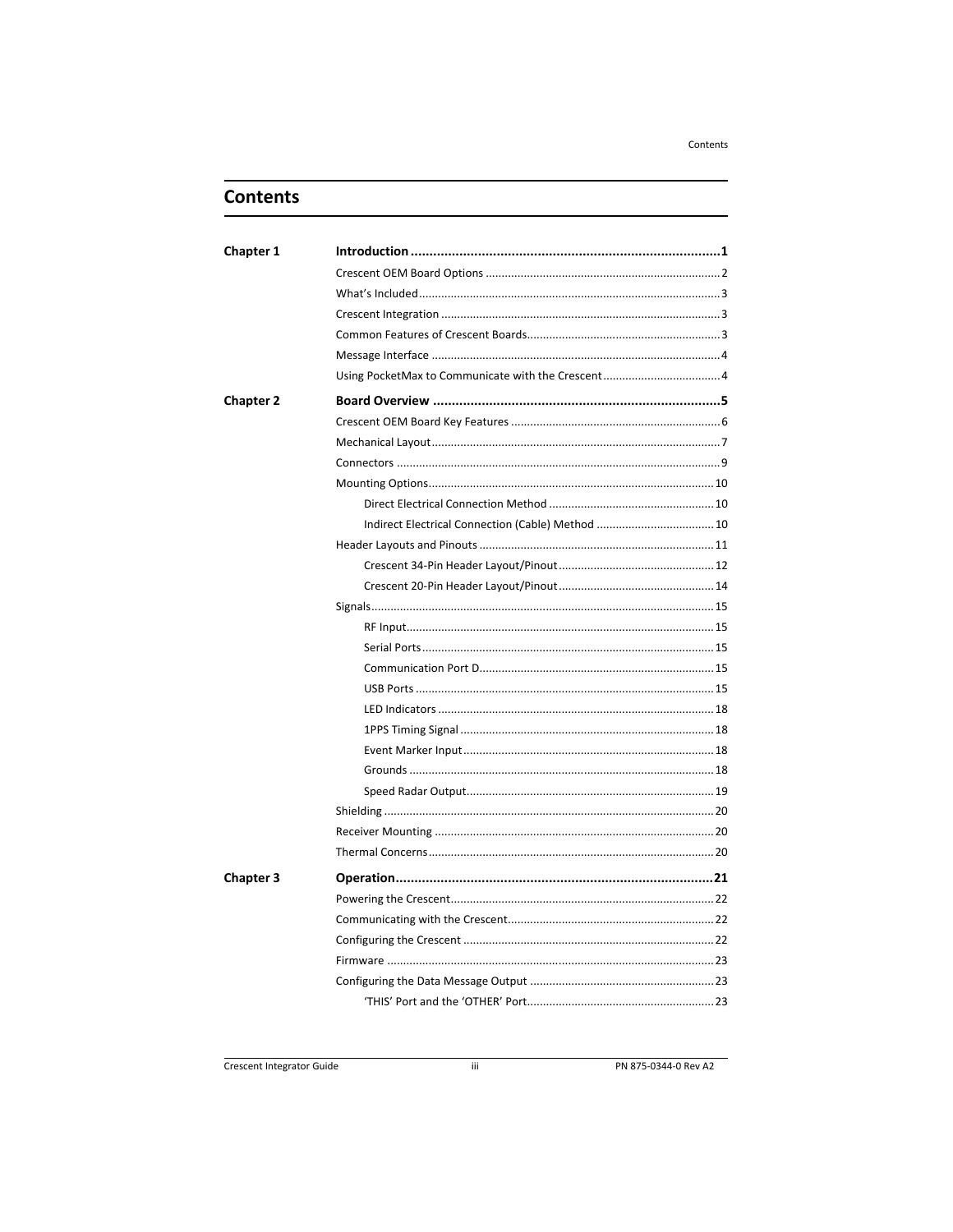# Contents

**Chapter 1** **Introduction** ..... **1**

- Crescent OEM Board Options ..... 2
- What's Included ..... 3
- Crescent Integration ..... 3
- Common Features of Crescent Boards ..... 3
- Message Interface ..... 4
- Using PocketMax to Communicate with the Crescent ..... 4

**Chapter 2** **Board Overview** ..... **5**

- Crescent OEM Board Key Features ..... 6
- Mechanical Layout ..... 7
- Connectors ..... 9
- Mounting Options ..... 10
  - Direct Electrical Connection Method ..... 10
  - Indirect Electrical Connection (Cable) Method ..... 10
- Header Layouts and Pinouts ..... 11
  - Crescent 34-Pin Header Layout/Pinout ..... 12
  - Crescent 20-Pin Header Layout/Pinout ..... 14
- Signals ..... 15
  - RF Input ..... 15
  - Serial Ports ..... 15
  - Communication Port D ..... 15
  - USB Ports ..... 15
  - LED Indicators ..... 18
  - 1PPS Timing Signal ..... 18
  - Event Marker Input ..... 18
  - Grounds ..... 18
  - Speed Radar Output ..... 19
- Shielding ..... 20
- Receiver Mounting ..... 20
- Thermal Concerns ..... 20

**Chapter 3** **Operation** ..... **21**

- Powering the Crescent ..... 22
- Communicating with the Crescent ..... 22
- Configuring the Crescent ..... 22
- Firmware ..... 23
- Configuring the Data Message Output ..... 23
  - 'THIS' Port and the 'OTHER' Port ..... 23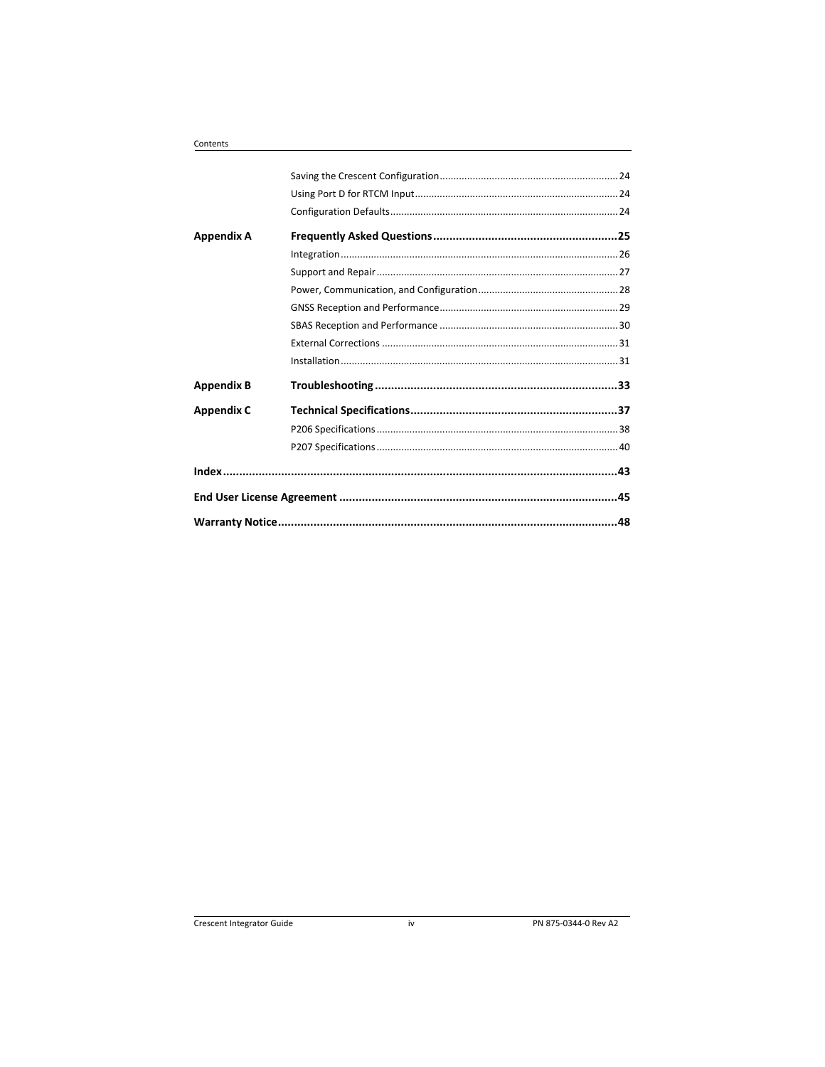| | | |
|---|---|---|
| | Saving the Crescent Configuration | 24 |
| | Using Port D for RTCM Input | 24 |
| | Configuration Defaults | 24 |
| **Appendix A** | **Frequently Asked Questions** | **25** |
| | Integration | 26 |
| | Support and Repair | 27 |
| | Power, Communication, and Configuration | 28 |
| | GNSS Reception and Performance | 29 |
| | SBAS Reception and Performance | 30 |
| | External Corrections | 31 |
| | Installation | 31 |
| **Appendix B** | **Troubleshooting** | **33** |
| **Appendix C** | **Technical Specifications** | **37** |
| | P206 Specifications | 38 |
| | P207 Specifications | 40 |
| **Index** | | **43** |
| **End User License Agreement** | | **45** |
| **Warranty Notice** | | **48** |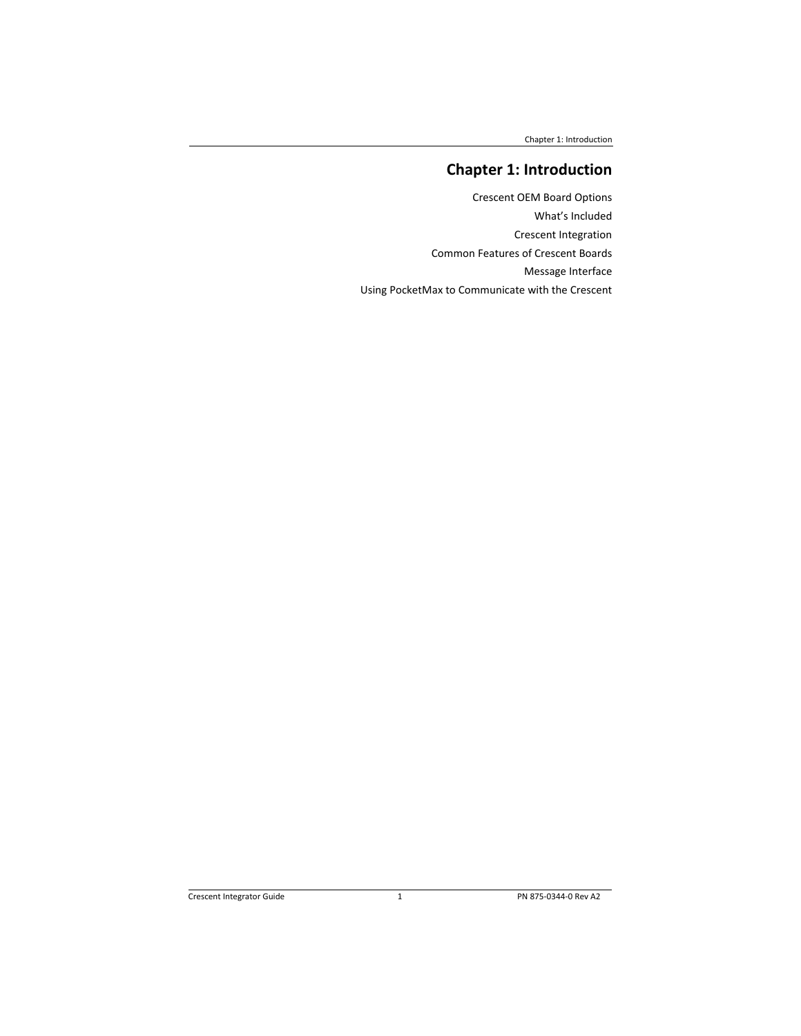# Chapter 1: Introduction

Crescent OEM Board Options

What's Included

Crescent Integration

Common Features of Crescent Boards

Message Interface

Using PocketMax to Communicate with the Crescent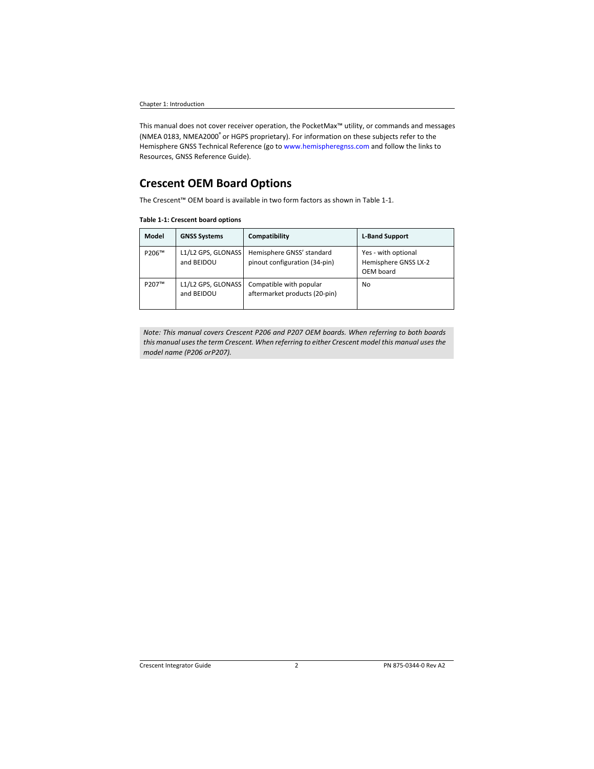This manual does not cover receiver operation, the PocketMax™ utility, or commands and messages (NMEA 0183, NMEA2000® or HGPS proprietary). For information on these subjects refer to the Hemisphere GNSS Technical Reference (go to www.hemispheregnss.com and follow the links to Resources, GNSS Reference Guide).

## Crescent OEM Board Options

The Crescent™ OEM board is available in two form factors as shown in Table 1-1.

**Table 1-1: Crescent board options**

| Model | GNSS Systems | Compatibility | L-Band Support |
|---|---|---|---|
| P206™ | L1/L2 GPS, GLONASS and BEIDOU | Hemisphere GNSS' standard pinout configuration (34-pin) | Yes - with optional Hemisphere GNSS LX-2 OEM board |
| P207™ | L1/L2 GPS, GLONASS and BEIDOU | Compatible with popular aftermarket products (20-pin) | No |

*Note: This manual covers Crescent P206 and P207 OEM boards. When referring to both boards this manual uses the term Crescent. When referring to either Crescent model this manual uses the model name (P206 orP207).*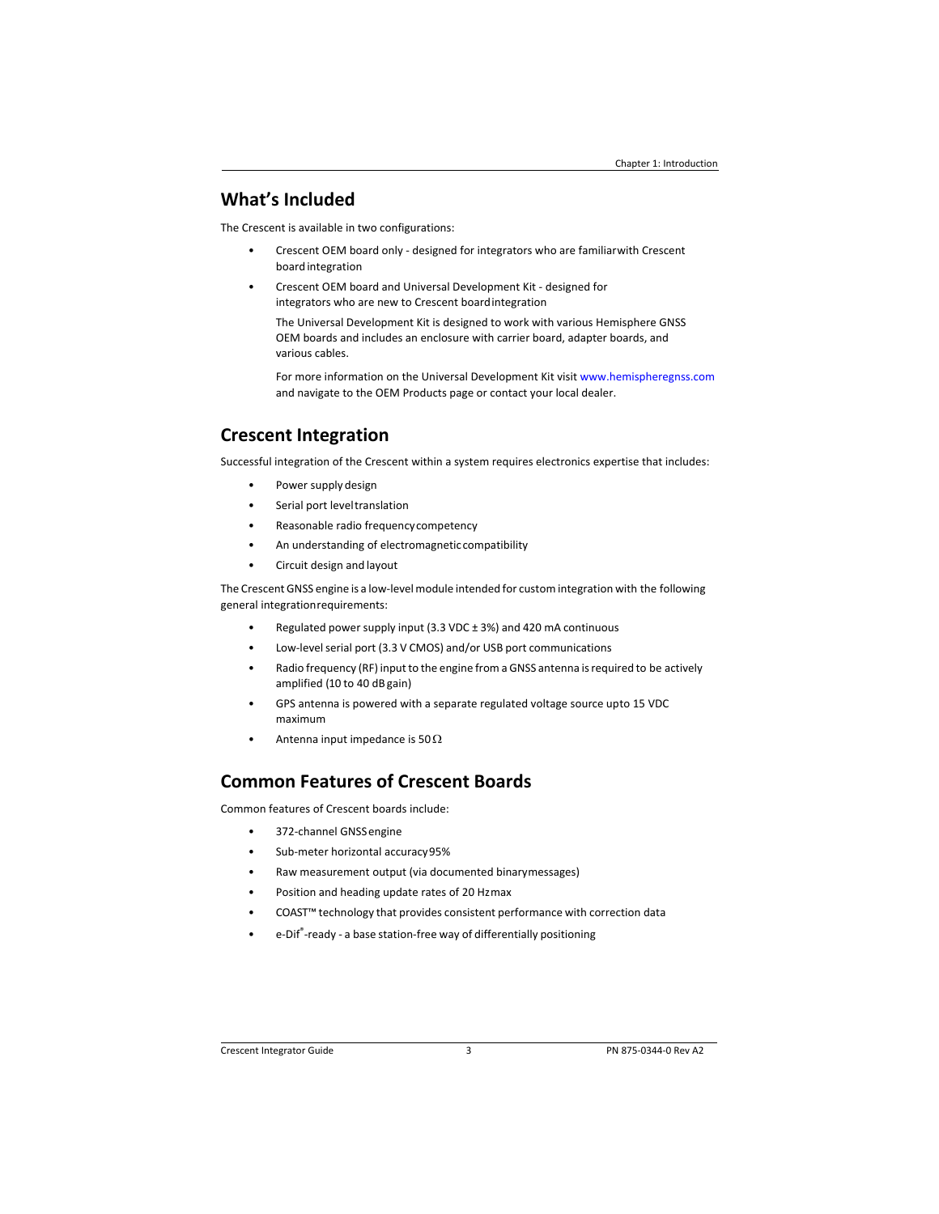## What's Included

The Crescent is available in two configurations:

- Crescent OEM board only - designed for integrators who are familiar with Crescent board integration
- Crescent OEM board and Universal Development Kit - designed for integrators who are new to Crescent board integration

  The Universal Development Kit is designed to work with various Hemisphere GNSS OEM boards and includes an enclosure with carrier board, adapter boards, and various cables.

  For more information on the Universal Development Kit visit www.hemispheregnss.com and navigate to the OEM Products page or contact your local dealer.

## Crescent Integration

Successful integration of the Crescent within a system requires electronics expertise that includes:

- Power supply design
- Serial port level translation
- Reasonable radio frequency competency
- An understanding of electromagnetic compatibility
- Circuit design and layout

The Crescent GNSS engine is a low-level module intended for custom integration with the following general integration requirements:

- Regulated power supply input (3.3 VDC ± 3%) and 420 mA continuous
- Low-level serial port (3.3 V CMOS) and/or USB port communications
- Radio frequency (RF) input to the engine from a GNSS antenna is required to be actively amplified (10 to 40 dB gain)
- GPS antenna is powered with a separate regulated voltage source upto 15 VDC maximum
- Antenna input impedance is 50 Ω

## Common Features of Crescent Boards

Common features of Crescent boards include:

- 372-channel GNSS engine
- Sub-meter horizontal accuracy 95%
- Raw measurement output (via documented binary messages)
- Position and heading update rates of 20 Hz max
- COAST™ technology that provides consistent performance with correction data
- e-Dif®-ready - a base station-free way of differentially positioning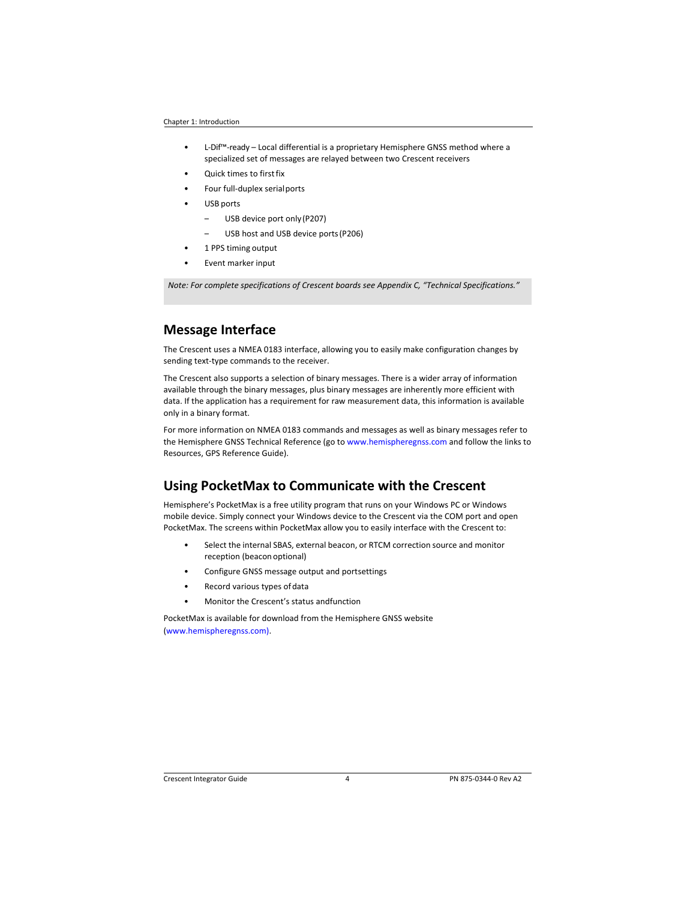- L-Dif™-ready – Local differential is a proprietary Hemisphere GNSS method where a specialized set of messages are relayed between two Crescent receivers
- Quick times to first fix
- Four full-duplex serial ports
- USB ports
  - USB device port only (P207)
  - USB host and USB device ports (P206)
- 1 PPS timing output
- Event marker input

*Note: For complete specifications of Crescent boards see Appendix C, "Technical Specifications."*

## Message Interface

The Crescent uses a NMEA 0183 interface, allowing you to easily make configuration changes by sending text-type commands to the receiver.

The Crescent also supports a selection of binary messages. There is a wider array of information available through the binary messages, plus binary messages are inherently more efficient with data. If the application has a requirement for raw measurement data, this information is available only in a binary format.

For more information on NMEA 0183 commands and messages as well as binary messages refer to the Hemisphere GNSS Technical Reference (go to www.hemispheregnss.com and follow the links to Resources, GPS Reference Guide).

## Using PocketMax to Communicate with the Crescent

Hemisphere's PocketMax is a free utility program that runs on your Windows PC or Windows mobile device. Simply connect your Windows device to the Crescent via the COM port and open PocketMax. The screens within PocketMax allow you to easily interface with the Crescent to:

- Select the internal SBAS, external beacon, or RTCM correction source and monitor reception (beacon optional)
- Configure GNSS message output and port settings
- Record various types of data
- Monitor the Crescent's status and function

PocketMax is available for download from the Hemisphere GNSS website (www.hemispheregnss.com).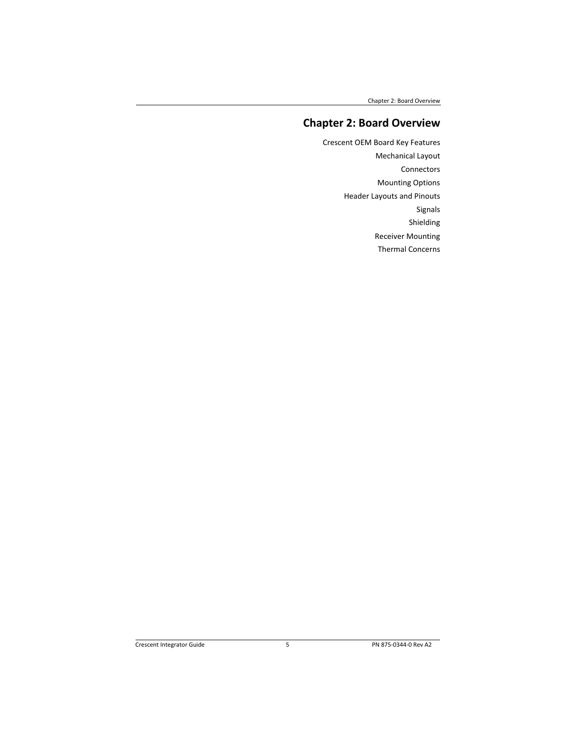# Chapter 2: Board Overview

Crescent OEM Board Key Features

Mechanical Layout

Connectors

Mounting Options

Header Layouts and Pinouts

Signals

Shielding

Receiver Mounting

Thermal Concerns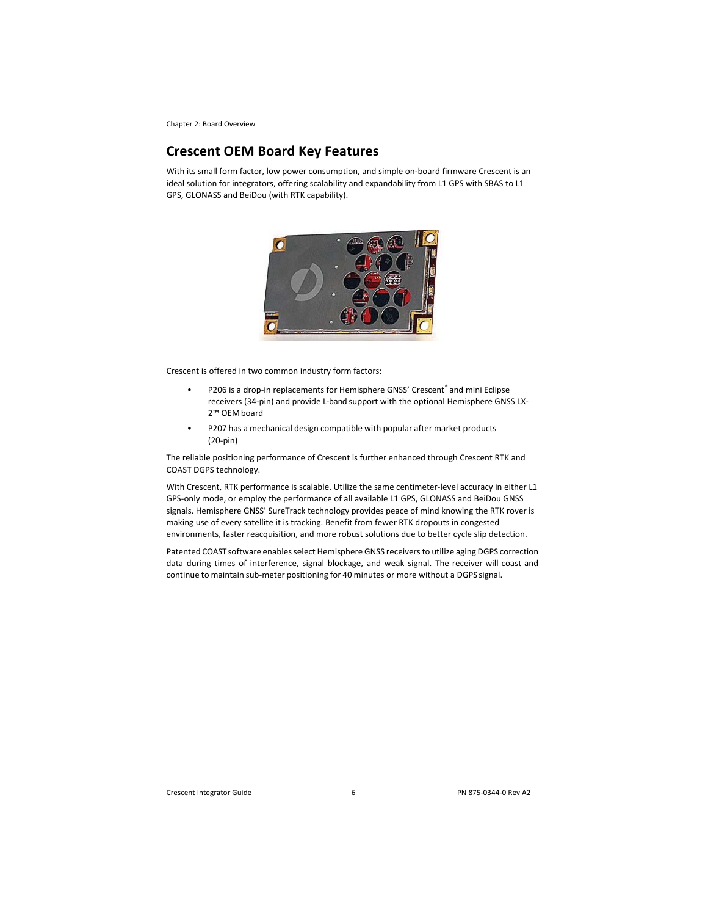## Crescent OEM Board Key Features

With its small form factor, low power consumption, and simple on-board firmware Crescent is an ideal solution for integrators, offering scalability and expandability from L1 GPS with SBAS to L1 GPS, GLONASS and BeiDou (with RTK capability).

Crescent is offered in two common industry form factors:

- P206 is a drop-in replacements for Hemisphere GNSS' Crescent® and mini Eclipse receivers (34-pin) and provide L-band support with the optional Hemisphere GNSS LX-2™ OEM board
- P207 has a mechanical design compatible with popular after market products (20-pin)

The reliable positioning performance of Crescent is further enhanced through Crescent RTK and COAST DGPS technology.

With Crescent, RTK performance is scalable. Utilize the same centimeter-level accuracy in either L1 GPS-only mode, or employ the performance of all available L1 GPS, GLONASS and BeiDou GNSS signals. Hemisphere GNSS' SureTrack technology provides peace of mind knowing the RTK rover is making use of every satellite it is tracking. Benefit from fewer RTK dropouts in congested environments, faster reacquisition, and more robust solutions due to better cycle slip detection.

Patented COAST software enables select Hemisphere GNSS receivers to utilize aging DGPS correction data during times of interference, signal blockage, and weak signal. The receiver will coast and continue to maintain sub-meter positioning for 40 minutes or more without a DGPS signal.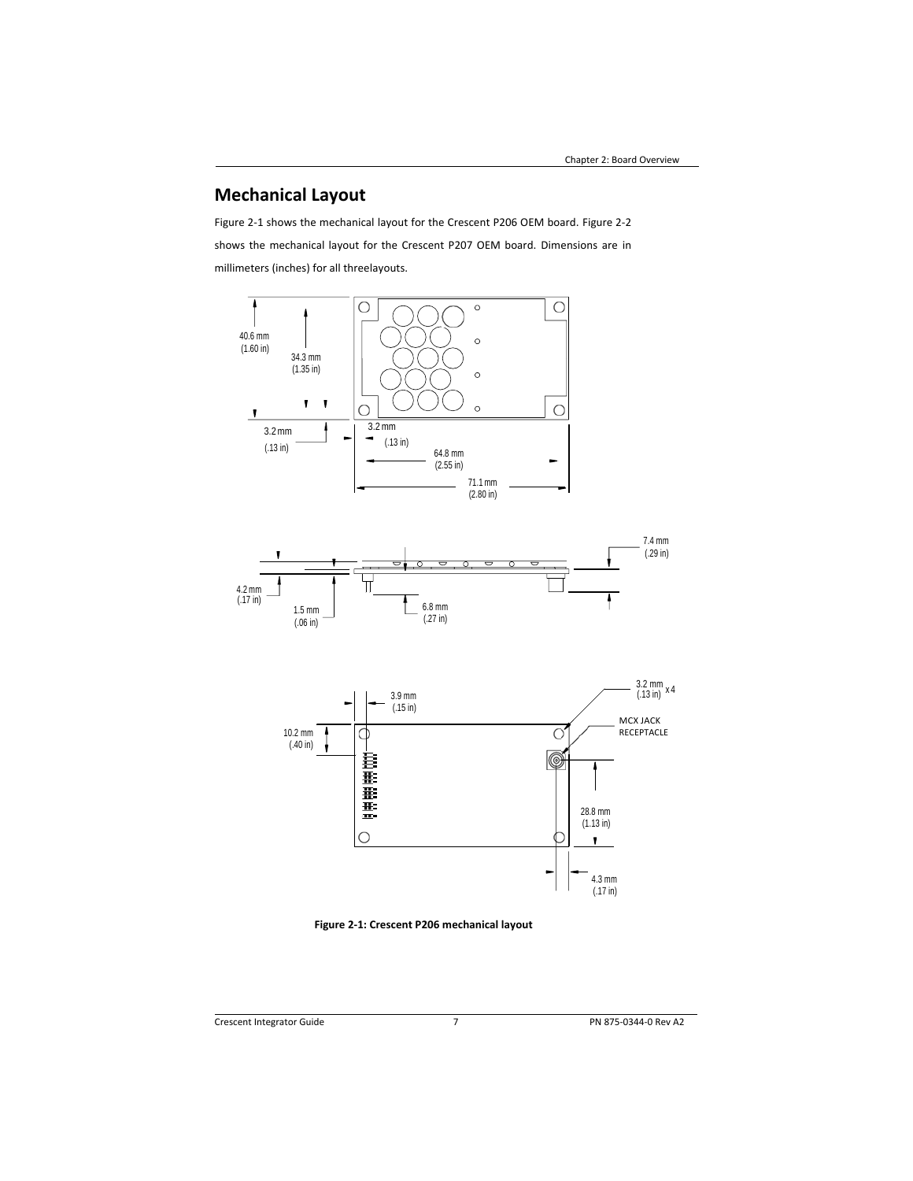## Mechanical Layout

Figure 2-1 shows the mechanical layout for the Crescent P206 OEM board. Figure 2-2 shows the mechanical layout for the Crescent P207 OEM board. Dimensions are in millimeters (inches) for all threelayouts.

40.6 mm (1.60 in)

34.3 mm (1.35 in)

3.2 mm (.13 in)

3.2 mm (.13 in)

64.8 mm (2.55 in)

71.1 mm (2.80 in)

7.4 mm (.29 in)

4.2 mm (.17 in)

1.5 mm (.06 in)

6.8 mm (.27 in)

3.9 mm (.15 in)

3.2 mm (.13 in) x 4

MCX JACK RECEPTACLE

10.2 mm (.40 in)

28.8 mm (1.13 in)

4.3 mm (.17 in)

**Figure 2-1: Crescent P206 mechanical layout**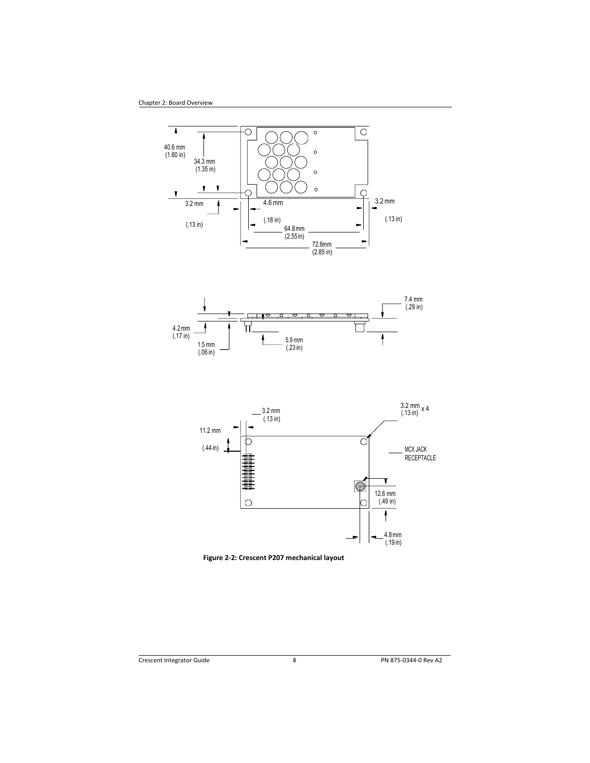40.6 mm
(1.60 in)

34.3 mm
(1.35 in)

3.2 mm

(.13 in)

4.6 mm

(.18 in)

64.8 mm
(2.55 in)

72.6mm
(2.85 in)

3.2 mm

(.13 in)

7.4 mm
(.29 in)

4.2 mm
(.17 in)

1.5 mm
(.06 in)

5.9 mm
(.23 in)

3.2 mm
(.13 in)

3.2 mm
(.13 in) x 4

11.2 mm

(.44 in)

MCX JACK
RECEPTACLE

12.6 mm
(.49 in)

4.8 mm
(.19 in)

**Figure 2-2: Crescent P207 mechanical layout**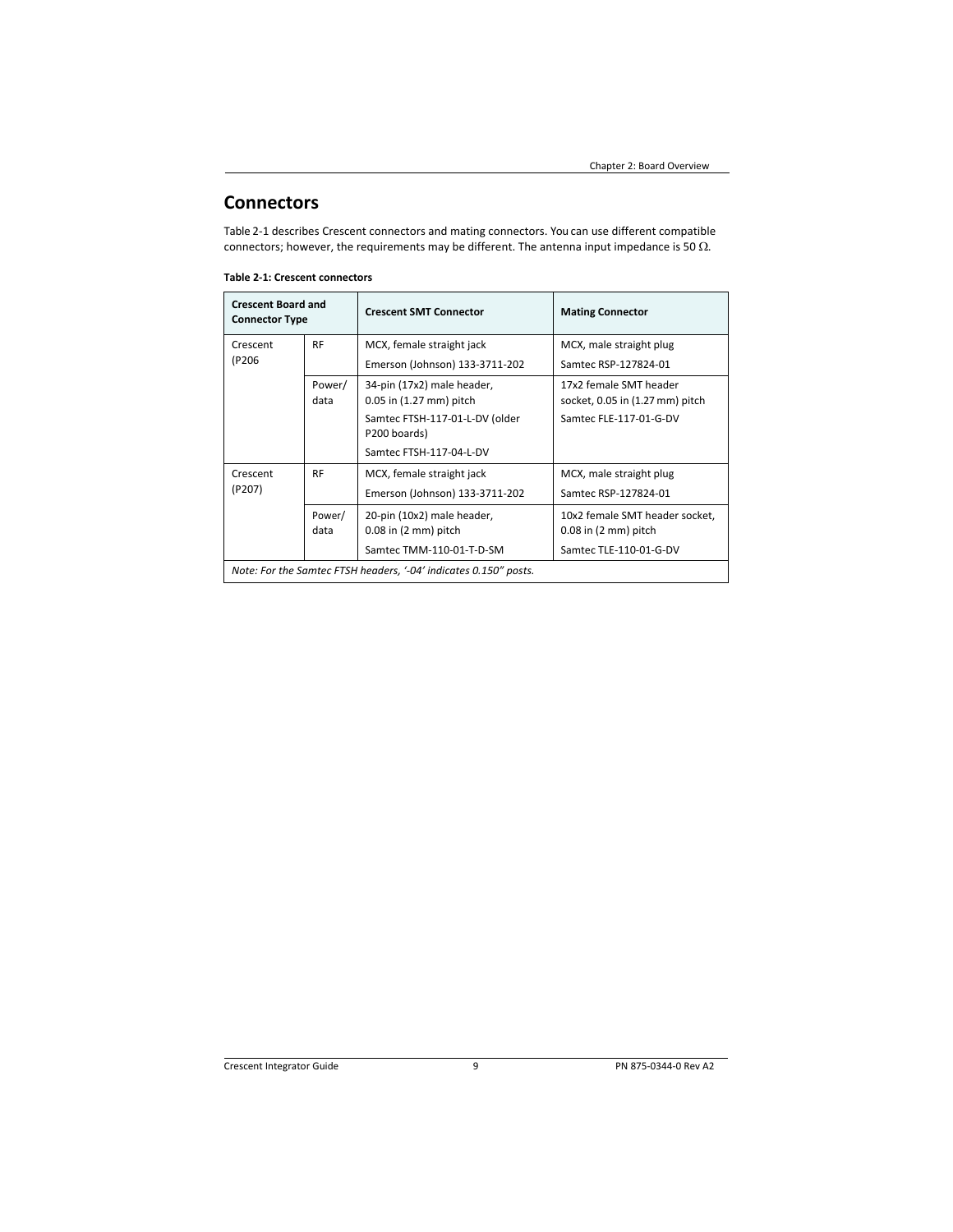## Connectors

Table 2-1 describes Crescent connectors and mating connectors. You can use different compatible connectors; however, the requirements may be different. The antenna input impedance is 50 Ω.

**Table 2-1: Crescent connectors**

| Crescent Board and Connector Type | | Crescent SMT Connector | Mating Connector |
|---|---|---|---|
| Crescent (P206 | RF | MCX, female straight jack<br>Emerson (Johnson) 133-3711-202 | MCX, male straight plug<br>Samtec RSP-127824-01 |
| | Power/ data | 34-pin (17x2) male header, 0.05 in (1.27 mm) pitch<br>Samtec FTSH-117-01-L-DV (older P200 boards)<br>Samtec FTSH-117-04-L-DV | 17x2 female SMT header socket, 0.05 in (1.27 mm) pitch<br>Samtec FLE-117-01-G-DV |
| Crescent (P207) | RF | MCX, female straight jack<br>Emerson (Johnson) 133-3711-202 | MCX, male straight plug<br>Samtec RSP-127824-01 |
| | Power/ data | 20-pin (10x2) male header, 0.08 in (2 mm) pitch<br>Samtec TMM-110-01-T-D-SM | 10x2 female SMT header socket, 0.08 in (2 mm) pitch<br>Samtec TLE-110-01-G-DV |

*Note: For the Samtec FTSH headers, '-04' indicates 0.150" posts.*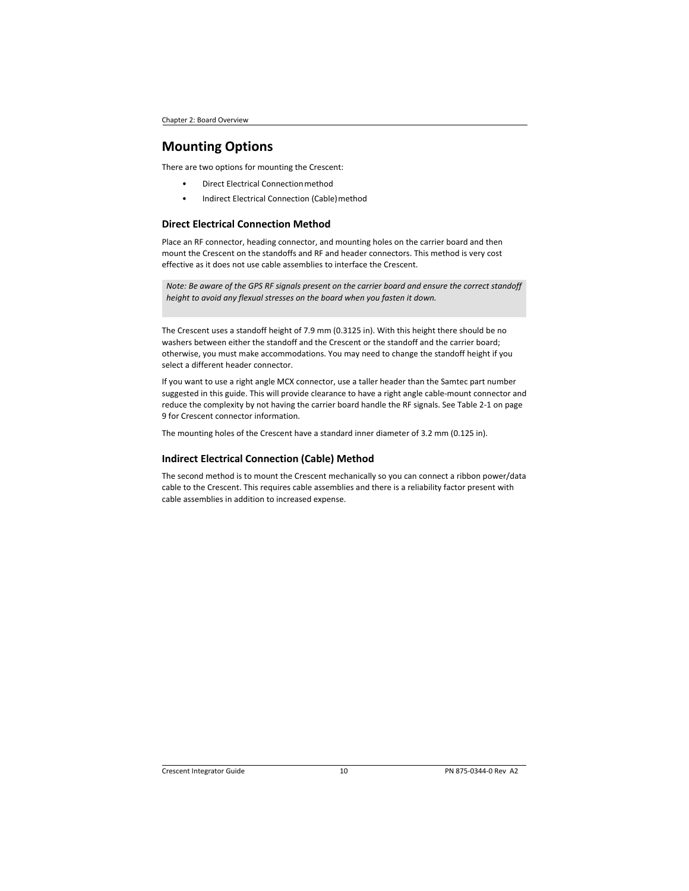# Mounting Options

There are two options for mounting the Crescent:

- Direct Electrical Connection method
- Indirect Electrical Connection (Cable) method

## Direct Electrical Connection Method

Place an RF connector, heading connector, and mounting holes on the carrier board and then mount the Crescent on the standoffs and RF and header connectors. This method is very cost effective as it does not use cable assemblies to interface the Crescent.

> *Note: Be aware of the GPS RF signals present on the carrier board and ensure the correct standoff height to avoid any flexual stresses on the board when you fasten it down.*

The Crescent uses a standoff height of 7.9 mm (0.3125 in). With this height there should be no washers between either the standoff and the Crescent or the standoff and the carrier board; otherwise, you must make accommodations. You may need to change the standoff height if you select a different header connector.

If you want to use a right angle MCX connector, use a taller header than the Samtec part number suggested in this guide. This will provide clearance to have a right angle cable-mount connector and reduce the complexity by not having the carrier board handle the RF signals. See Table 2-1 on page 9 for Crescent connector information.

The mounting holes of the Crescent have a standard inner diameter of 3.2 mm (0.125 in).

## Indirect Electrical Connection (Cable) Method

The second method is to mount the Crescent mechanically so you can connect a ribbon power/data cable to the Crescent. This requires cable assemblies and there is a reliability factor present with cable assemblies in addition to increased expense.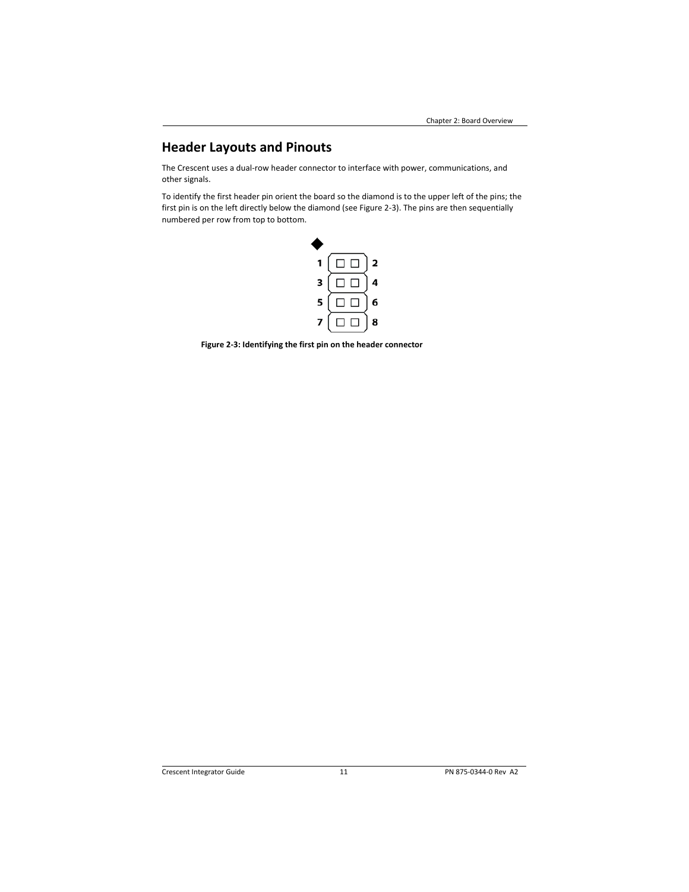## Header Layouts and Pinouts

The Crescent uses a dual-row header connector to interface with power, communications, and other signals.

To identify the first header pin orient the board so the diamond is to the upper left of the pins; the first pin is on the left directly below the diamond (see Figure 2-3). The pins are then sequentially numbered per row from top to bottom.

**Figure 2-3: Identifying the first pin on the header connector**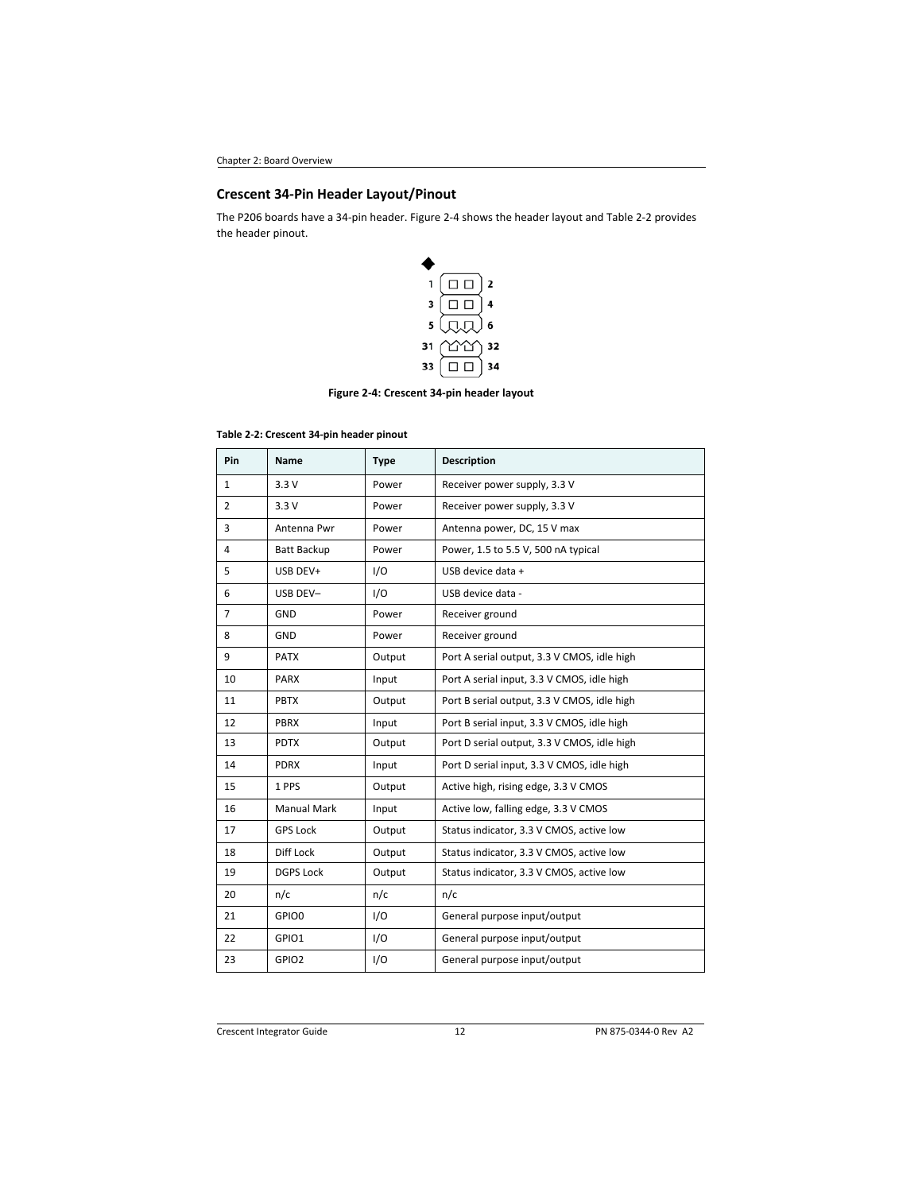## Crescent 34-Pin Header Layout/Pinout

The P206 boards have a 34-pin header. Figure 2-4 shows the header layout and Table 2-2 provides the header pinout.

**Figure 2-4: Crescent 34-pin header layout**

**Table 2-2: Crescent 34-pin header pinout**

| Pin | Name | Type | Description |
|---|---|---|---|
| 1 | 3.3 V | Power | Receiver power supply, 3.3 V |
| 2 | 3.3 V | Power | Receiver power supply, 3.3 V |
| 3 | Antenna Pwr | Power | Antenna power, DC, 15 V max |
| 4 | Batt Backup | Power | Power, 1.5 to 5.5 V, 500 nA typical |
| 5 | USB DEV+ | I/O | USB device data + |
| 6 | USB DEV– | I/O | USB device data - |
| 7 | GND | Power | Receiver ground |
| 8 | GND | Power | Receiver ground |
| 9 | PATX | Output | Port A serial output, 3.3 V CMOS, idle high |
| 10 | PARX | Input | Port A serial input, 3.3 V CMOS, idle high |
| 11 | PBTX | Output | Port B serial output, 3.3 V CMOS, idle high |
| 12 | PBRX | Input | Port B serial input, 3.3 V CMOS, idle high |
| 13 | PDTX | Output | Port D serial output, 3.3 V CMOS, idle high |
| 14 | PDRX | Input | Port D serial input, 3.3 V CMOS, idle high |
| 15 | 1 PPS | Output | Active high, rising edge, 3.3 V CMOS |
| 16 | Manual Mark | Input | Active low, falling edge, 3.3 V CMOS |
| 17 | GPS Lock | Output | Status indicator, 3.3 V CMOS, active low |
| 18 | Diff Lock | Output | Status indicator, 3.3 V CMOS, active low |
| 19 | DGPS Lock | Output | Status indicator, 3.3 V CMOS, active low |
| 20 | n/c | n/c | n/c |
| 21 | GPIO0 | I/O | General purpose input/output |
| 22 | GPIO1 | I/O | General purpose input/output |
| 23 | GPIO2 | I/O | General purpose input/output |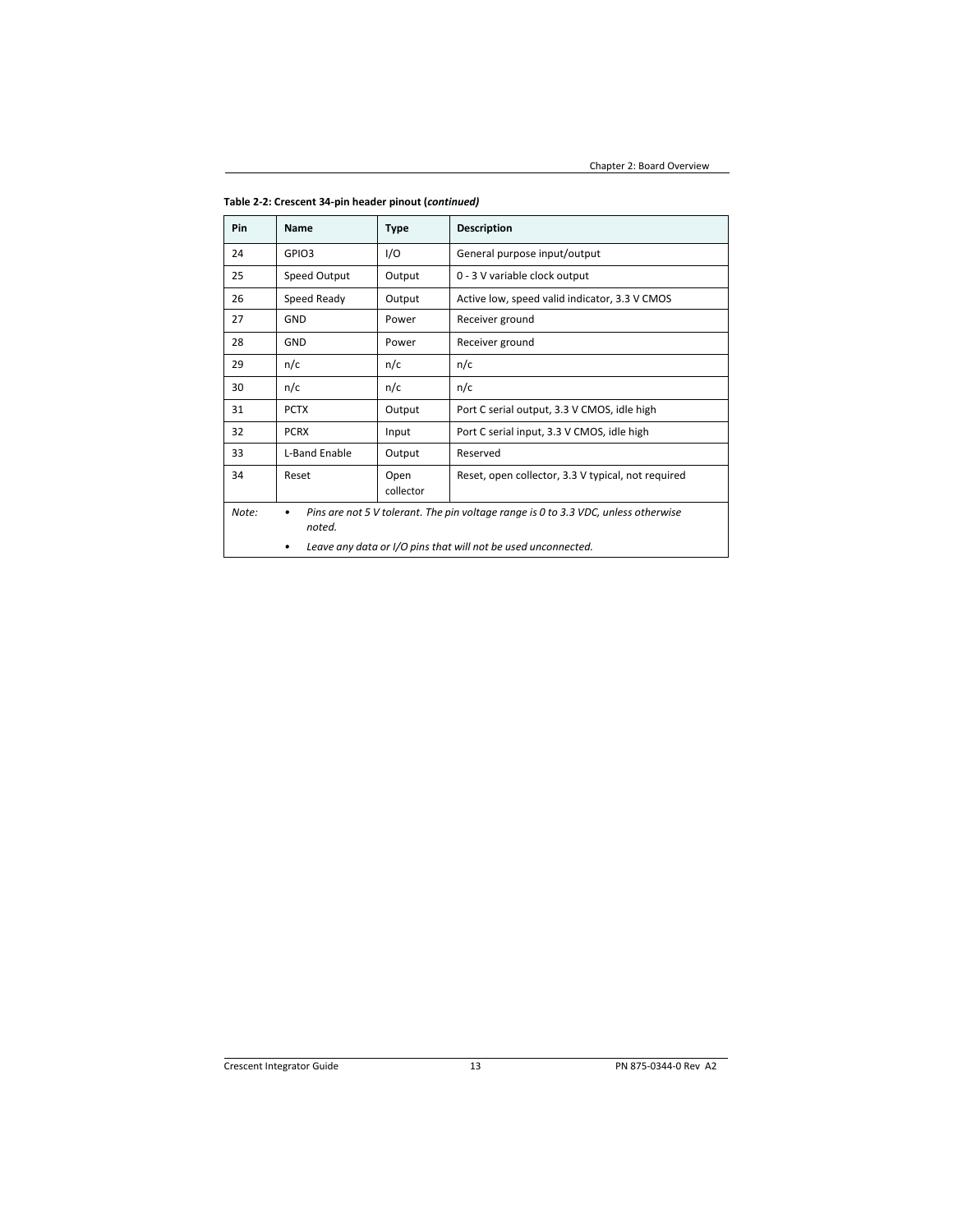**Table 2-2: Crescent 34-pin header pinout (*continued*)**

| Pin | Name | Type | Description |
|---|---|---|---|
| 24 | GPIO3 | I/O | General purpose input/output |
| 25 | Speed Output | Output | 0 - 3 V variable clock output |
| 26 | Speed Ready | Output | Active low, speed valid indicator, 3.3 V CMOS |
| 27 | GND | Power | Receiver ground |
| 28 | GND | Power | Receiver ground |
| 29 | n/c | n/c | n/c |
| 30 | n/c | n/c | n/c |
| 31 | PCTX | Output | Port C serial output, 3.3 V CMOS, idle high |
| 32 | PCRX | Input | Port C serial input, 3.3 V CMOS, idle high |
| 33 | L-Band Enable | Output | Reserved |
| 34 | Reset | Open collector | Reset, open collector, 3.3 V typical, not required |
| *Note:* | • *Pins are not 5 V tolerant. The pin voltage range is 0 to 3.3 VDC, unless otherwise noted.* • *Leave any data or I/O pins that will not be used unconnected.* | | |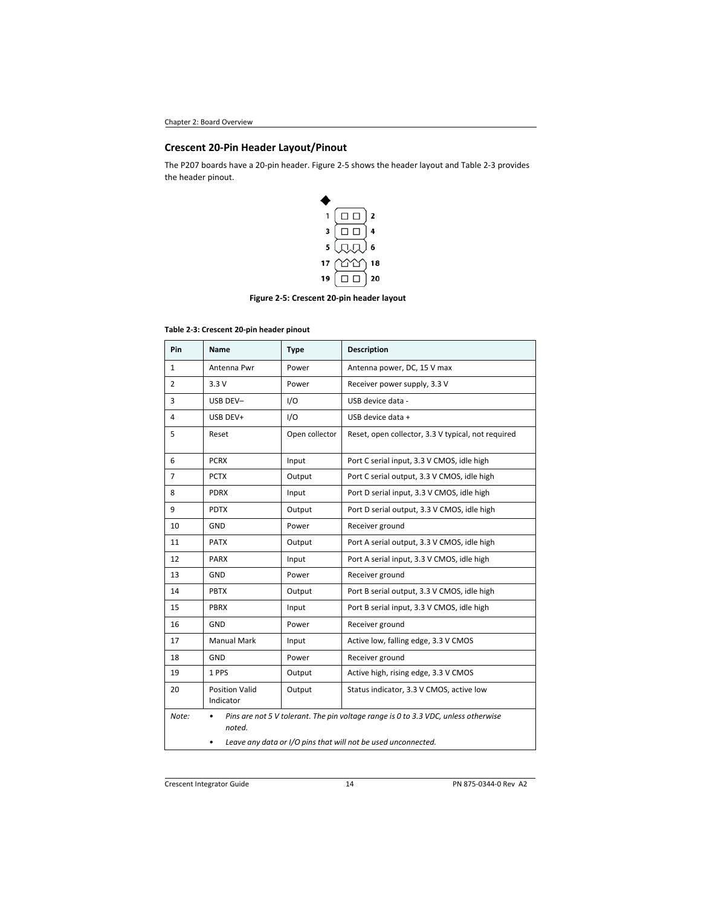## Crescent 20-Pin Header Layout/Pinout

The P207 boards have a 20-pin header. Figure 2-5 shows the header layout and Table 2-3 provides the header pinout.

Figure 2-5: Crescent 20-pin header layout

**Table 2-3: Crescent 20-pin header pinout**

| Pin | Name | Type | Description |
|---|---|---|---|
| 1 | Antenna Pwr | Power | Antenna power, DC, 15 V max |
| 2 | 3.3 V | Power | Receiver power supply, 3.3 V |
| 3 | USB DEV– | I/O | USB device data - |
| 4 | USB DEV+ | I/O | USB device data + |
| 5 | Reset | Open collector | Reset, open collector, 3.3 V typical, not required |
| 6 | PCRX | Input | Port C serial input, 3.3 V CMOS, idle high |
| 7 | PCTX | Output | Port C serial output, 3.3 V CMOS, idle high |
| 8 | PDRX | Input | Port D serial input, 3.3 V CMOS, idle high |
| 9 | PDTX | Output | Port D serial output, 3.3 V CMOS, idle high |
| 10 | GND | Power | Receiver ground |
| 11 | PATX | Output | Port A serial output, 3.3 V CMOS, idle high |
| 12 | PARX | Input | Port A serial input, 3.3 V CMOS, idle high |
| 13 | GND | Power | Receiver ground |
| 14 | PBTX | Output | Port B serial output, 3.3 V CMOS, idle high |
| 15 | PBRX | Input | Port B serial input, 3.3 V CMOS, idle high |
| 16 | GND | Power | Receiver ground |
| 17 | Manual Mark | Input | Active low, falling edge, 3.3 V CMOS |
| 18 | GND | Power | Receiver ground |
| 19 | 1 PPS | Output | Active high, rising edge, 3.3 V CMOS |
| 20 | Position Valid Indicator | Output | Status indicator, 3.3 V CMOS, active low |
| *Note:* | • *Pins are not 5 V tolerant. The pin voltage range is 0 to 3.3 VDC, unless otherwise noted.* <br> • *Leave any data or I/O pins that will not be used unconnected.* | | |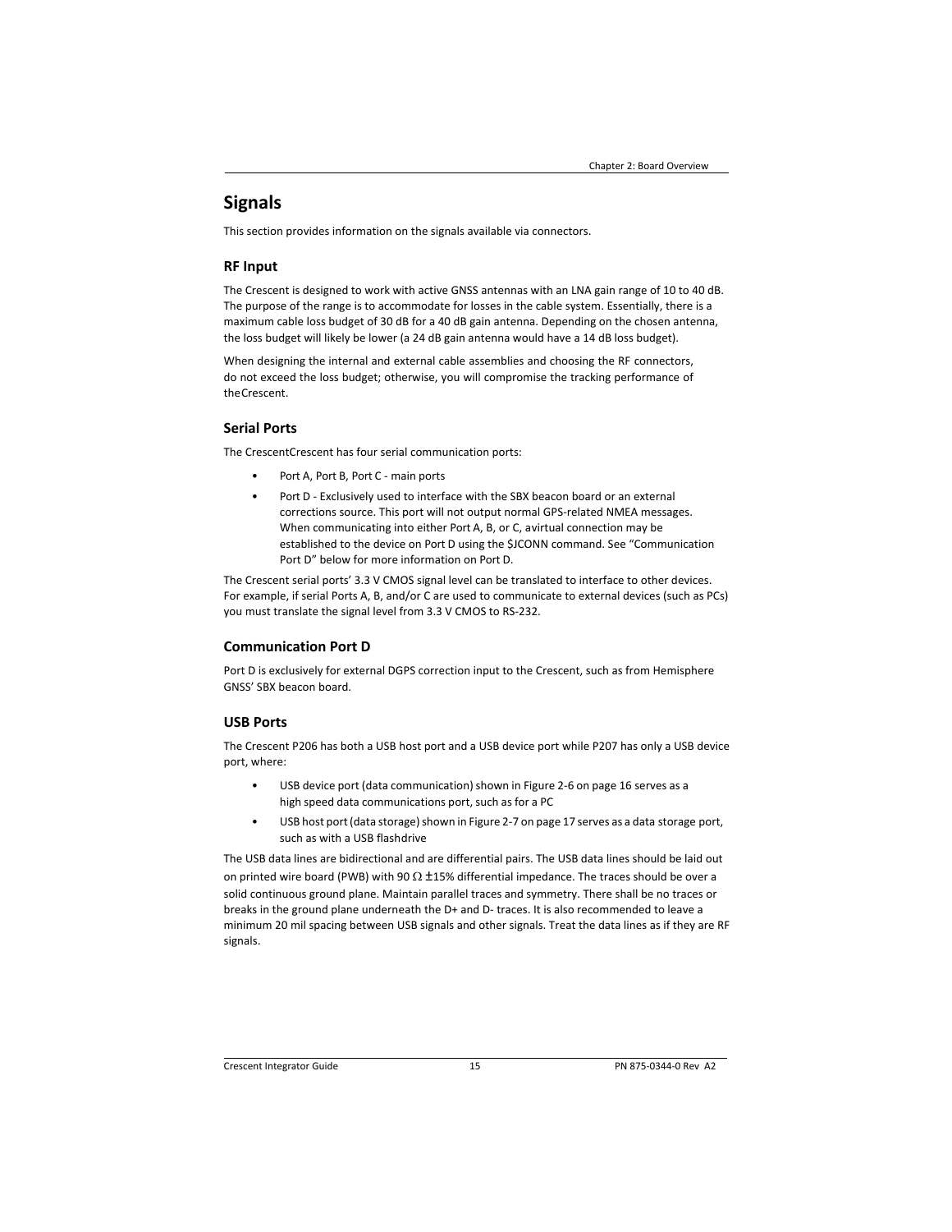# Signals

This section provides information on the signals available via connectors.

## RF Input

The Crescent is designed to work with active GNSS antennas with an LNA gain range of 10 to 40 dB. The purpose of the range is to accommodate for losses in the cable system. Essentially, there is a maximum cable loss budget of 30 dB for a 40 dB gain antenna. Depending on the chosen antenna, the loss budget will likely be lower (a 24 dB gain antenna would have a 14 dB loss budget).

When designing the internal and external cable assemblies and choosing the RF connectors, do not exceed the loss budget; otherwise, you will compromise the tracking performance of theCrescent.

## Serial Ports

The CrescentCrescent has four serial communication ports:

- Port A, Port B, Port C - main ports
- Port D - Exclusively used to interface with the SBX beacon board or an external corrections source. This port will not output normal GPS-related NMEA messages. When communicating into either Port A, B, or C, avirtual connection may be established to the device on Port D using the $JCONN command. See "Communication Port D" below for more information on Port D.

The Crescent serial ports' 3.3 V CMOS signal level can be translated to interface to other devices. For example, if serial Ports A, B, and/or C are used to communicate to external devices (such as PCs) you must translate the signal level from 3.3 V CMOS to RS-232.

## Communication Port D

Port D is exclusively for external DGPS correction input to the Crescent, such as from Hemisphere GNSS' SBX beacon board.

## USB Ports

The Crescent P206 has both a USB host port and a USB device port while P207 has only a USB device port, where:

- USB device port (data communication) shown in Figure 2-6 on page 16 serves as a high speed data communications port, such as for a PC
- USB host port (data storage) shown in Figure 2-7 on page 17 serves as a data storage port, such as with a USB flashdrive

The USB data lines are bidirectional and are differential pairs. The USB data lines should be laid out on printed wire board (PWB) with 90 Ω ±15% differential impedance. The traces should be over a solid continuous ground plane. Maintain parallel traces and symmetry. There shall be no traces or breaks in the ground plane underneath the D+ and D- traces. It is also recommended to leave a minimum 20 mil spacing between USB signals and other signals. Treat the data lines as if they are RF signals.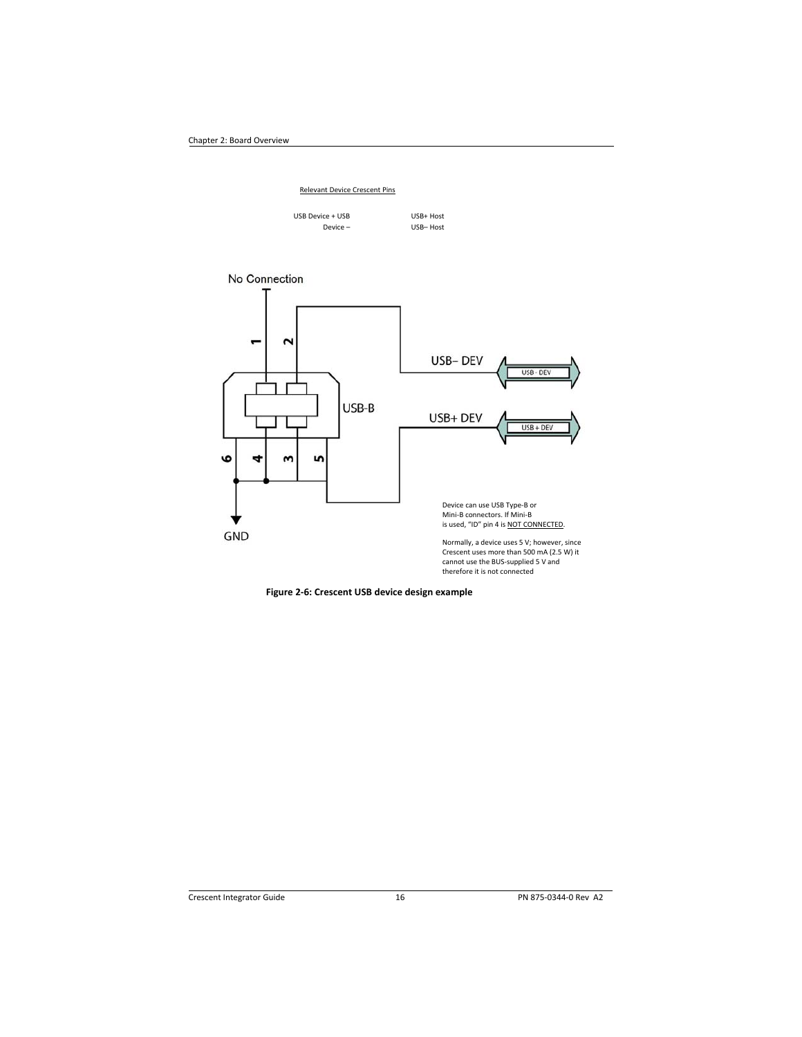Relevant Device Crescent Pins

USB Device + USB Device –

USB+ Host
USB– Host

No Connection

USB– DEV

USB+ DEV

USB-B

GND

Device can use USB Type-B or Mini-B connectors. If Mini-B is used, “ID” pin 4 is NOT CONNECTED.

Normally, a device uses 5 V; however, since Crescent uses more than 500 mA (2.5 W) it cannot use the BUS-supplied 5 V and therefore it is not connected

**Figure 2-6: Crescent USB device design example**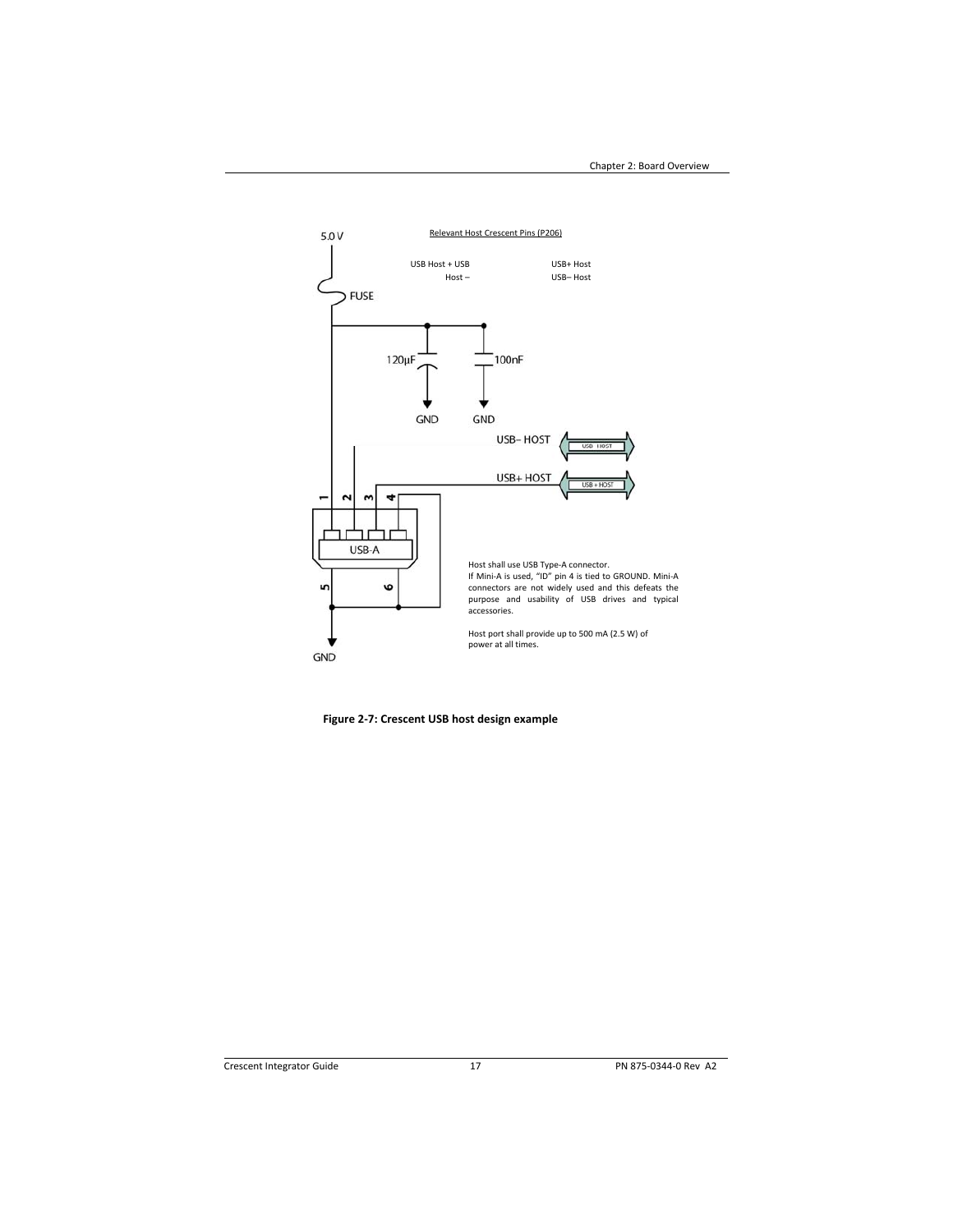Relevant Host Crescent Pins (P206)

USB Host + USB Host –

USB+ Host
USB– Host

5.0 V

FUSE

120µF

100nF

GND

GND

USB– HOST

USB+ HOST

1 2 3 4

USB-A

5 6

GND

Host shall use USB Type-A connector.
If Mini-A is used, "ID" pin 4 is tied to GROUND. Mini-A connectors are not widely used and this defeats the purpose and usability of USB drives and typical accessories.

Host port shall provide up to 500 mA (2.5 W) of power at all times.

**Figure 2-7: Crescent USB host design example**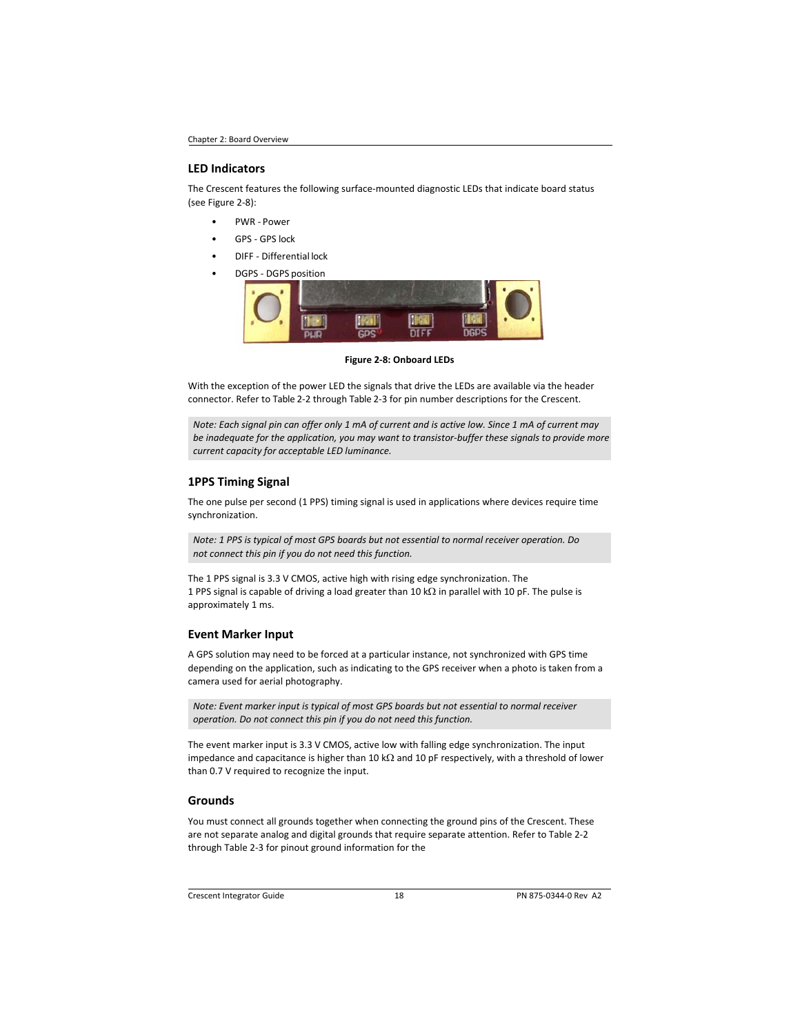## LED Indicators

The Crescent features the following surface-mounted diagnostic LEDs that indicate board status (see Figure 2-8):

- PWR - Power
- GPS - GPS lock
- DIFF - Differential lock
- DGPS - DGPS position

**Figure 2-8: Onboard LEDs**

With the exception of the power LED the signals that drive the LEDs are available via the header connector. Refer to Table 2-2 through Table 2-3 for pin number descriptions for the Crescent.

*Note: Each signal pin can offer only 1 mA of current and is active low. Since 1 mA of current may be inadequate for the application, you may want to transistor-buffer these signals to provide more current capacity for acceptable LED luminance.*

## 1PPS Timing Signal

The one pulse per second (1 PPS) timing signal is used in applications where devices require time synchronization.

*Note: 1 PPS is typical of most GPS boards but not essential to normal receiver operation. Do not connect this pin if you do not need this function.*

The 1 PPS signal is 3.3 V CMOS, active high with rising edge synchronization. The 1 PPS signal is capable of driving a load greater than 10 kΩ in parallel with 10 pF. The pulse is approximately 1 ms.

## Event Marker Input

A GPS solution may need to be forced at a particular instance, not synchronized with GPS time depending on the application, such as indicating to the GPS receiver when a photo is taken from a camera used for aerial photography.

*Note: Event marker input is typical of most GPS boards but not essential to normal receiver operation. Do not connect this pin if you do not need this function.*

The event marker input is 3.3 V CMOS, active low with falling edge synchronization. The input impedance and capacitance is higher than 10 kΩ and 10 pF respectively, with a threshold of lower than 0.7 V required to recognize the input.

## Grounds

You must connect all grounds together when connecting the ground pins of the Crescent. These are not separate analog and digital grounds that require separate attention. Refer to Table 2-2 through Table 2-3 for pinout ground information for the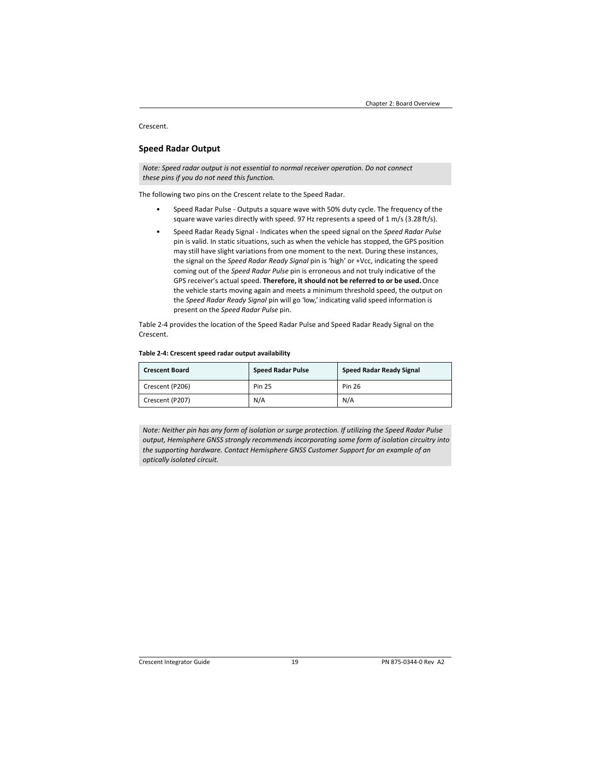Crescent.

## Speed Radar Output

*Note: Speed radar output is not essential to normal receiver operation. Do not connect these pins if you do not need this function.*

The following two pins on the Crescent relate to the Speed Radar.

- Speed Radar Pulse - Outputs a square wave with 50% duty cycle. The frequency of the square wave varies directly with speed. 97 Hz represents a speed of 1 m/s (3.28 ft/s).
- Speed Radar Ready Signal - Indicates when the speed signal on the *Speed Radar Pulse* pin is valid. In static situations, such as when the vehicle has stopped, the GPS position may still have slight variations from one moment to the next. During these instances, the signal on the *Speed Radar Ready Signal* pin is 'high' or +Vcc, indicating the speed coming out of the *Speed Radar Pulse* pin is erroneous and not truly indicative of the GPS receiver's actual speed. **Therefore, it should not be referred to or be used.** Once the vehicle starts moving again and meets a minimum threshold speed, the output on the *Speed Radar Ready Signal* pin will go 'low,' indicating valid speed information is present on the *Speed Radar Pulse* pin.

Table 2-4 provides the location of the Speed Radar Pulse and Speed Radar Ready Signal on the Crescent.

**Table 2-4: Crescent speed radar output availability**

| Crescent Board | Speed Radar Pulse | Speed Radar Ready Signal |
|---|---|---|
| Crescent (P206) | Pin 25 | Pin 26 |
| Crescent (P207) | N/A | N/A |

*Note: Neither pin has any form of isolation or surge protection. If utilizing the Speed Radar Pulse output, Hemisphere GNSS strongly recommends incorporating some form of isolation circuitry into the supporting hardware. Contact Hemisphere GNSS Customer Support for an example of an optically isolated circuit.*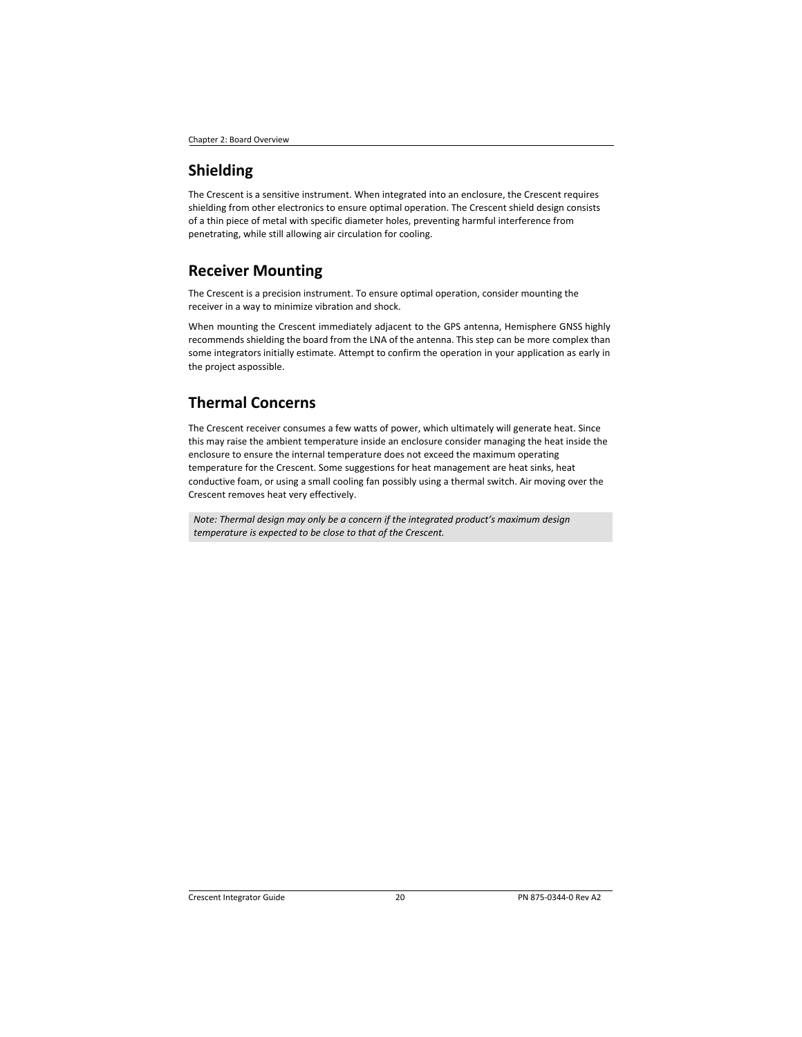## Shielding

The Crescent is a sensitive instrument. When integrated into an enclosure, the Crescent requires shielding from other electronics to ensure optimal operation. The Crescent shield design consists of a thin piece of metal with specific diameter holes, preventing harmful interference from penetrating, while still allowing air circulation for cooling.

## Receiver Mounting

The Crescent is a precision instrument. To ensure optimal operation, consider mounting the receiver in a way to minimize vibration and shock.

When mounting the Crescent immediately adjacent to the GPS antenna, Hemisphere GNSS highly recommends shielding the board from the LNA of the antenna. This step can be more complex than some integrators initially estimate. Attempt to confirm the operation in your application as early in the project aspossible.

## Thermal Concerns

The Crescent receiver consumes a few watts of power, which ultimately will generate heat. Since this may raise the ambient temperature inside an enclosure consider managing the heat inside the enclosure to ensure the internal temperature does not exceed the maximum operating temperature for the Crescent. Some suggestions for heat management are heat sinks, heat conductive foam, or using a small cooling fan possibly using a thermal switch. Air moving over the Crescent removes heat very effectively.

*Note: Thermal design may only be a concern if the integrated product's maximum design temperature is expected to be close to that of the Crescent.*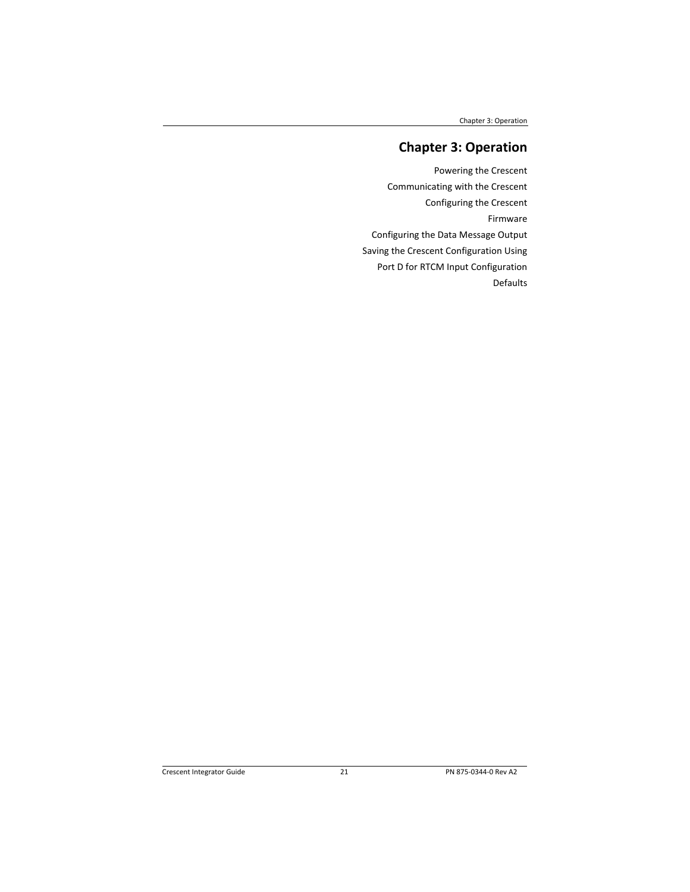# Chapter 3: Operation

Powering the Crescent

Communicating with the Crescent

Configuring the Crescent

Firmware

Configuring the Data Message Output

Saving the Crescent Configuration Using

Port D for RTCM Input Configuration

Defaults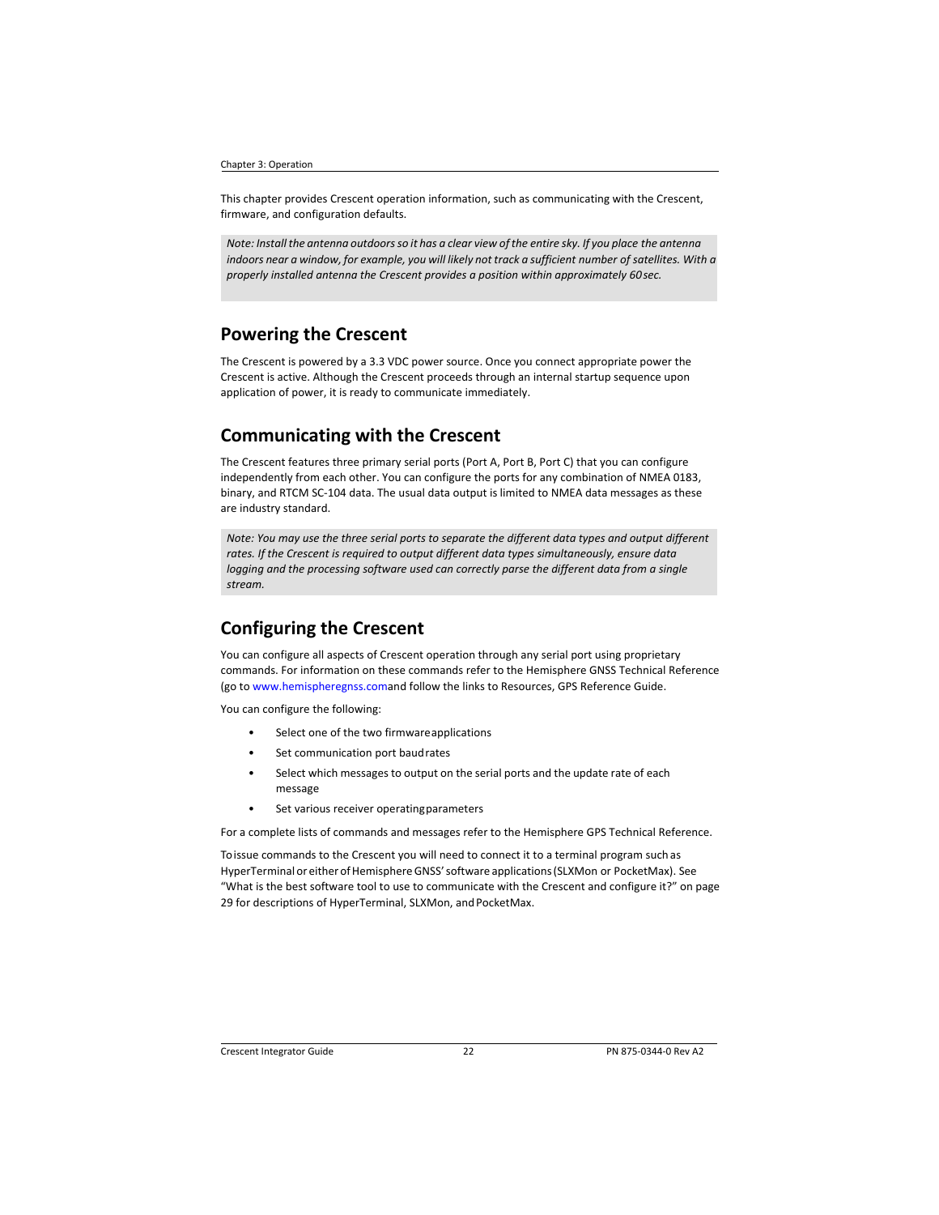This chapter provides Crescent operation information, such as communicating with the Crescent, firmware, and configuration defaults.

> *Note: Install the antenna outdoors so it has a clear view of the entire sky. If you place the antenna indoors near a window, for example, you will likely not track a sufficient number of satellites. With a properly installed antenna the Crescent provides a position within approximately 60 sec.*

## Powering the Crescent

The Crescent is powered by a 3.3 VDC power source. Once you connect appropriate power the Crescent is active. Although the Crescent proceeds through an internal startup sequence upon application of power, it is ready to communicate immediately.

## Communicating with the Crescent

The Crescent features three primary serial ports (Port A, Port B, Port C) that you can configure independently from each other. You can configure the ports for any combination of NMEA 0183, binary, and RTCM SC-104 data. The usual data output is limited to NMEA data messages as these are industry standard.

> *Note: You may use the three serial ports to separate the different data types and output different rates. If the Crescent is required to output different data types simultaneously, ensure data logging and the processing software used can correctly parse the different data from a single stream.*

## Configuring the Crescent

You can configure all aspects of Crescent operation through any serial port using proprietary commands. For information on these commands refer to the Hemisphere GNSS Technical Reference (go to www.hemispheregnss.comand follow the links to Resources, GPS Reference Guide.

You can configure the following:

- Select one of the two firmware applications
- Set communication port baud rates
- Select which messages to output on the serial ports and the update rate of each message
- Set various receiver operating parameters

For a complete lists of commands and messages refer to the Hemisphere GPS Technical Reference.

To issue commands to the Crescent you will need to connect it to a terminal program such as HyperTerminal or either of Hemisphere GNSS' software applications (SLXMon or PocketMax). See "What is the best software tool to use to communicate with the Crescent and configure it?" on page 29 for descriptions of HyperTerminal, SLXMon, and PocketMax.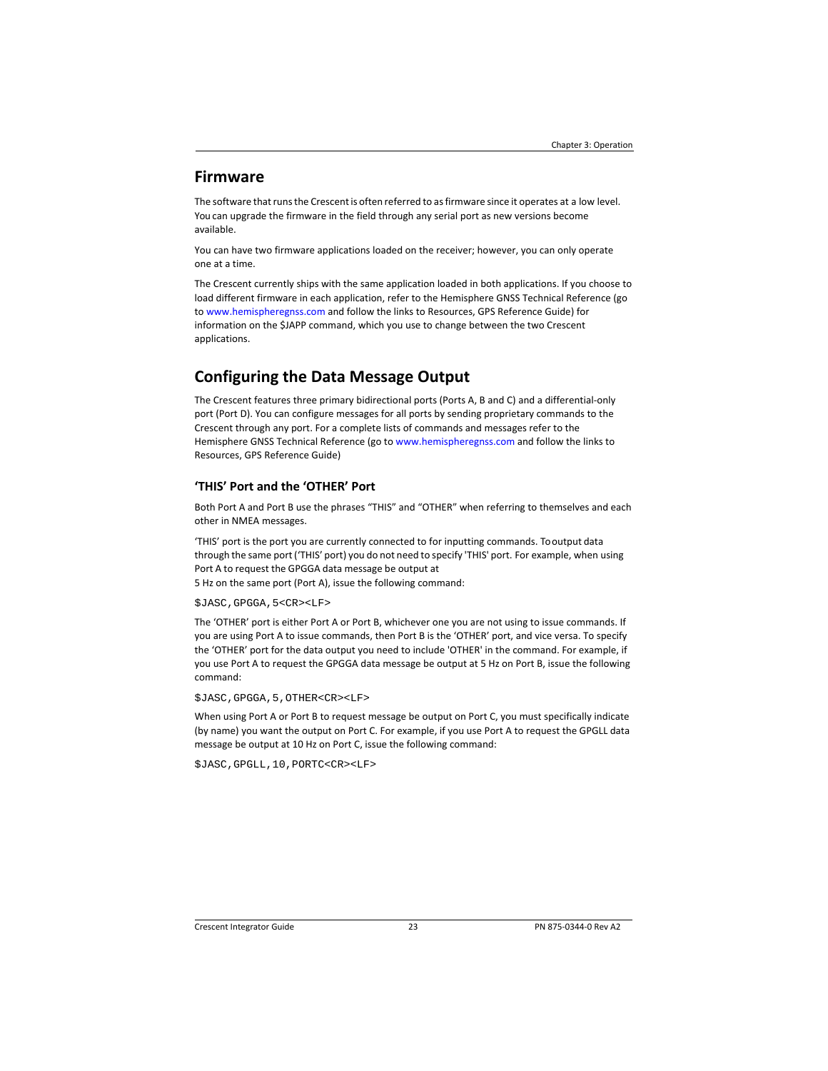## Firmware

The software that runs the Crescent is often referred to as firmware since it operates at a low level. You can upgrade the firmware in the field through any serial port as new versions become available.

You can have two firmware applications loaded on the receiver; however, you can only operate one at a time.

The Crescent currently ships with the same application loaded in both applications. If you choose to load different firmware in each application, refer to the Hemisphere GNSS Technical Reference (go to www.hemispheregnss.com and follow the links to Resources, GPS Reference Guide) for information on the $JAPP command, which you use to change between the two Crescent applications.

## Configuring the Data Message Output

The Crescent features three primary bidirectional ports (Ports A, B and C) and a differential-only port (Port D). You can configure messages for all ports by sending proprietary commands to the Crescent through any port. For a complete lists of commands and messages refer to the Hemisphere GNSS Technical Reference (go to www.hemispheregnss.com and follow the links to Resources, GPS Reference Guide)

### 'THIS' Port and the 'OTHER' Port

Both Port A and Port B use the phrases "THIS" and "OTHER" when referring to themselves and each other in NMEA messages.

'THIS' port is the port you are currently connected to for inputting commands. To output data through the same port ('THIS' port) you do not need to specify 'THIS' port. For example, when using Port A to request the GPGGA data message be output at
5 Hz on the same port (Port A), issue the following command:

```
$JASC,GPGGA,5<CR><LF>
```

The 'OTHER' port is either Port A or Port B, whichever one you are not using to issue commands. If you are using Port A to issue commands, then Port B is the 'OTHER' port, and vice versa. To specify the 'OTHER' port for the data output you need to include 'OTHER' in the command. For example, if you use Port A to request the GPGGA data message be output at 5 Hz on Port B, issue the following command:

```
$JASC,GPGGA,5,OTHER<CR><LF>
```

When using Port A or Port B to request message be output on Port C, you must specifically indicate (by name) you want the output on Port C. For example, if you use Port A to request the GPGLL data message be output at 10 Hz on Port C, issue the following command:

```
$JASC,GPGLL,10,PORTC<CR><LF>
```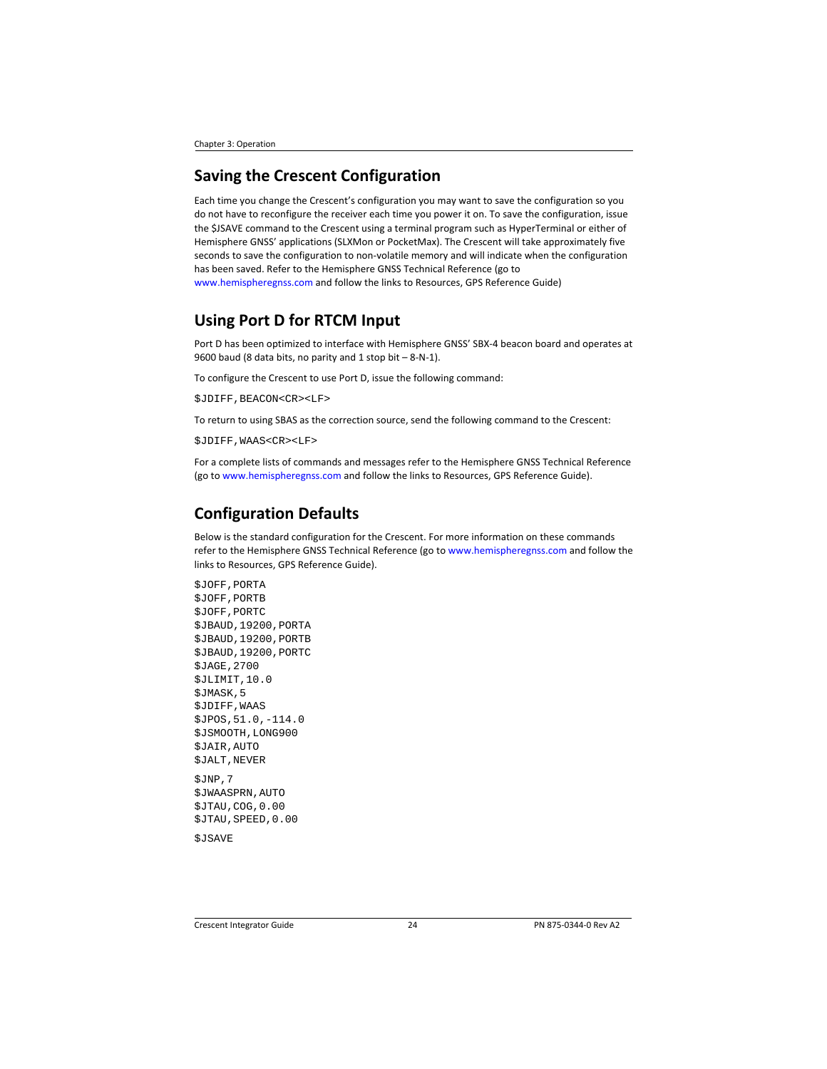## Saving the Crescent Configuration

Each time you change the Crescent's configuration you may want to save the configuration so you do not have to reconfigure the receiver each time you power it on. To save the configuration, issue the $JSAVE command to the Crescent using a terminal program such as HyperTerminal or either of Hemisphere GNSS' applications (SLXMon or PocketMax). The Crescent will take approximately five seconds to save the configuration to non-volatile memory and will indicate when the configuration has been saved. Refer to the Hemisphere GNSS Technical Reference (go to www.hemispheregnss.com and follow the links to Resources, GPS Reference Guide)

## Using Port D for RTCM Input

Port D has been optimized to interface with Hemisphere GNSS' SBX-4 beacon board and operates at 9600 baud (8 data bits, no parity and 1 stop bit – 8-N-1).

To configure the Crescent to use Port D, issue the following command:

```
$JDIFF,BEACON<CR><LF>
```

To return to using SBAS as the correction source, send the following command to the Crescent:

```
$JDIFF,WAAS<CR><LF>
```

For a complete lists of commands and messages refer to the Hemisphere GNSS Technical Reference (go to www.hemispheregnss.com and follow the links to Resources, GPS Reference Guide).

## Configuration Defaults

Below is the standard configuration for the Crescent. For more information on these commands refer to the Hemisphere GNSS Technical Reference (go to www.hemispheregnss.com and follow the links to Resources, GPS Reference Guide).

```
$JOFF,PORTA
$JOFF,PORTB
$JOFF,PORTC
$JBAUD,19200,PORTA
$JBAUD,19200,PORTB
$JBAUD,19200,PORTC
$JAGE,2700
$JLIMIT,10.0
$JMASK,5
$JDIFF,WAAS
$JPOS,51.0,-114.0
$JSMOOTH,LONG900
$JAIR,AUTO
$JALT,NEVER

$JNP,7
$JWAASPRN,AUTO
$JTAU,COG,0.00
$JTAU,SPEED,0.00

$JSAVE
```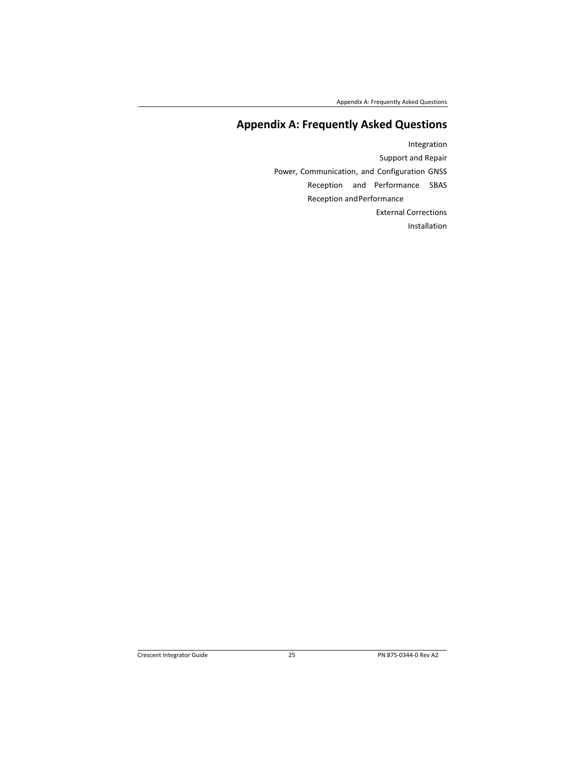# Appendix A: Frequently Asked Questions

Integration

Support and Repair

Power, Communication, and Configuration GNSS

Reception and Performance SBAS

Reception and Performance

External Corrections

Installation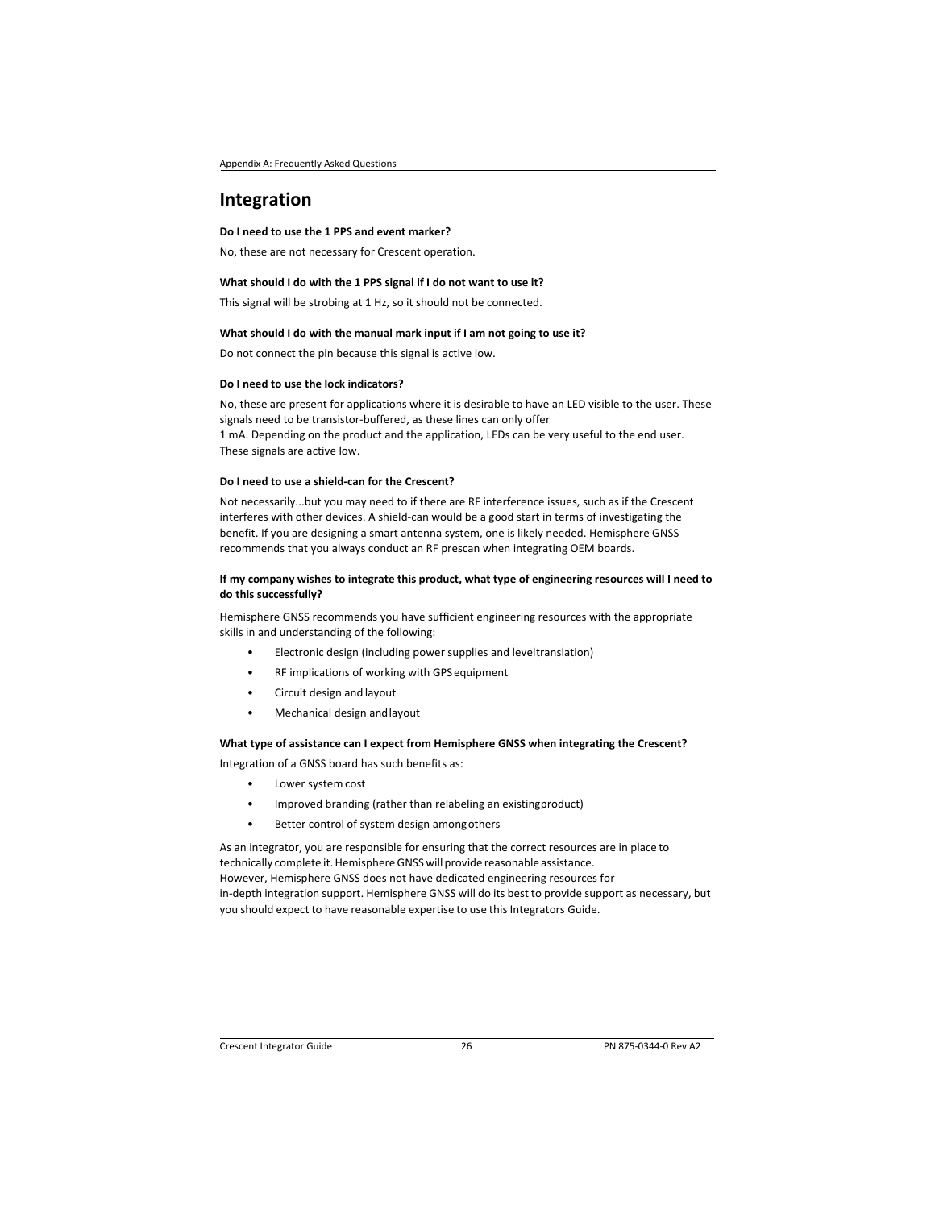## Integration

**Do I need to use the 1 PPS and event marker?**

No, these are not necessary for Crescent operation.

**What should I do with the 1 PPS signal if I do not want to use it?**

This signal will be strobing at 1 Hz, so it should not be connected.

**What should I do with the manual mark input if I am not going to use it?**

Do not connect the pin because this signal is active low.

**Do I need to use the lock indicators?**

No, these are present for applications where it is desirable to have an LED visible to the user. These signals need to be transistor-buffered, as these lines can only offer 1 mA. Depending on the product and the application, LEDs can be very useful to the end user. These signals are active low.

**Do I need to use a shield-can for the Crescent?**

Not necessarily...but you may need to if there are RF interference issues, such as if the Crescent interferes with other devices. A shield-can would be a good start in terms of investigating the benefit. If you are designing a smart antenna system, one is likely needed. Hemisphere GNSS recommends that you always conduct an RF prescan when integrating OEM boards.

**If my company wishes to integrate this product, what type of engineering resources will I need to do this successfully?**

Hemisphere GNSS recommends you have sufficient engineering resources with the appropriate skills in and understanding of the following:

- Electronic design (including power supplies and leveltranslation)
- RF implications of working with GPS equipment
- Circuit design and layout
- Mechanical design and layout

**What type of assistance can I expect from Hemisphere GNSS when integrating the Crescent?**

Integration of a GNSS board has such benefits as:

- Lower system cost
- Improved branding (rather than relabeling an existingproduct)
- Better control of system design among others

As an integrator, you are responsible for ensuring that the correct resources are in place to technically complete it. Hemisphere GNSS will provide reasonable assistance. However, Hemisphere GNSS does not have dedicated engineering resources for in-depth integration support. Hemisphere GNSS will do its best to provide support as necessary, but you should expect to have reasonable expertise to use this Integrators Guide.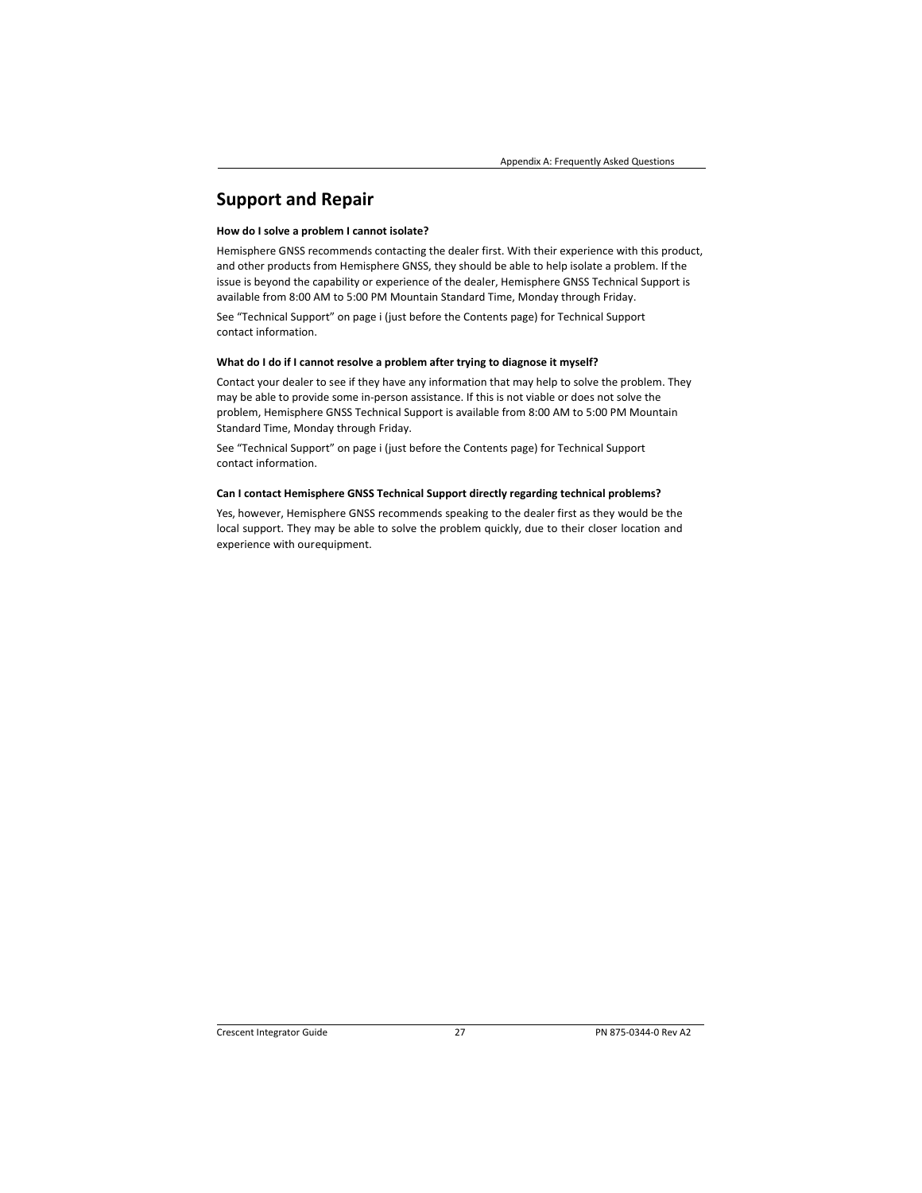## Support and Repair

**How do I solve a problem I cannot isolate?**

Hemisphere GNSS recommends contacting the dealer first. With their experience with this product, and other products from Hemisphere GNSS, they should be able to help isolate a problem. If the issue is beyond the capability or experience of the dealer, Hemisphere GNSS Technical Support is available from 8:00 AM to 5:00 PM Mountain Standard Time, Monday through Friday.

See "Technical Support" on page i (just before the Contents page) for Technical Support contact information.

**What do I do if I cannot resolve a problem after trying to diagnose it myself?**

Contact your dealer to see if they have any information that may help to solve the problem. They may be able to provide some in-person assistance. If this is not viable or does not solve the problem, Hemisphere GNSS Technical Support is available from 8:00 AM to 5:00 PM Mountain Standard Time, Monday through Friday.

See "Technical Support" on page i (just before the Contents page) for Technical Support contact information.

**Can I contact Hemisphere GNSS Technical Support directly regarding technical problems?**

Yes, however, Hemisphere GNSS recommends speaking to the dealer first as they would be the local support. They may be able to solve the problem quickly, due to their closer location and experience with ourequipment.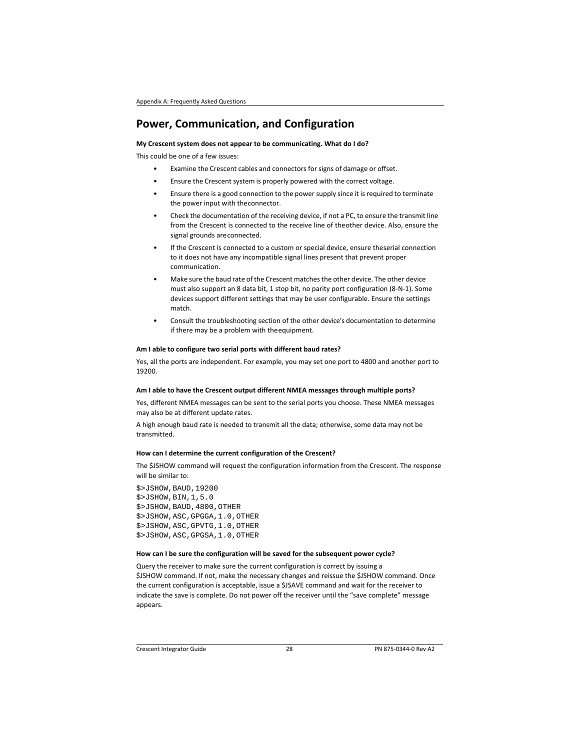## Power, Communication, and Configuration

**My Crescent system does not appear to be communicating. What do I do?**

This could be one of a few issues:

- Examine the Crescent cables and connectors for signs of damage or offset.
- Ensure the Crescent system is properly powered with the correct voltage.
- Ensure there is a good connection to the power supply since it is required to terminate the power input with the connector.
- Check the documentation of the receiving device, if not a PC, to ensure the transmit line from the Crescent is connected to the receive line of the other device. Also, ensure the signal grounds are connected.
- If the Crescent is connected to a custom or special device, ensure the serial connection to it does not have any incompatible signal lines present that prevent proper communication.
- Make sure the baud rate of the Crescent matches the other device. The other device must also support an 8 data bit, 1 stop bit, no parity port configuration (8-N-1). Some devices support different settings that may be user configurable. Ensure the settings match.
- Consult the troubleshooting section of the other device's documentation to determine if there may be a problem with the equipment.

**Am I able to configure two serial ports with different baud rates?**

Yes, all the ports are independent. For example, you may set one port to 4800 and another port to 19200.

**Am I able to have the Crescent output different NMEA messages through multiple ports?**

Yes, different NMEA messages can be sent to the serial ports you choose. These NMEA messages may also be at different update rates.

A high enough baud rate is needed to transmit all the data; otherwise, some data may not be transmitted.

**How can I determine the current configuration of the Crescent?**

The $JSHOW command will request the configuration information from the Crescent. The response will be similar to:

```
$>JSHOW,BAUD,19200
$>JSHOW,BIN,1,5.0
$>JSHOW,BAUD,4800,OTHER
$>JSHOW,ASC,GPGGA,1.0,OTHER
$>JSHOW,ASC,GPVTG,1.0,OTHER
$>JSHOW,ASC,GPGSA,1.0,OTHER
```

**How can I be sure the configuration will be saved for the subsequent power cycle?**

Query the receiver to make sure the current configuration is correct by issuing a $JSHOW command. If not, make the necessary changes and reissue the $JSHOW command. Once the current configuration is acceptable, issue a $JSAVE command and wait for the receiver to indicate the save is complete. Do not power off the receiver until the "save complete" message appears.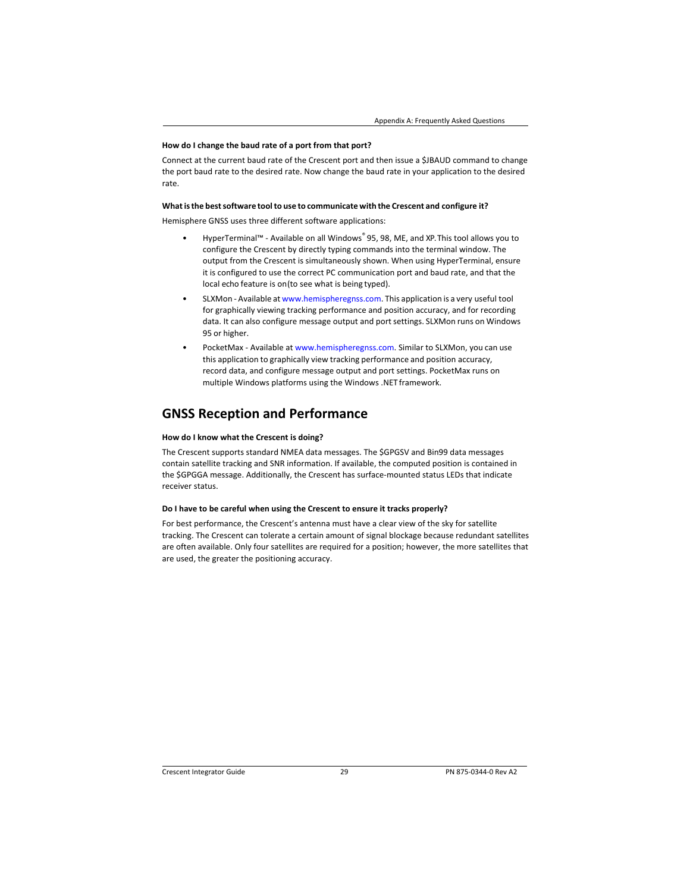**How do I change the baud rate of a port from that port?**

Connect at the current baud rate of the Crescent port and then issue a $JBAUD command to change the port baud rate to the desired rate. Now change the baud rate in your application to the desired rate.

**What is the best software tool to use to communicate with the Crescent and configure it?**

Hemisphere GNSS uses three different software applications:

- HyperTerminal™ - Available on all Windows® 95, 98, ME, and XP. This tool allows you to configure the Crescent by directly typing commands into the terminal window. The output from the Crescent is simultaneously shown. When using HyperTerminal, ensure it is configured to use the correct PC communication port and baud rate, and that the local echo feature is on(to see what is being typed).
- SLXMon - Available at www.hemispheregnss.com. This application is a very useful tool for graphically viewing tracking performance and position accuracy, and for recording data. It can also configure message output and port settings. SLXMon runs on Windows 95 or higher.
- PocketMax - Available at www.hemispheregnss.com. Similar to SLXMon, you can use this application to graphically view tracking performance and position accuracy, record data, and configure message output and port settings. PocketMax runs on multiple Windows platforms using the Windows .NET framework.

## GNSS Reception and Performance

**How do I know what the Crescent is doing?**

The Crescent supports standard NMEA data messages. The $GPGSV and Bin99 data messages contain satellite tracking and SNR information. If available, the computed position is contained in the $GPGGA message. Additionally, the Crescent has surface-mounted status LEDs that indicate receiver status.

**Do I have to be careful when using the Crescent to ensure it tracks properly?**

For best performance, the Crescent's antenna must have a clear view of the sky for satellite tracking. The Crescent can tolerate a certain amount of signal blockage because redundant satellites are often available. Only four satellites are required for a position; however, the more satellites that are used, the greater the positioning accuracy.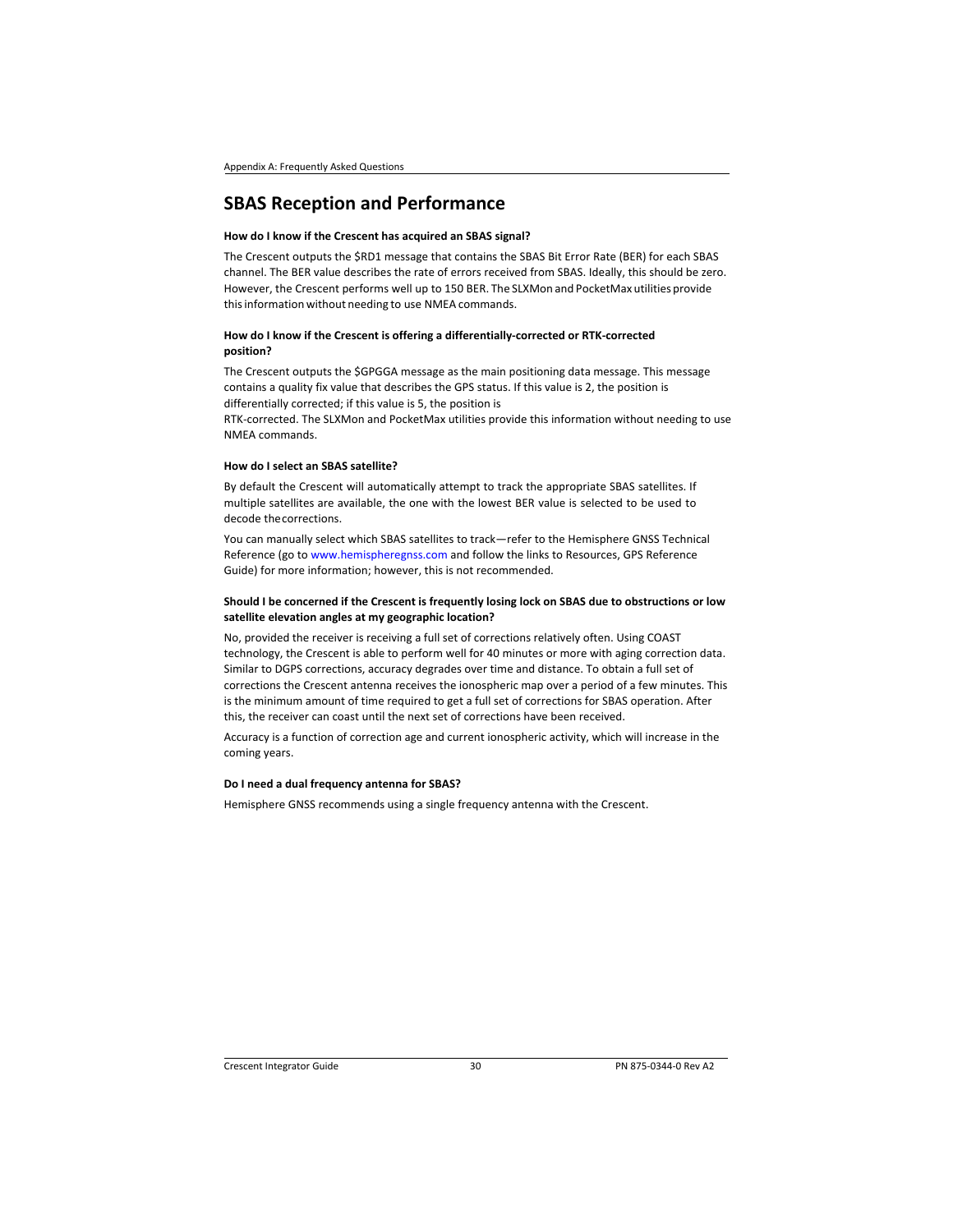## SBAS Reception and Performance

**How do I know if the Crescent has acquired an SBAS signal?**

The Crescent outputs the $RD1 message that contains the SBAS Bit Error Rate (BER) for each SBAS channel. The BER value describes the rate of errors received from SBAS. Ideally, this should be zero. However, the Crescent performs well up to 150 BER. The SLXMon and PocketMax utilities provide this information without needing to use NMEA commands.

**How do I know if the Crescent is offering a differentially-corrected or RTK-corrected position?**

The Crescent outputs the $GPGGA message as the main positioning data message. This message contains a quality fix value that describes the GPS status. If this value is 2, the position is differentially corrected; if this value is 5, the position is RTK-corrected. The SLXMon and PocketMax utilities provide this information without needing to use NMEA commands.

**How do I select an SBAS satellite?**

By default the Crescent will automatically attempt to track the appropriate SBAS satellites. If multiple satellites are available, the one with the lowest BER value is selected to be used to decode the corrections.

You can manually select which SBAS satellites to track—refer to the Hemisphere GNSS Technical Reference (go to www.hemispheregnss.com and follow the links to Resources, GPS Reference Guide) for more information; however, this is not recommended.

**Should I be concerned if the Crescent is frequently losing lock on SBAS due to obstructions or low satellite elevation angles at my geographic location?**

No, provided the receiver is receiving a full set of corrections relatively often. Using COAST technology, the Crescent is able to perform well for 40 minutes or more with aging correction data. Similar to DGPS corrections, accuracy degrades over time and distance. To obtain a full set of corrections the Crescent antenna receives the ionospheric map over a period of a few minutes. This is the minimum amount of time required to get a full set of corrections for SBAS operation. After this, the receiver can coast until the next set of corrections have been received.

Accuracy is a function of correction age and current ionospheric activity, which will increase in the coming years.

**Do I need a dual frequency antenna for SBAS?**

Hemisphere GNSS recommends using a single frequency antenna with the Crescent.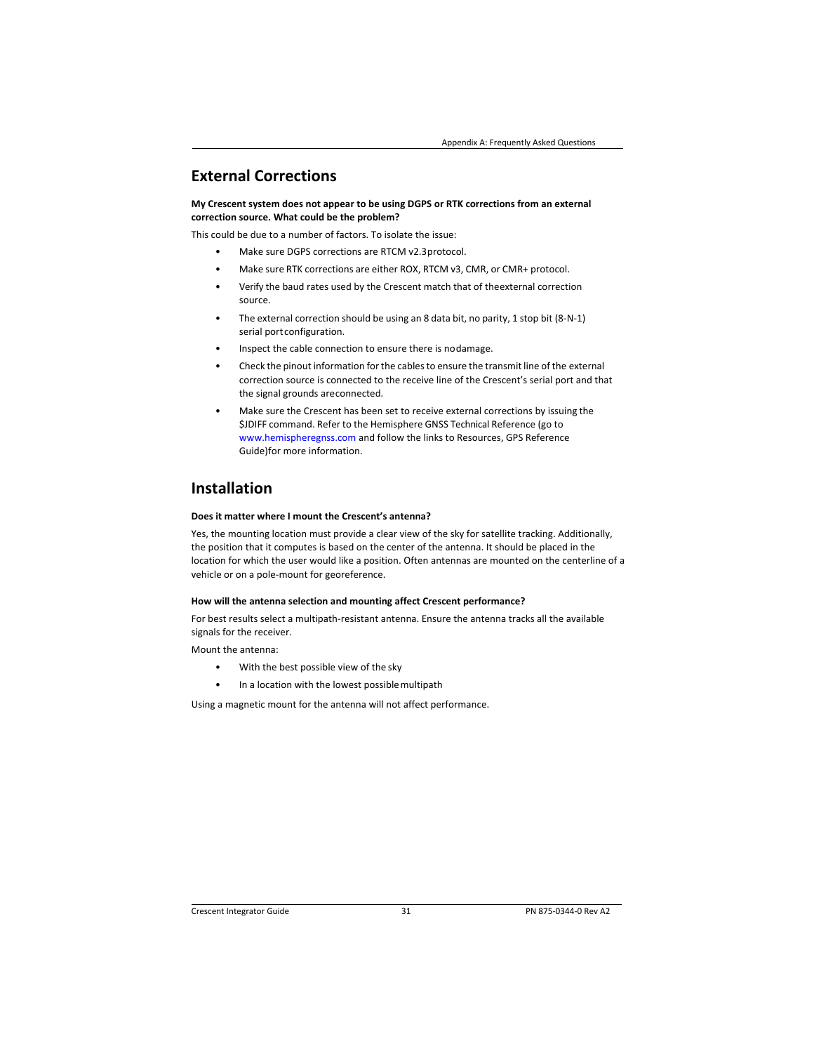## External Corrections

**My Crescent system does not appear to be using DGPS or RTK corrections from an external correction source. What could be the problem?**

This could be due to a number of factors. To isolate the issue:

- Make sure DGPS corrections are RTCM v2.3 protocol.
- Make sure RTK corrections are either ROX, RTCM v3, CMR, or CMR+ protocol.
- Verify the baud rates used by the Crescent match that of the external correction source.
- The external correction should be using an 8 data bit, no parity, 1 stop bit (8-N-1) serial port configuration.
- Inspect the cable connection to ensure there is no damage.
- Check the pinout information for the cables to ensure the transmit line of the external correction source is connected to the receive line of the Crescent's serial port and that the signal grounds are connected.
- Make sure the Crescent has been set to receive external corrections by issuing the $JDIFF command. Refer to the Hemisphere GNSS Technical Reference (go to www.hemispheregnss.com and follow the links to Resources, GPS Reference Guide) for more information.

## Installation

**Does it matter where I mount the Crescent's antenna?**

Yes, the mounting location must provide a clear view of the sky for satellite tracking. Additionally, the position that it computes is based on the center of the antenna. It should be placed in the location for which the user would like a position. Often antennas are mounted on the centerline of a vehicle or on a pole-mount for georeference.

**How will the antenna selection and mounting affect Crescent performance?**

For best results select a multipath-resistant antenna. Ensure the antenna tracks all the available signals for the receiver.

Mount the antenna:

- With the best possible view of the sky
- In a location with the lowest possible multipath

Using a magnetic mount for the antenna will not affect performance.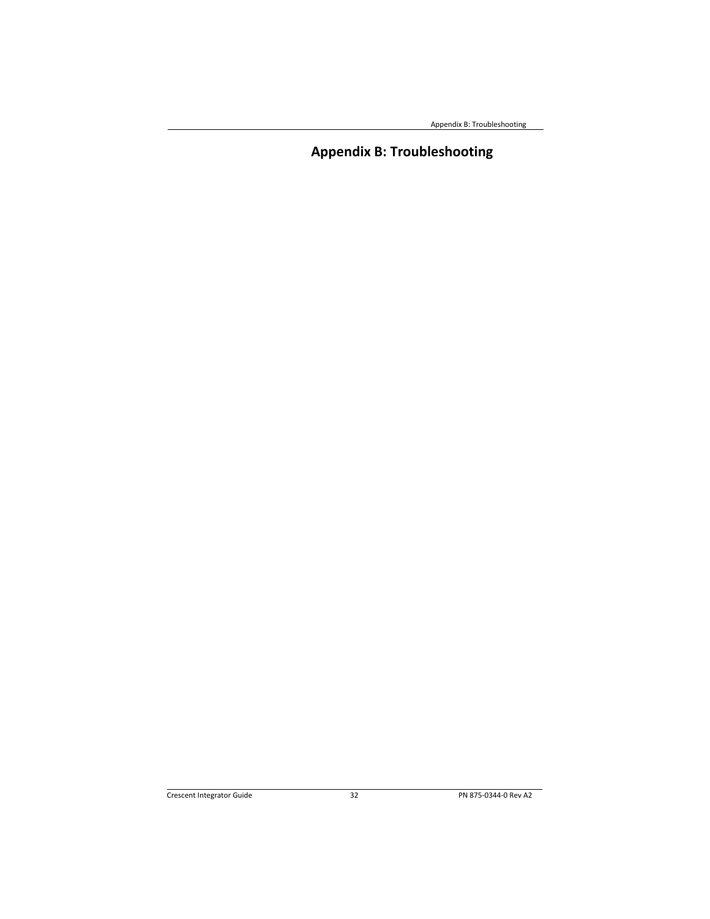# Appendix B: Troubleshooting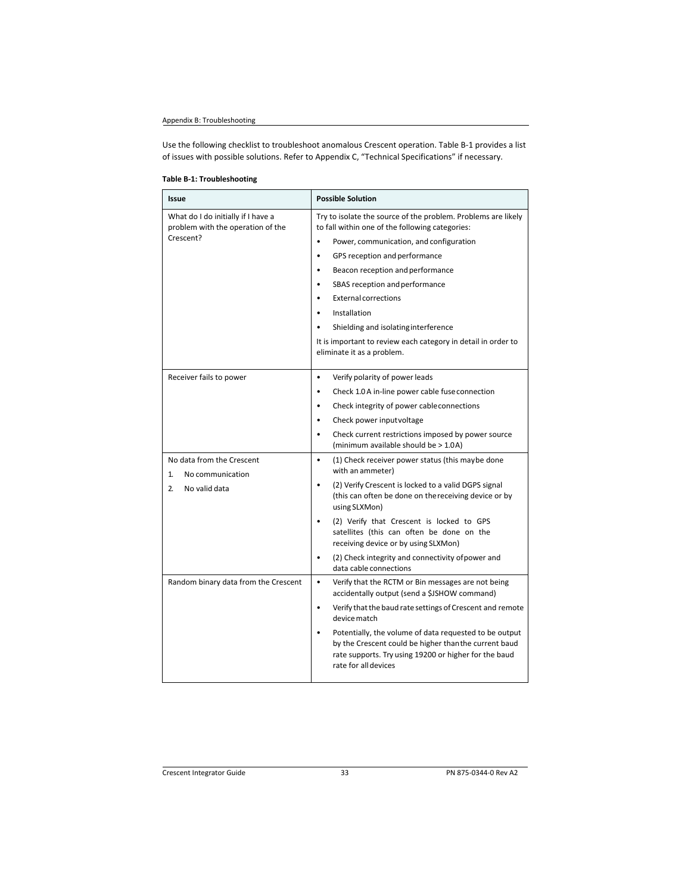Use the following checklist to troubleshoot anomalous Crescent operation. Table B-1 provides a list of issues with possible solutions. Refer to Appendix C, "Technical Specifications" if necessary.

**Table B-1: Troubleshooting**

| Issue | Possible Solution |
|---|---|
| What do I do initially if I have a problem with the operation of the Crescent? | Try to isolate the source of the problem. Problems are likely to fall within one of the following categories:<br>• Power, communication, and configuration<br>• GPS reception and performance<br>• Beacon reception and performance<br>• SBAS reception and performance<br>• External corrections<br>• Installation<br>• Shielding and isolating interference<br>It is important to review each category in detail in order to eliminate it as a problem. |
| Receiver fails to power | • Verify polarity of power leads<br>• Check 1.0 A in-line power cable fuse connection<br>• Check integrity of power cable connections<br>• Check power input voltage<br>• Check current restrictions imposed by power source (minimum available should be > 1.0 A) |
| No data from the Crescent<br>1. No communication<br>2. No valid data | • (1) Check receiver power status (this may be done with an ammeter)<br>• (2) Verify Crescent is locked to a valid DGPS signal (this can often be done on the receiving device or by using SLXMon)<br>• (2) Verify that Crescent is locked to GPS satellites (this can often be done on the receiving device or by using SLXMon)<br>• (2) Check integrity and connectivity of power and data cable connections |
| Random binary data from the Crescent | • Verify that the RCTM or Bin messages are not being accidentally output (send a $JSHOW command)<br>• Verify that the baud rate settings of Crescent and remote device match<br>• Potentially, the volume of data requested to be output by the Crescent could be higher than the current baud rate supports. Try using 19200 or higher for the baud rate for all devices |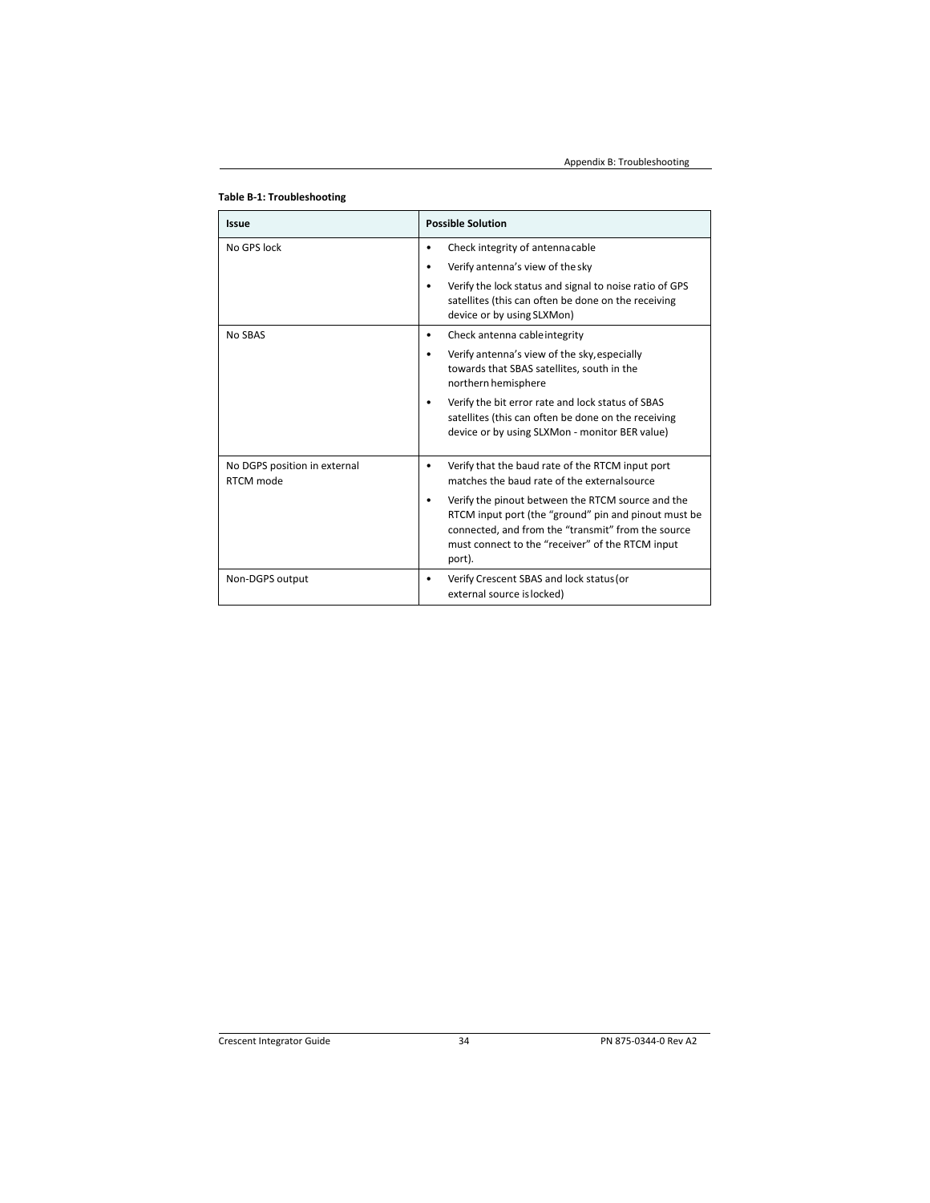**Table B-1: Troubleshooting**

| Issue | Possible Solution |
| --- | --- |
| No GPS lock | • Check integrity of antenna cable<br>• Verify antenna's view of the sky<br>• Verify the lock status and signal to noise ratio of GPS satellites (this can often be done on the receiving device or by using SLXMon) |
| No SBAS | • Check antenna cable integrity<br>• Verify antenna's view of the sky, especially towards that SBAS satellites, south in the northern hemisphere<br>• Verify the bit error rate and lock status of SBAS satellites (this can often be done on the receiving device or by using SLXMon - monitor BER value) |
| No DGPS position in external RTCM mode | • Verify that the baud rate of the RTCM input port matches the baud rate of the external source<br>• Verify the pinout between the RTCM source and the RTCM input port (the "ground" pin and pinout must be connected, and from the "transmit" from the source must connect to the "receiver" of the RTCM input port). |
| Non-DGPS output | • Verify Crescent SBAS and lock status (or external source is locked) |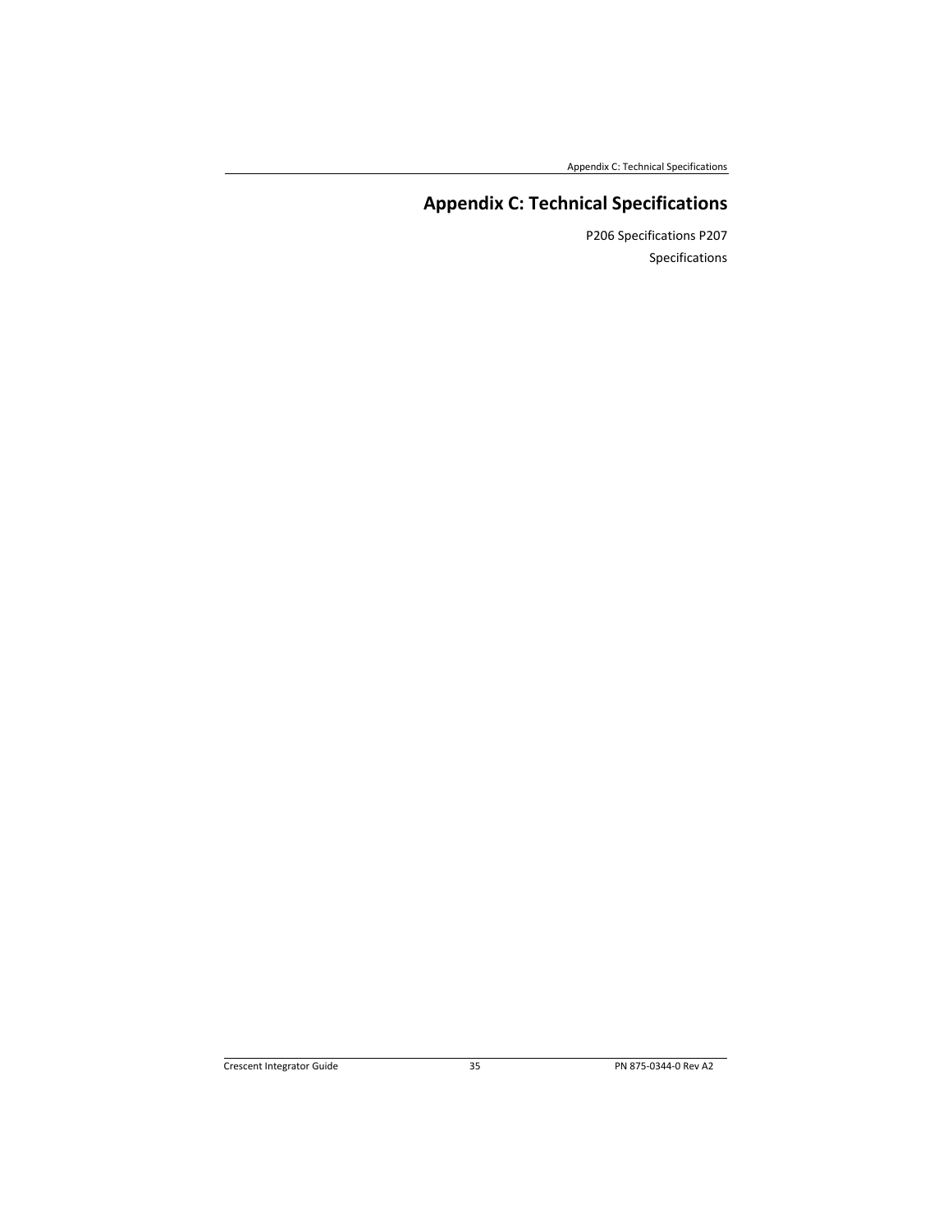# Appendix C: Technical Specifications

P206 Specifications P207 Specifications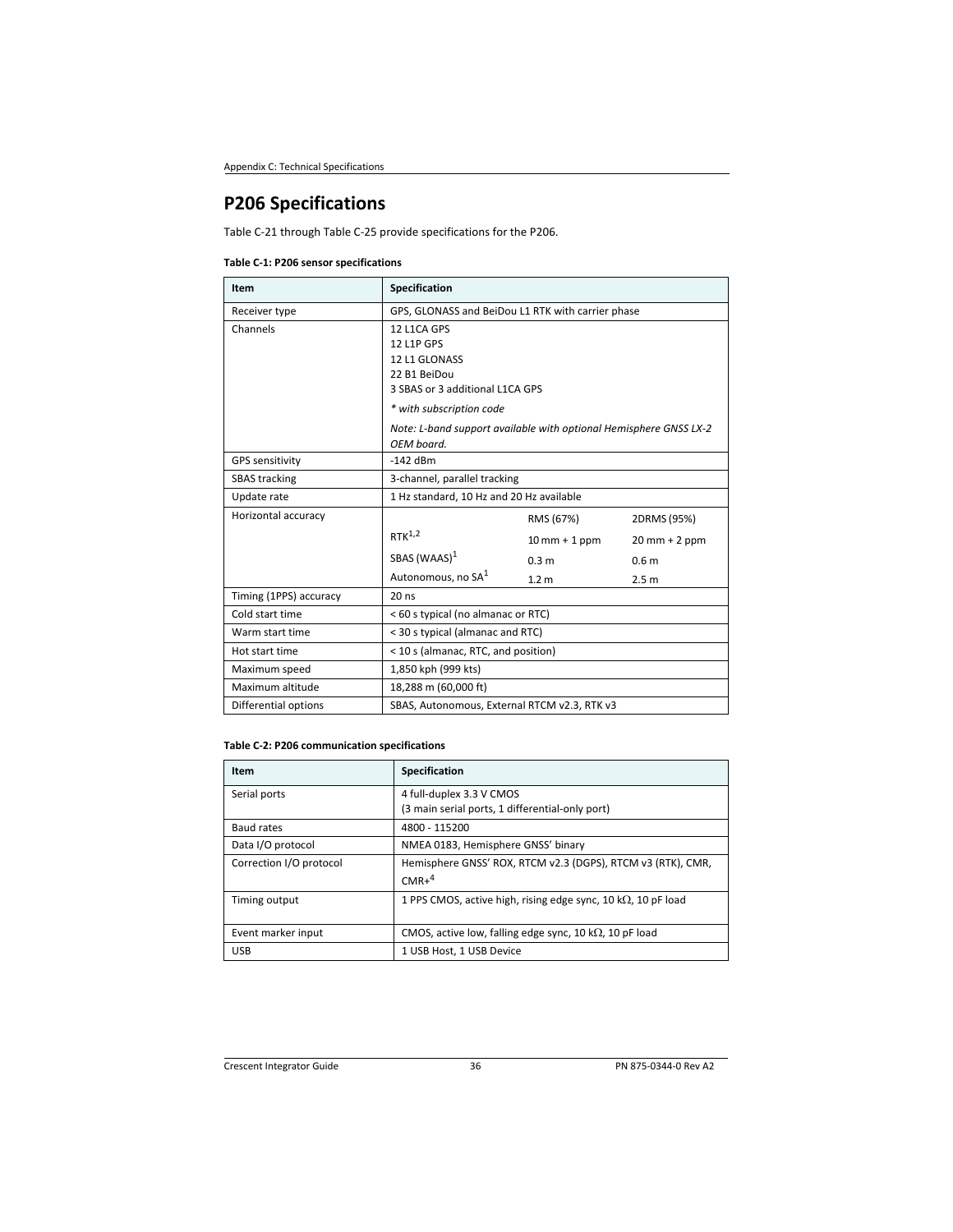# P206 Specifications

Table C-21 through Table C-25 provide specifications for the P206.

**Table C-1: P206 sensor specifications**

| Item | Specification | | |
|---|---|---|---|
| Receiver type | GPS, GLONASS and BeiDou L1 RTK with carrier phase | | |
| Channels | 12 L1CA GPS<br>12 L1P GPS<br>12 L1 GLONASS<br>22 B1 BeiDou<br>3 SBAS or 3 additional L1CA GPS<br>*\* with subscription code*<br>*Note: L-band support available with optional Hemisphere GNSS LX-2 OEM board.* | | |
| GPS sensitivity | -142 dBm | | |
| SBAS tracking | 3-channel, parallel tracking | | |
| Update rate | 1 Hz standard, 10 Hz and 20 Hz available | | |
| Horizontal accuracy | | RMS (67%) | 2DRMS (95%) |
| | RTK[1,2] | 10 mm + 1 ppm | 20 mm + 2 ppm |
| | SBAS (WAAS)[1] | 0.3 m | 0.6 m |
| | Autonomous, no SA[1] | 1.2 m | 2.5 m |
| Timing (1PPS) accuracy | 20 ns | | |
| Cold start time | < 60 s typical (no almanac or RTC) | | |
| Warm start time | < 30 s typical (almanac and RTC) | | |
| Hot start time | < 10 s (almanac, RTC, and position) | | |
| Maximum speed | 1,850 kph (999 kts) | | |
| Maximum altitude | 18,288 m (60,000 ft) | | |
| Differential options | SBAS, Autonomous, External RTCM v2.3, RTK v3 | | |

**Table C-2: P206 communication specifications**

| Item | Specification |
|---|---|
| Serial ports | 4 full-duplex 3.3 V CMOS<br>(3 main serial ports, 1 differential-only port) |
| Baud rates | 4800 - 115200 |
| Data I/O protocol | NMEA 0183, Hemisphere GNSS' binary |
| Correction I/O protocol | Hemisphere GNSS' ROX, RTCM v2.3 (DGPS), RTCM v3 (RTK), CMR, CMR+[4] |
| Timing output | 1 PPS CMOS, active high, rising edge sync, 10 kΩ, 10 pF load |
| Event marker input | CMOS, active low, falling edge sync, 10 kΩ, 10 pF load |
| USB | 1 USB Host, 1 USB Device |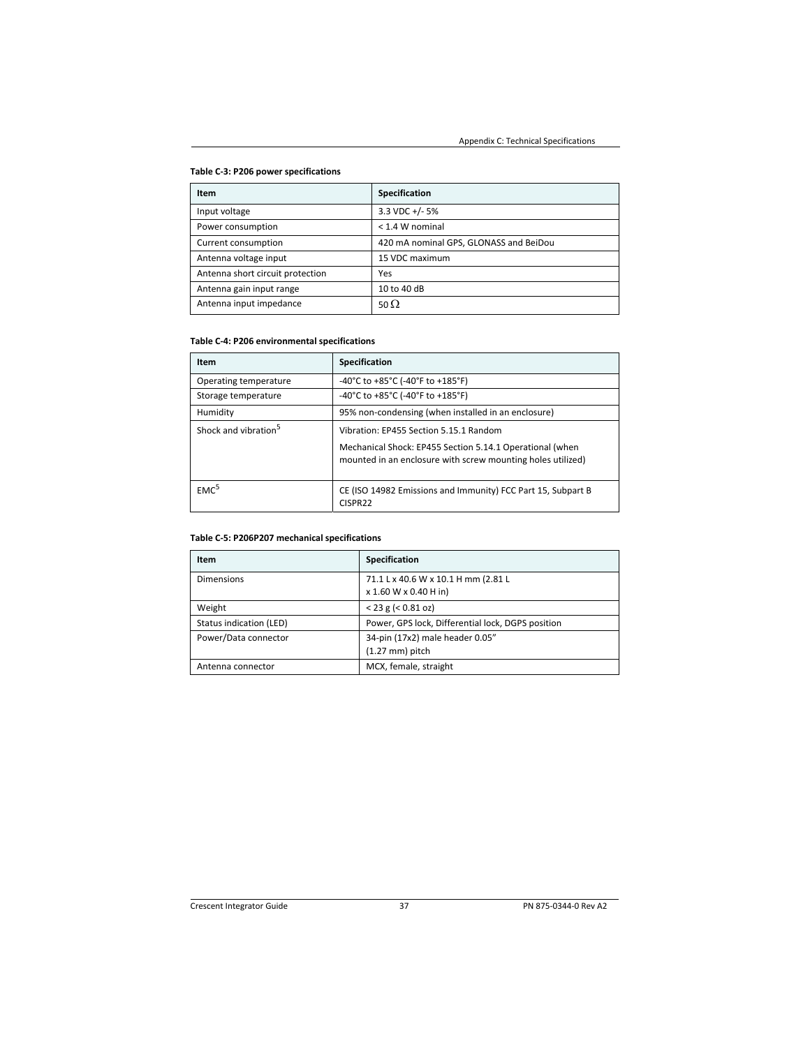**Table C-3: P206 power specifications**

| Item | Specification |
|---|---|
| Input voltage | 3.3 VDC +/- 5% |
| Power consumption | < 1.4 W nominal |
| Current consumption | 420 mA nominal GPS, GLONASS and BeiDou |
| Antenna voltage input | 15 VDC maximum |
| Antenna short circuit protection | Yes |
| Antenna gain input range | 10 to 40 dB |
| Antenna input impedance | 50 $\Omega$ |

**Table C-4: P206 environmental specifications**

| Item | Specification |
|---|---|
| Operating temperature | -40°C to +85°C (-40°F to +185°F) |
| Storage temperature | -40°C to +85°C (-40°F to +185°F) |
| Humidity | 95% non-condensing (when installed in an enclosure) |
| Shock and vibration[5] | Vibration: EP455 Section 5.15.1 Random<br><br>Mechanical Shock: EP455 Section 5.14.1 Operational (when mounted in an enclosure with screw mounting holes utilized) |
| EMC[5] | CE (ISO 14982 Emissions and Immunity) FCC Part 15, Subpart B CISPR22 |

**Table C-5: P206P207 mechanical specifications**

| Item | Specification |
|---|---|
| Dimensions | 71.1 L x 40.6 W x 10.1 H mm (2.81 L x 1.60 W x 0.40 H in) |
| Weight | < 23 g (< 0.81 oz) |
| Status indication (LED) | Power, GPS lock, Differential lock, DGPS position |
| Power/Data connector | 34-pin (17x2) male header 0.05" (1.27 mm) pitch |
| Antenna connector | MCX, female, straight |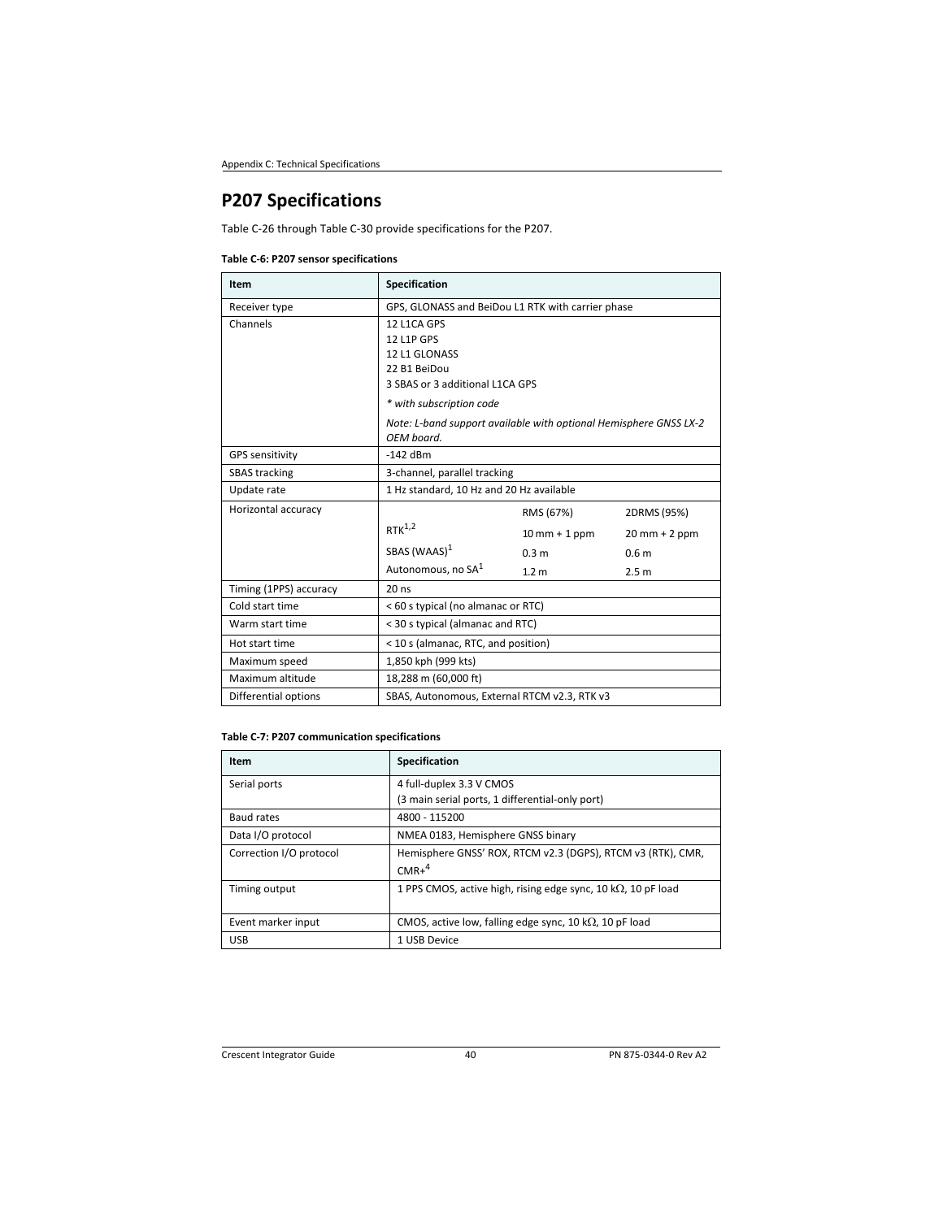## P207 Specifications

Table C-26 through Table C-30 provide specifications for the P207.

**Table C-6: P207 sensor specifications**

| Item | Specification | | |
|---|---|---|---|
| Receiver type | GPS, GLONASS and BeiDou L1 RTK with carrier phase | | |
| Channels | 12 L1CA GPS<br>12 L1P GPS<br>12 L1 GLONASS<br>22 B1 BeiDou<br>3 SBAS or 3 additional L1CA GPS<br>*\* with subscription code*<br>*Note: L-band support available with optional Hemisphere GNSS LX-2 OEM board.* | | |
| GPS sensitivity | -142 dBm | | |
| SBAS tracking | 3-channel, parallel tracking | | |
| Update rate | 1 Hz standard, 10 Hz and 20 Hz available | | |
| Horizontal accuracy | | RMS (67%) | 2DRMS (95%) |
| | RTK[1,2] | 10 mm + 1 ppm | 20 mm + 2 ppm |
| | SBAS (WAAS)[1] | 0.3 m | 0.6 m |
| | Autonomous, no SA[1] | 1.2 m | 2.5 m |
| Timing (1PPS) accuracy | 20 ns | | |
| Cold start time | < 60 s typical (no almanac or RTC) | | |
| Warm start time | < 30 s typical (almanac and RTC) | | |
| Hot start time | < 10 s (almanac, RTC, and position) | | |
| Maximum speed | 1,850 kph (999 kts) | | |
| Maximum altitude | 18,288 m (60,000 ft) | | |
| Differential options | SBAS, Autonomous, External RTCM v2.3, RTK v3 | | |

**Table C-7: P207 communication specifications**

| Item | Specification |
|---|---|
| Serial ports | 4 full-duplex 3.3 V CMOS<br>(3 main serial ports, 1 differential-only port) |
| Baud rates | 4800 - 115200 |
| Data I/O protocol | NMEA 0183, Hemisphere GNSS binary |
| Correction I/O protocol | Hemisphere GNSS' ROX, RTCM v2.3 (DGPS), RTCM v3 (RTK), CMR, CMR+[4] |
| Timing output | 1 PPS CMOS, active high, rising edge sync, 10 kΩ, 10 pF load |
| Event marker input | CMOS, active low, falling edge sync, 10 kΩ, 10 pF load |
| USB | 1 USB Device |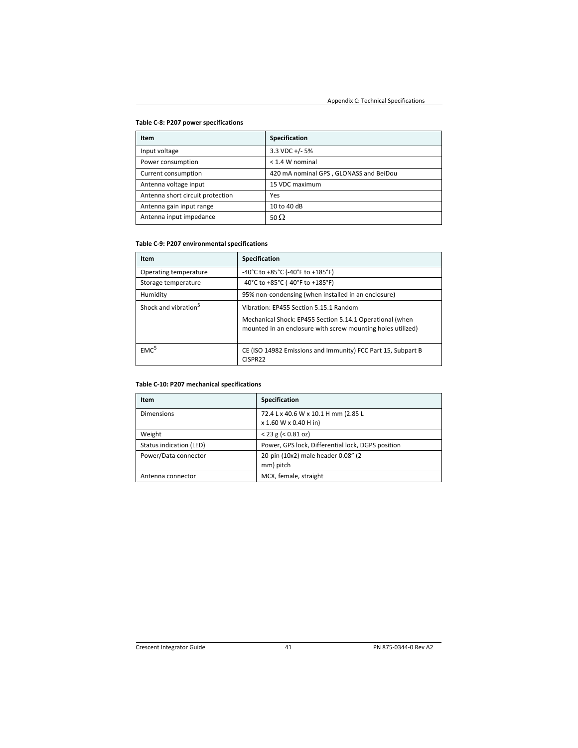**Table C-8: P207 power specifications**

| Item | Specification |
| --- | --- |
| Input voltage | 3.3 VDC +/- 5% |
| Power consumption | < 1.4 W nominal |
| Current consumption | 420 mA nominal GPS , GLONASS and BeiDou |
| Antenna voltage input | 15 VDC maximum |
| Antenna short circuit protection | Yes |
| Antenna gain input range | 10 to 40 dB |
| Antenna input impedance | 50 $\Omega$ |

**Table C-9: P207 environmental specifications**

| Item | Specification |
| --- | --- |
| Operating temperature | -40°C to +85°C (-40°F to +185°F) |
| Storage temperature | -40°C to +85°C (-40°F to +185°F) |
| Humidity | 95% non-condensing (when installed in an enclosure) |
| Shock and vibration[5] | Vibration: EP455 Section 5.15.1 Random<br><br>Mechanical Shock: EP455 Section 5.14.1 Operational (when mounted in an enclosure with screw mounting holes utilized) |
| EMC[5] | CE (ISO 14982 Emissions and Immunity) FCC Part 15, Subpart B CISPR22 |

**Table C-10: P207 mechanical specifications**

| Item | Specification |
| --- | --- |
| Dimensions | 72.4 L x 40.6 W x 10.1 H mm (2.85 L x 1.60 W x 0.40 H in) |
| Weight | < 23 g (< 0.81 oz) |
| Status indication (LED) | Power, GPS lock, Differential lock, DGPS position |
| Power/Data connector | 20-pin (10x2) male header 0.08" (2 mm) pitch |
| Antenna connector | MCX, female, straight |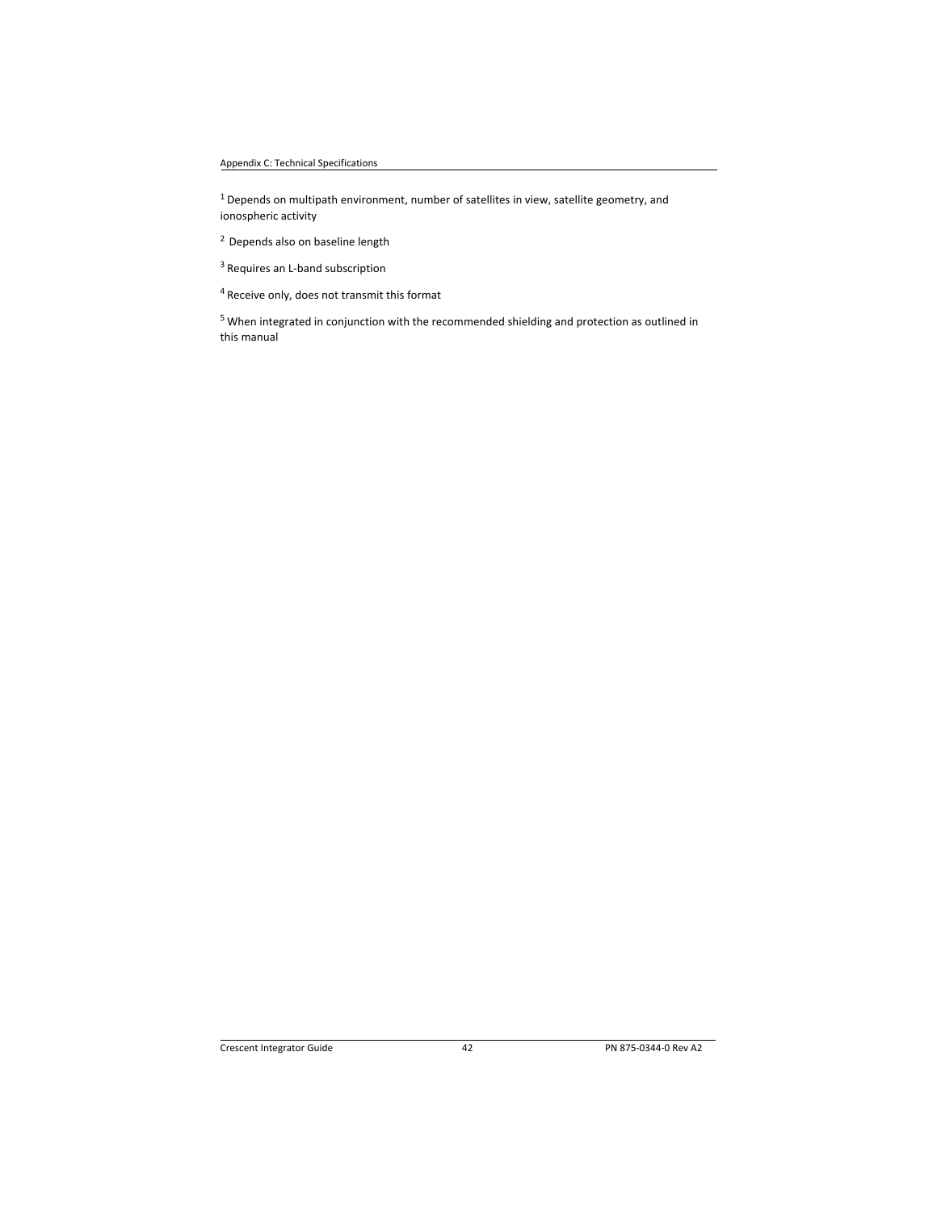[1] Depends on multipath environment, number of satellites in view, satellite geometry, and ionospheric activity

[2] Depends also on baseline length

[3] Requires an L-band subscription

[4] Receive only, does not transmit this format

[5] When integrated in conjunction with the recommended shielding and protection as outlined in this manual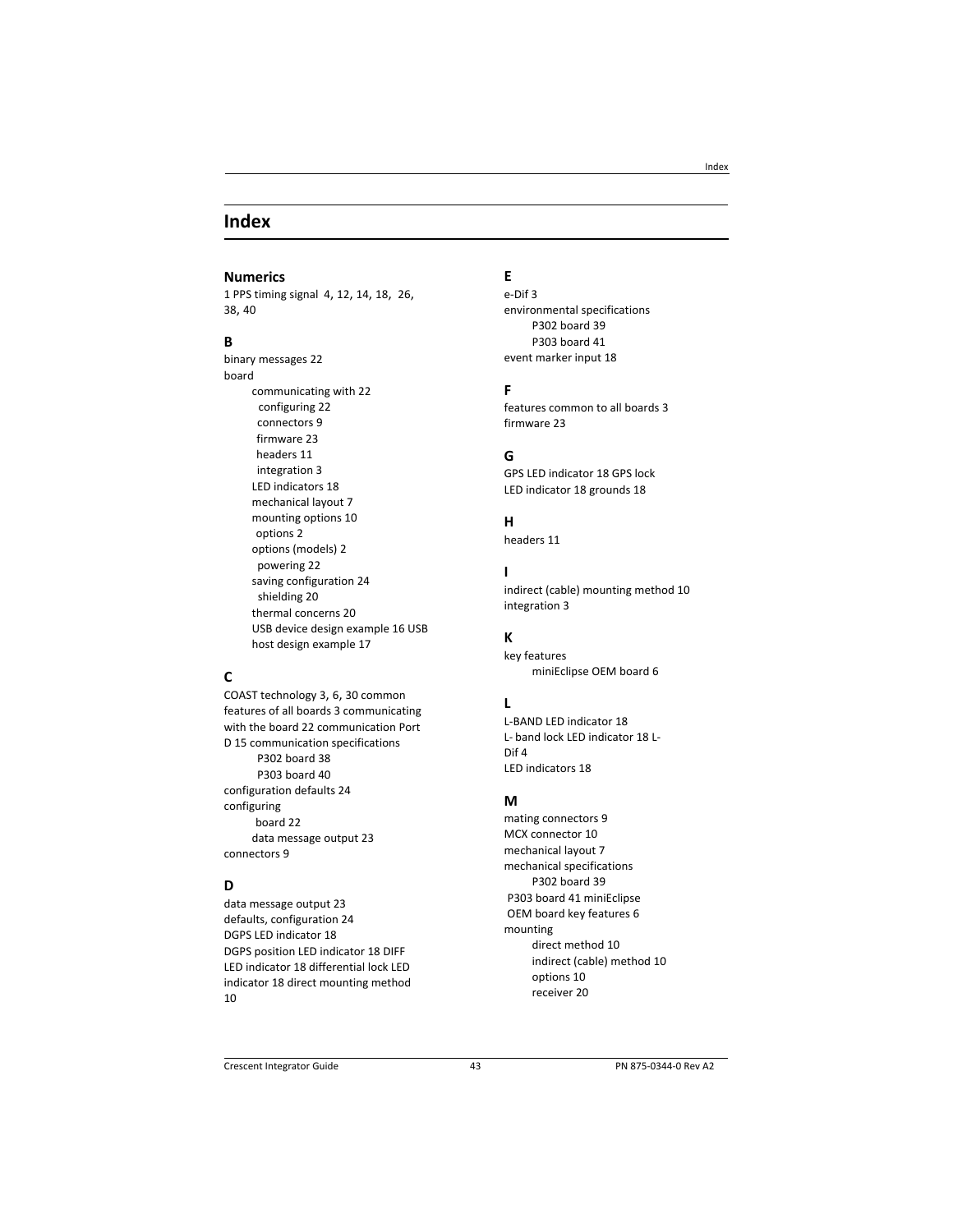# Index

## Numerics

1 PPS timing signal 4, 12, 14, 18, 26, 38, 40

## B

binary messages 22
board
- communicating with 22
- configuring 22
- connectors 9
- firmware 23
- headers 11
- integration 3
- LED indicators 18
- mechanical layout 7
- mounting options 10
- options 2
- options (models) 2
- powering 22
- saving configuration 24
- shielding 20
- thermal concerns 20
- USB device design example 16 USB host design example 17

## C

COAST technology 3, 6, 30 common features of all boards 3 communicating with the board 22 communication Port D 15 communication specifications
- P302 board 38
- P303 board 40

configuration defaults 24
configuring
- board 22
- data message output 23

connectors 9

## D

data message output 23
defaults, configuration 24
DGPS LED indicator 18
DGPS position LED indicator 18 DIFF LED indicator 18 differential lock LED indicator 18 direct mounting method 10

## E

e-Dif 3
environmental specifications
- P302 board 39
- P303 board 41

event marker input 18

## F

features common to all boards 3
firmware 23

## G

GPS LED indicator 18 GPS lock LED indicator 18 grounds 18

## H

headers 11

## I

indirect (cable) mounting method 10
integration 3

## K

key features
- miniEclipse OEM board 6

## L

L-BAND LED indicator 18
L- band lock LED indicator 18 L-Dif 4
LED indicators 18

## M

mating connectors 9
MCX connector 10
mechanical layout 7
mechanical specifications
- P302 board 39
- P303 board 41 miniEclipse OEM board key features 6

mounting
- direct method 10
- indirect (cable) method 10
- options 10
- receiver 20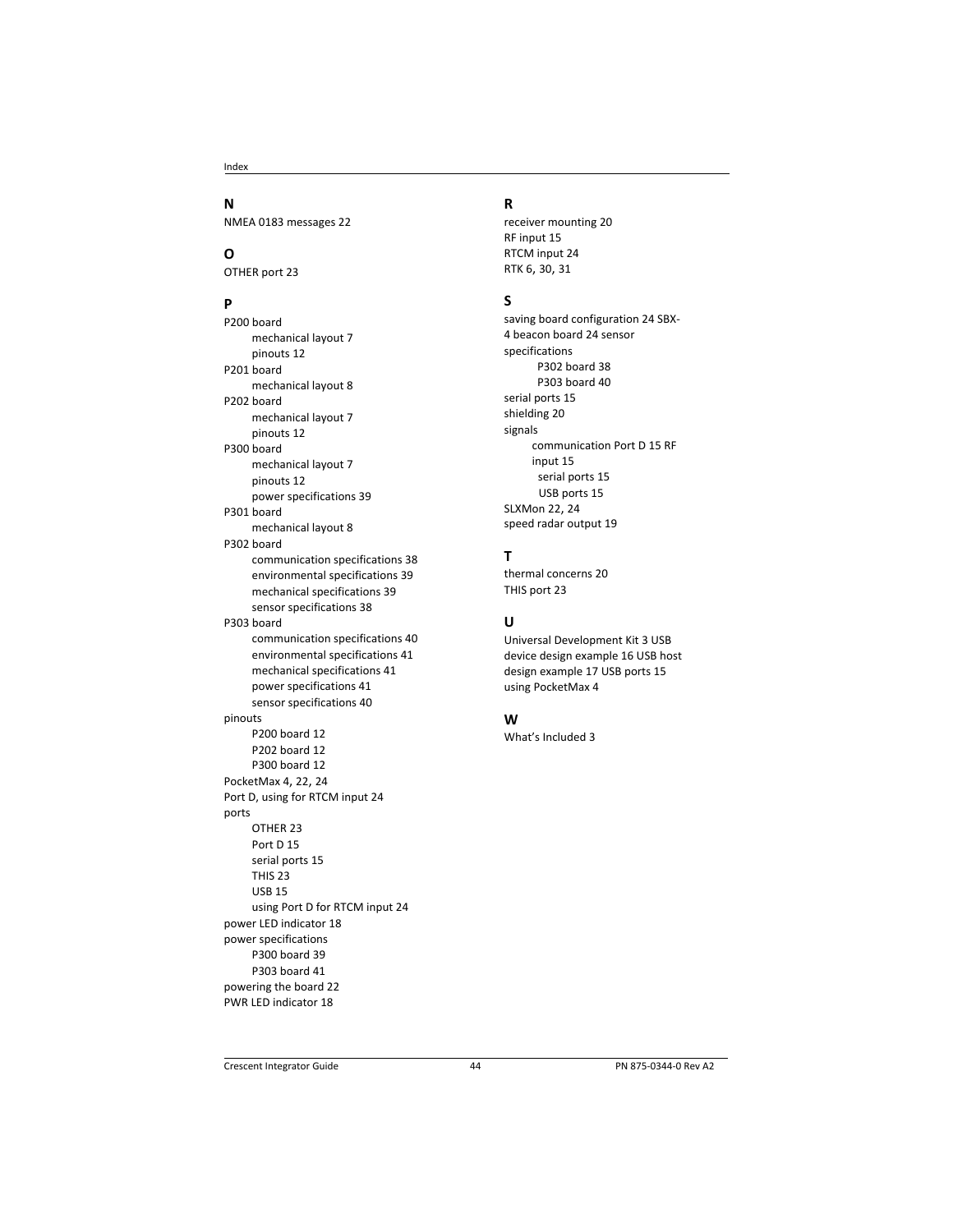## N

NMEA 0183 messages 22

## O

OTHER port 23

## P

P200 board
- mechanical layout 7
- pinouts 12

P201 board
- mechanical layout 8

P202 board
- mechanical layout 7
- pinouts 12

P300 board
- mechanical layout 7
- pinouts 12
- power specifications 39

P301 board
- mechanical layout 8

P302 board
- communication specifications 38
- environmental specifications 39
- mechanical specifications 39
- sensor specifications 38

P303 board
- communication specifications 40
- environmental specifications 41
- mechanical specifications 41
- power specifications 41
- sensor specifications 40

pinouts
- P200 board 12
- P202 board 12
- P300 board 12

PocketMax 4, 22, 24

Port D, using for RTCM input 24

ports
- OTHER 23
- Port D 15
- serial ports 15
- THIS 23
- USB 15
- using Port D for RTCM input 24

power LED indicator 18

power specifications
- P300 board 39
- P303 board 41

powering the board 22

PWR LED indicator 18

## R

receiver mounting 20

RF input 15

RTCM input 24

RTK 6, 30, 31

## S

saving board configuration 24 SBX-4 beacon board 24 sensor specifications
- P302 board 38
- P303 board 40

serial ports 15

shielding 20

signals
- communication Port D 15 RF input 15
- serial ports 15
- USB ports 15

SLXMon 22, 24

speed radar output 19

## T

thermal concerns 20

THIS port 23

## U

Universal Development Kit 3 USB device design example 16 USB host design example 17 USB ports 15 using PocketMax 4

## W

What's Included 3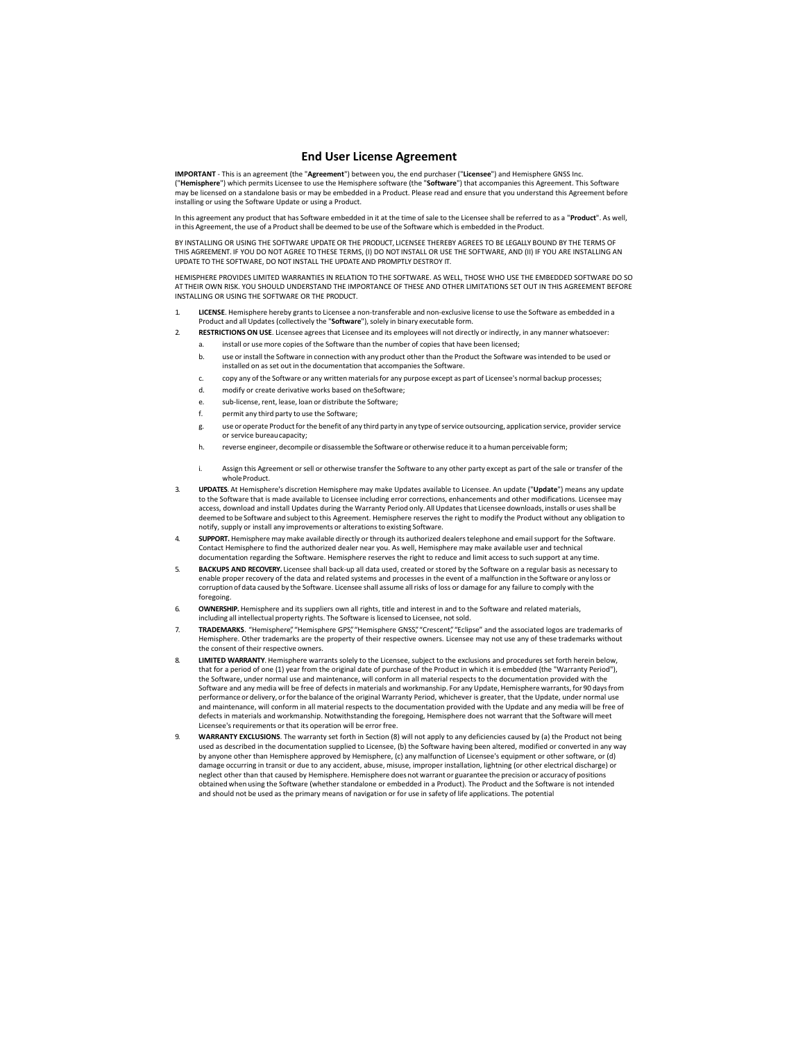# End User License Agreement

**IMPORTANT** - This is an agreement (the "**Agreement**") between you, the end purchaser ("**Licensee**") and Hemisphere GNSS Inc. ("**Hemisphere**") which permits Licensee to use the Hemisphere software (the "**Software**") that accompanies this Agreement. This Software may be licensed on a standalone basis or may be embedded in a Product. Please read and ensure that you understand this Agreement before installing or using the Software Update or using a Product.

In this agreement any product that has Software embedded in it at the time of sale to the Licensee shall be referred to as a "**Product**". As well, in this Agreement, the use of a Product shall be deemed to be use of the Software which is embedded in the Product.

BY INSTALLING OR USING THE SOFTWARE UPDATE OR THE PRODUCT, LICENSEE THEREBY AGREES TO BE LEGALLY BOUND BY THE TERMS OF THIS AGREEMENT. IF YOU DO NOT AGREE TO THESE TERMS, (I) DO NOT INSTALL OR USE THE SOFTWARE, AND (II) IF YOU ARE INSTALLING AN UPDATE TO THE SOFTWARE, DO NOT INSTALL THE UPDATE AND PROMPTLY DESTROY IT.

HEMISPHERE PROVIDES LIMITED WARRANTIES IN RELATION TO THE SOFTWARE. AS WELL, THOSE WHO USE THE EMBEDDED SOFTWARE DO SO AT THEIR OWN RISK. YOU SHOULD UNDERSTAND THE IMPORTANCE OF THESE AND OTHER LIMITATIONS SET OUT IN THIS AGREEMENT BEFORE INSTALLING OR USING THE SOFTWARE OR THE PRODUCT.

1. **LICENSE**. Hemisphere hereby grants to Licensee a non-transferable and non-exclusive license to use the Software as embedded in a Product and all Updates (collectively the "**Software**"), solely in binary executable form.
2. **RESTRICTIONS ON USE**. Licensee agrees that Licensee and its employees will not directly or indirectly, in any manner whatsoever:
   a. install or use more copies of the Software than the number of copies that have been licensed;
   b. use or install the Software in connection with any product other than the Product the Software was intended to be used or installed on as set out in the documentation that accompanies the Software.
   c. copy any of the Software or any written materials for any purpose except as part of Licensee's normal backup processes;
   d. modify or create derivative works based on theSoftware;
   e. sub-license, rent, lease, loan or distribute the Software;
   f. permit any third party to use the Software;
   g. use or operate Product for the benefit of any third party in any type of service outsourcing, application service, provider service or service bureau capacity;
   h. reverse engineer, decompile or disassemble the Software or otherwise reduce it to a human perceivable form;
   i. Assign this Agreement or sell or otherwise transfer the Software to any other party except as part of the sale or transfer of the whole Product.
3. **UPDATES**. At Hemisphere's discretion Hemisphere may make Updates available to Licensee. An update ("**Update**") means any update to the Software that is made available to Licensee including error corrections, enhancements and other modifications. Licensee may access, download and install Updates during the Warranty Period only. All Updates that Licensee downloads, installs or uses shall be deemed to be Software and subject to this Agreement. Hemisphere reserves the right to modify the Product without any obligation to notify, supply or install any improvements or alterations to existing Software.
4. **SUPPORT.** Hemisphere may make available directly or through its authorized dealers telephone and email support for the Software. Contact Hemisphere to find the authorized dealer near you. As well, Hemisphere may make available user and technical documentation regarding the Software. Hemisphere reserves the right to reduce and limit access to such support at any time.
5. **BACKUPS AND RECOVERY.** Licensee shall back-up all data used, created or stored by the Software on a regular basis as necessary to enable proper recovery of the data and related systems and processes in the event of a malfunction in the Software or any loss or corruption of data caused by the Software. Licensee shall assume all risks of loss or damage for any failure to comply with the foregoing.
6. **OWNERSHIP.** Hemisphere and its suppliers own all rights, title and interest in and to the Software and related materials, including all intellectual property rights. The Software is licensed to Licensee, not sold.
7. **TRADEMARKS**. "Hemisphere", "Hemisphere GPS", "Hemisphere GNSS", "Crescent", "Eclipse" and the associated logos are trademarks of Hemisphere. Other trademarks are the property of their respective owners. Licensee may not use any of these trademarks without the consent of their respective owners.
8. **LIMITED WARRANTY**. Hemisphere warrants solely to the Licensee, subject to the exclusions and procedures set forth herein below, that for a period of one (1) year from the original date of purchase of the Product in which it is embedded (the "Warranty Period"), the Software, under normal use and maintenance, will conform in all material respects to the documentation provided with the Software and any media will be free of defects in materials and workmanship. For any Update, Hemisphere warrants, for 90 days from performance or delivery, or for the balance of the original Warranty Period, whichever is greater, that the Update, under normal use and maintenance, will conform in all material respects to the documentation provided with the Update and any media will be free of defects in materials and workmanship. Notwithstanding the foregoing, Hemisphere does not warrant that the Software will meet Licensee's requirements or that its operation will be error free.
9. **WARRANTY EXCLUSIONS**. The warranty set forth in Section (8) will not apply to any deficiencies caused by (a) the Product not being used as described in the documentation supplied to Licensee, (b) the Software having been altered, modified or converted in any way by anyone other than Hemisphere approved by Hemisphere, (c) any malfunction of Licensee's equipment or other software, or (d) damage occurring in transit or due to any accident, abuse, misuse, improper installation, lightning (or other electrical discharge) or neglect other than that caused by Hemisphere. Hemisphere does not warrant or guarantee the precision or accuracy of positions obtained when using the Software (whether standalone or embedded in a Product). The Product and the Software is not intended and should not be used as the primary means of navigation or for use in safety of life applications. The potential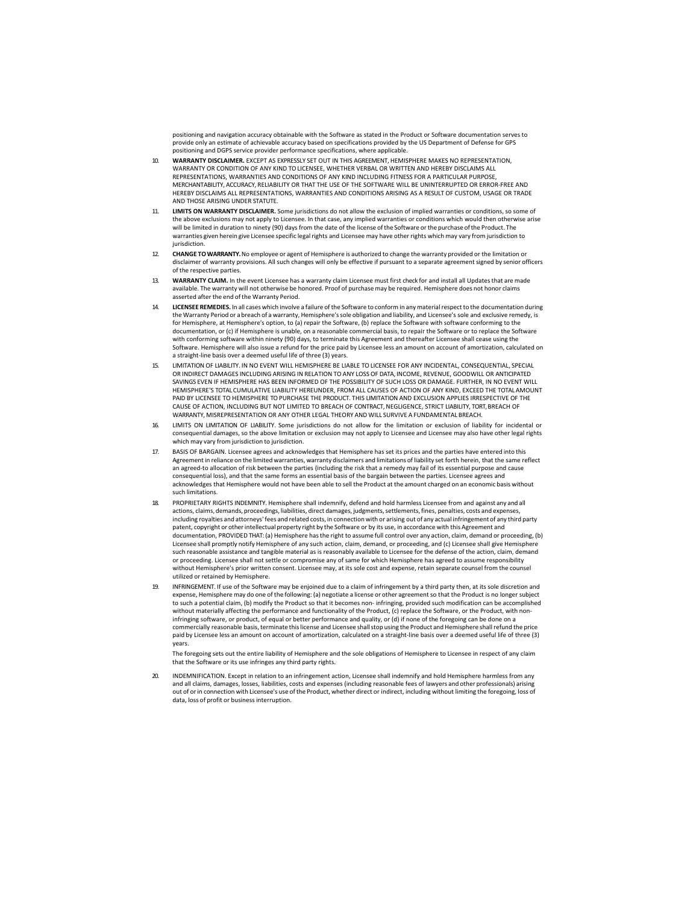positioning and navigation accuracy obtainable with the Software as stated in the Product or Software documentation serves to provide only an estimate of achievable accuracy based on specifications provided by the US Department of Defense for GPS positioning and DGPS service provider performance specifications, where applicable.

10. **WARRANTY DISCLAIMER.** EXCEPT AS EXPRESSLY SET OUT IN THIS AGREEMENT, HEMISPHERE MAKES NO REPRESENTATION, WARRANTY OR CONDITION OF ANY KIND TO LICENSEE, WHETHER VERBAL OR WRITTEN AND HEREBY DISCLAIMS ALL REPRESENTATIONS, WARRANTIES AND CONDITIONS OF ANY KIND INCLUDING FITNESS FOR A PARTICULAR PURPOSE, MERCHANTABILITY, ACCURACY, RELIABILITY OR THAT THE USE OF THE SOFTWARE WILL BE UNINTERRUPTED OR ERROR-FREE AND HEREBY DISCLAIMS ALL REPRESENTATIONS, WARRANTIES AND CONDITIONS ARISING AS A RESULT OF CUSTOM, USAGE OR TRADE AND THOSE ARISING UNDER STATUTE.

11. **LIMITS ON WARRANTY DISCLAIMER.** Some jurisdictions do not allow the exclusion of implied warranties or conditions, so some of the above exclusions may not apply to Licensee. In that case, any implied warranties or conditions which would then otherwise arise will be limited in duration to ninety (90) days from the date of the license of the Software or the purchase of the Product. The warranties given herein give Licensee specific legal rights and Licensee may have other rights which may vary from jurisdiction to jurisdiction.

12. **CHANGE TO WARRANTY.** No employee or agent of Hemisphere is authorized to change the warranty provided or the limitation or disclaimer of warranty provisions. All such changes will only be effective if pursuant to a separate agreement signed by senior officers of the respective parties.

13. **WARRANTY CLAIM.** In the event Licensee has a warranty claim Licensee must first check for and install all Updates that are made available. The warranty will not otherwise be honored. Proof of purchase may be required. Hemisphere does not honor claims asserted after the end of the Warranty Period.

14. **LICENSEE REMEDIES.** In all cases which involve a failure of the Software to conform in any material respect to the documentation during the Warranty Period or a breach of a warranty, Hemisphere's sole obligation and liability, and Licensee's sole and exclusive remedy, is for Hemisphere, at Hemisphere's option, to (a) repair the Software, (b) replace the Software with software conforming to the documentation, or (c) if Hemisphere is unable, on a reasonable commercial basis, to repair the Software or to replace the Software with conforming software within ninety (90) days, to terminate this Agreement and thereafter Licensee shall cease using the Software. Hemisphere will also issue a refund for the price paid by Licensee less an amount on account of amortization, calculated on a straight-line basis over a deemed useful life of three (3) years.

15. LIMITATION OF LIABILITY. IN NO EVENT WILL HEMISPHERE BE LIABLE TO LICENSEE FOR ANY INCIDENTAL, CONSEQUENTIAL, SPECIAL OR INDIRECT DAMAGES INCLUDING ARISING IN RELATION TO ANY LOSS OF DATA, INCOME, REVENUE, GOODWILL OR ANTICIPATED SAVINGS EVEN IF HEMISPHERE HAS BEEN INFORMED OF THE POSSIBILITY OF SUCH LOSS OR DAMAGE. FURTHER, IN NO EVENT WILL HEMISPHERE'S TOTAL CUMULATIVE LIABILITY HEREUNDER, FROM ALL CAUSES OF ACTION OF ANY KIND, EXCEED THE TOTAL AMOUNT PAID BY LICENSEE TO HEMISPHERE TO PURCHASE THE PRODUCT. THIS LIMITATION AND EXCLUSION APPLIES IRRESPECTIVE OF THE CAUSE OF ACTION, INCLUDING BUT NOT LIMITED TO BREACH OF CONTRACT, NEGLIGENCE, STRICT LIABILITY, TORT, BREACH OF WARRANTY, MISREPRESENTATION OR ANY OTHER LEGAL THEORY AND WILL SURVIVE A FUNDAMENTAL BREACH.

16. LIMITS ON LIMITATION OF LIABILITY. Some jurisdictions do not allow for the limitation or exclusion of liability for incidental or consequential damages, so the above limitation or exclusion may not apply to Licensee and Licensee may also have other legal rights which may vary from jurisdiction to jurisdiction.

17. BASIS OF BARGAIN. Licensee agrees and acknowledges that Hemisphere has set its prices and the parties have entered into this Agreement in reliance on the limited warranties, warranty disclaimers and limitations of liability set forth herein, that the same reflect an agreed-to allocation of risk between the parties (including the risk that a remedy may fail of its essential purpose and cause consequential loss), and that the same forms an essential basis of the bargain between the parties. Licensee agrees and acknowledges that Hemisphere would not have been able to sell the Product at the amount charged on an economic basis without such limitations.

18. PROPRIETARY RIGHTS INDEMNITY. Hemisphere shall indemnify, defend and hold harmless Licensee from and against any and all actions, claims, demands, proceedings, liabilities, direct damages, judgments, settlements, fines, penalties, costs and expenses, including royalties and attorneys' fees and related costs, in connection with or arising out of any actual infringement of any third party patent, copyright or other intellectual property right by the Software or by its use, in accordance with this Agreement and documentation, PROVIDED THAT: (a) Hemisphere has the right to assume full control over any action, claim, demand or proceeding, (b) Licensee shall promptly notify Hemisphere of any such action, claim, demand, or proceeding, and (c) Licensee shall give Hemisphere such reasonable assistance and tangible material as is reasonably available to Licensee for the defense of the action, claim, demand or proceeding. Licensee shall not settle or compromise any of same for which Hemisphere has agreed to assume responsibility without Hemisphere's prior written consent. Licensee may, at its sole cost and expense, retain separate counsel from the counsel utilized or retained by Hemisphere.

19. INFRINGEMENT. If use of the Software may be enjoined due to a claim of infringement by a third party then, at its sole discretion and expense, Hemisphere may do one of the following: (a) negotiate a license or other agreement so that the Product is no longer subject to such a potential claim, (b) modify the Product so that it becomes non- infringing, provided such modification can be accomplished without materially affecting the performance and functionality of the Product, (c) replace the Software, or the Product, with non-infringing software, or product, of equal or better performance and quality, or (d) if none of the foregoing can be done on a commercially reasonable basis, terminate this license and Licensee shall stop using the Product and Hemisphere shall refund the price paid by Licensee less an amount on account of amortization, calculated on a straight-line basis over a deemed useful life of three (3) years.

    The foregoing sets out the entire liability of Hemisphere and the sole obligations of Hemisphere to Licensee in respect of any claim that the Software or its use infringes any third party rights.

20. INDEMNIFICATION. Except in relation to an infringement action, Licensee shall indemnify and hold Hemisphere harmless from any and all claims, damages, losses, liabilities, costs and expenses (including reasonable fees of lawyers and other professionals) arising out of or in connection with Licensee's use of the Product, whether direct or indirect, including without limiting the foregoing, loss of data, loss of profit or business interruption.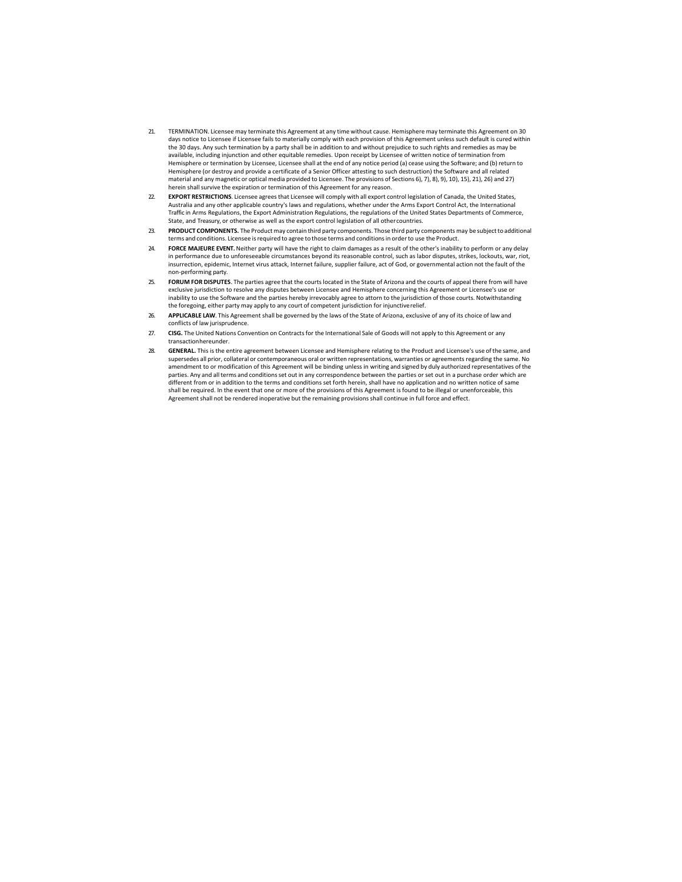21. TERMINATION. Licensee may terminate this Agreement at any time without cause. Hemisphere may terminate this Agreement on 30 days notice to Licensee if Licensee fails to materially comply with each provision of this Agreement unless such default is cured within the 30 days. Any such termination by a party shall be in addition to and without prejudice to such rights and remedies as may be available, including injunction and other equitable remedies. Upon receipt by Licensee of written notice of termination from Hemisphere or termination by Licensee, Licensee shall at the end of any notice period (a) cease using the Software; and (b) return to Hemisphere (or destroy and provide a certificate of a Senior Officer attesting to such destruction) the Software and all related material and any magnetic or optical media provided to Licensee. The provisions of Sections 6), 7), 8), 9), 10), 15), 21), 26) and 27) herein shall survive the expiration or termination of this Agreement for any reason.

22. **EXPORT RESTRICTIONS**. Licensee agrees that Licensee will comply with all export control legislation of Canada, the United States, Australia and any other applicable country's laws and regulations, whether under the Arms Export Control Act, the International Traffic in Arms Regulations, the Export Administration Regulations, the regulations of the United States Departments of Commerce, State, and Treasury, or otherwise as well as the export control legislation of all other countries.

23. **PRODUCT COMPONENTS.** The Product may contain third party components. Those third party components may be subject to additional terms and conditions. Licensee is required to agree to those terms and conditions in order to use the Product.

24. **FORCE MAJEURE EVENT.** Neither party will have the right to claim damages as a result of the other's inability to perform or any delay in performance due to unforeseeable circumstances beyond its reasonable control, such as labor disputes, strikes, lockouts, war, riot, insurrection, epidemic, Internet virus attack, Internet failure, supplier failure, act of God, or governmental action not the fault of the non-performing party.

25. **FORUM FOR DISPUTES**. The parties agree that the courts located in the State of Arizona and the courts of appeal there from will have exclusive jurisdiction to resolve any disputes between Licensee and Hemisphere concerning this Agreement or Licensee's use or inability to use the Software and the parties hereby irrevocably agree to attorn to the jurisdiction of those courts. Notwithstanding the foregoing, either party may apply to any court of competent jurisdiction for injunctive relief.

26. **APPLICABLE LAW**. This Agreement shall be governed by the laws of the State of Arizona, exclusive of any of its choice of law and conflicts of law jurisprudence.

27. **CISG.** The United Nations Convention on Contracts for the International Sale of Goods will not apply to this Agreement or any transaction hereunder.

28. **GENERAL.** This is the entire agreement between Licensee and Hemisphere relating to the Product and Licensee's use of the same, and supersedes all prior, collateral or contemporaneous oral or written representations, warranties or agreements regarding the same. No amendment to or modification of this Agreement will be binding unless in writing and signed by duly authorized representatives of the parties. Any and all terms and conditions set out in any correspondence between the parties or set out in a purchase order which are different from or in addition to the terms and conditions set forth herein, shall have no application and no written notice of same shall be required. In the event that one or more of the provisions of this Agreement is found to be illegal or unenforceable, this Agreement shall not be rendered inoperative but the remaining provisions shall continue in full force and effect.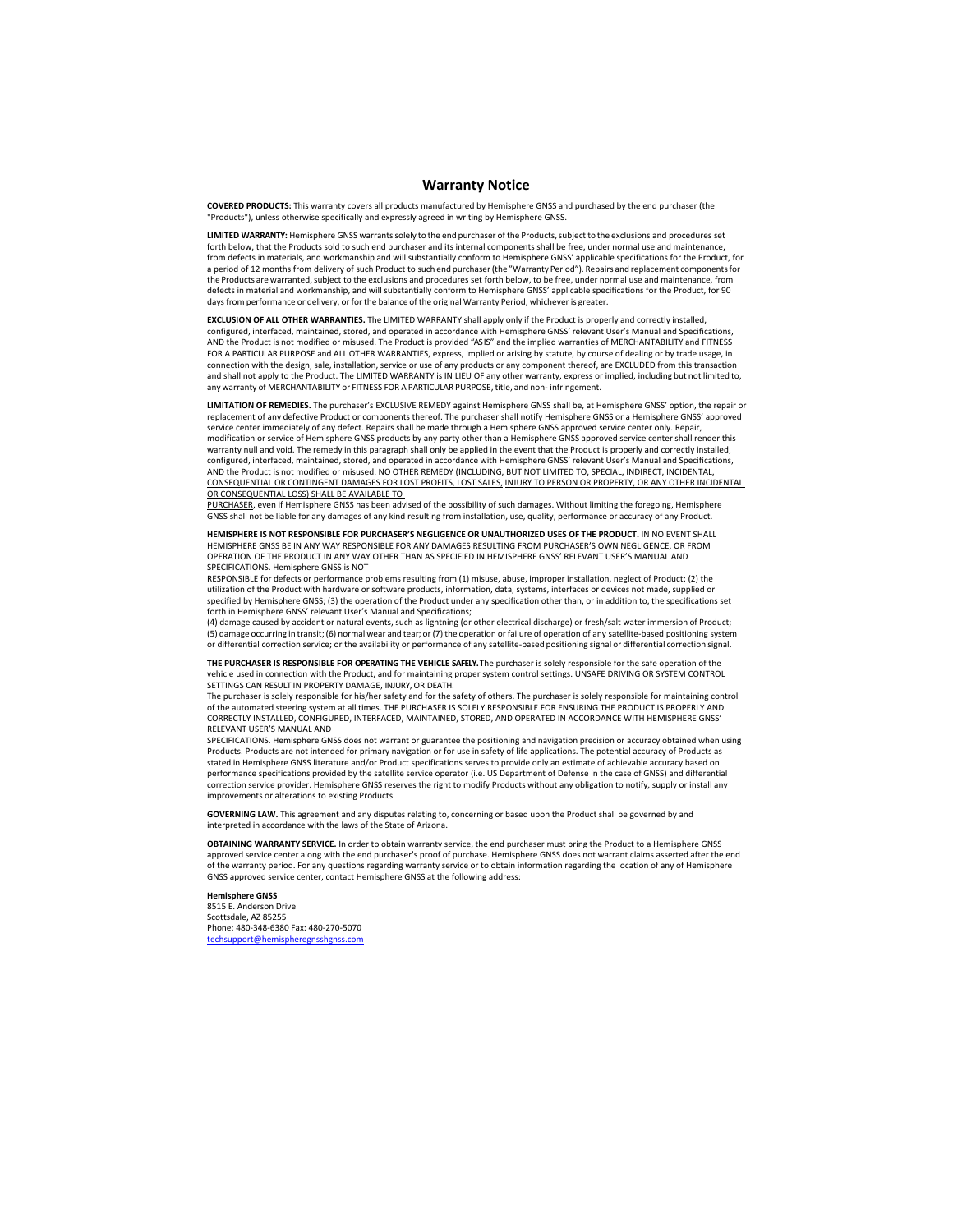## Warranty Notice

**COVERED PRODUCTS:** This warranty covers all products manufactured by Hemisphere GNSS and purchased by the end purchaser (the "Products"), unless otherwise specifically and expressly agreed in writing by Hemisphere GNSS.

**LIMITED WARRANTY:** Hemisphere GNSS warrants solely to the end purchaser of the Products, subject to the exclusions and procedures set forth below, that the Products sold to such end purchaser and its internal components shall be free, under normal use and maintenance, from defects in materials, and workmanship and will substantially conform to Hemisphere GNSS' applicable specifications for the Product, for a period of 12 months from delivery of such Product to such end purchaser (the "Warranty Period"). Repairs and replacement components for the Products are warranted, subject to the exclusions and procedures set forth below, to be free, under normal use and maintenance, from defects in material and workmanship, and will substantially conform to Hemisphere GNSS' applicable specifications for the Product, for 90 days from performance or delivery, or for the balance of the original Warranty Period, whichever is greater.

**EXCLUSION OF ALL OTHER WARRANTIES.** The LIMITED WARRANTY shall apply only if the Product is properly and correctly installed, configured, interfaced, maintained, stored, and operated in accordance with Hemisphere GNSS' relevant User's Manual and Specifications, AND the Product is not modified or misused. The Product is provided "AS IS" and the implied warranties of MERCHANTABILITY and FITNESS FOR A PARTICULAR PURPOSE and ALL OTHER WARRANTIES, express, implied or arising by statute, by course of dealing or by trade usage, in connection with the design, sale, installation, service or use of any products or any component thereof, are EXCLUDED from this transaction and shall not apply to the Product. The LIMITED WARRANTY is IN LIEU OF any other warranty, express or implied, including but not limited to, any warranty of MERCHANTABILITY or FITNESS FOR A PARTICULAR PURPOSE, title, and non- infringement.

**LIMITATION OF REMEDIES.** The purchaser's EXCLUSIVE REMEDY against Hemisphere GNSS shall be, at Hemisphere GNSS' option, the repair or replacement of any defective Product or components thereof. The purchaser shall notify Hemisphere GNSS or a Hemisphere GNSS' approved service center immediately of any defect. Repairs shall be made through a Hemisphere GNSS approved service center only. Repair, modification or service of Hemisphere GNSS products by any party other than a Hemisphere GNSS approved service center shall render this warranty null and void. The remedy in this paragraph shall only be applied in the event that the Product is properly and correctly installed, configured, interfaced, maintained, stored, and operated in accordance with Hemisphere GNSS' relevant User's Manual and Specifications, AND the Product is not modified or misused. NO OTHER REMEDY (INCLUDING, BUT NOT LIMITED TO, SPECIAL, INDIRECT, INCIDENTAL, CONSEQUENTIAL OR CONTINGENT DAMAGES FOR LOST PROFITS, LOST SALES, INJURY TO PERSON OR PROPERTY, OR ANY OTHER INCIDENTAL OR CONSEQUENTIAL LOSS) SHALL BE AVAILABLE TO PURCHASER, even if Hemisphere GNSS has been advised of the possibility of such damages. Without limiting the foregoing, Hemisphere GNSS shall not be liable for any damages of any kind resulting from installation, use, quality, performance or accuracy of any Product.

**HEMISPHERE IS NOT RESPONSIBLE FOR PURCHASER'S NEGLIGENCE OR UNAUTHORIZED USES OF THE PRODUCT.** IN NO EVENT SHALL HEMISPHERE GNSS BE IN ANY WAY RESPONSIBLE FOR ANY DAMAGES RESULTING FROM PURCHASER'S OWN NEGLIGENCE, OR FROM OPERATION OF THE PRODUCT IN ANY WAY OTHER THAN AS SPECIFIED IN HEMISPHERE GNSS' RELEVANT USER'S MANUAL AND SPECIFICATIONS. Hemisphere GNSS is NOT RESPONSIBLE for defects or performance problems resulting from (1) misuse, abuse, improper installation, neglect of Product; (2) the utilization of the Product with hardware or software products, information, data, systems, interfaces or devices not made, supplied or specified by Hemisphere GNSS; (3) the operation of the Product under any specification other than, or in addition to, the specifications set forth in Hemisphere GNSS' relevant User's Manual and Specifications;
(4) damage caused by accident or natural events, such as lightning (or other electrical discharge) or fresh/salt water immersion of Product; (5) damage occurring in transit; (6) normal wear and tear; or (7) the operation or failure of operation of any satellite-based positioning system or differential correction service; or the availability or performance of any satellite-based positioning signal or differential correction signal.

**THE PURCHASER IS RESPONSIBLE FOR OPERATING THE VEHICLE SAFELY.** The purchaser is solely responsible for the safe operation of the vehicle used in connection with the Product, and for maintaining proper system control settings. UNSAFE DRIVING OR SYSTEM CONTROL SETTINGS CAN RESULT IN PROPERTY DAMAGE, INJURY, OR DEATH.
The purchaser is solely responsible for his/her safety and for the safety of others. The purchaser is solely responsible for maintaining control of the automated steering system at all times. THE PURCHASER IS SOLELY RESPONSIBLE FOR ENSURING THE PRODUCT IS PROPERLY AND CORRECTLY INSTALLED, CONFIGURED, INTERFACED, MAINTAINED, STORED, AND OPERATED IN ACCORDANCE WITH HEMISPHERE GNSS' RELEVANT USER'S MANUAL AND SPECIFICATIONS. Hemisphere GNSS does not warrant or guarantee the positioning and navigation precision or accuracy obtained when using Products. Products are not intended for primary navigation or for use in safety of life applications. The potential accuracy of Products as stated in Hemisphere GNSS literature and/or Product specifications serves to provide only an estimate of achievable accuracy based on performance specifications provided by the satellite service operator (i.e. US Department of Defense in the case of GNSS) and differential correction service provider. Hemisphere GNSS reserves the right to modify Products without any obligation to notify, supply or install any improvements or alterations to existing Products.

**GOVERNING LAW.** This agreement and any disputes relating to, concerning or based upon the Product shall be governed by and interpreted in accordance with the laws of the State of Arizona.

**OBTAINING WARRANTY SERVICE.** In order to obtain warranty service, the end purchaser must bring the Product to a Hemisphere GNSS approved service center along with the end purchaser's proof of purchase. Hemisphere GNSS does not warrant claims asserted after the end of the warranty period. For any questions regarding warranty service or to obtain information regarding the location of any of Hemisphere GNSS approved service center, contact Hemisphere GNSS at the following address:

**Hemisphere GNSS**
8515 E. Anderson Drive
Scottsdale, AZ 85255
Phone: 480-348-6380 Fax: 480-270-5070
techsupport@hemispheregnsshgnss.com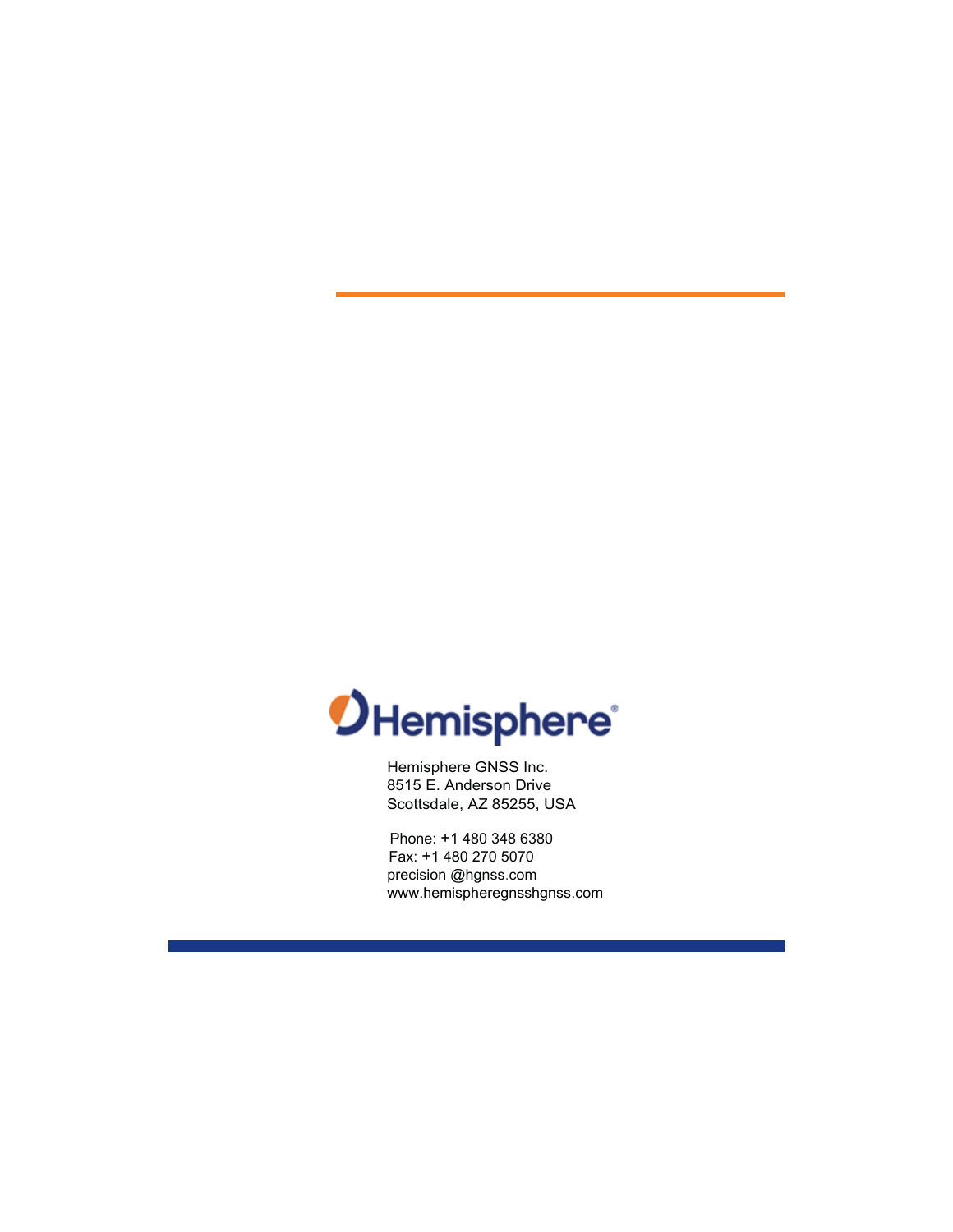Hemisphere

Hemisphere GNSS Inc.
8515 E. Anderson Drive
Scottsdale, AZ 85255, USA

Phone: +1 480 348 6380
Fax: +1 480 270 5070
precision @hgnss.com
www.hemispheregnsshgnss.com